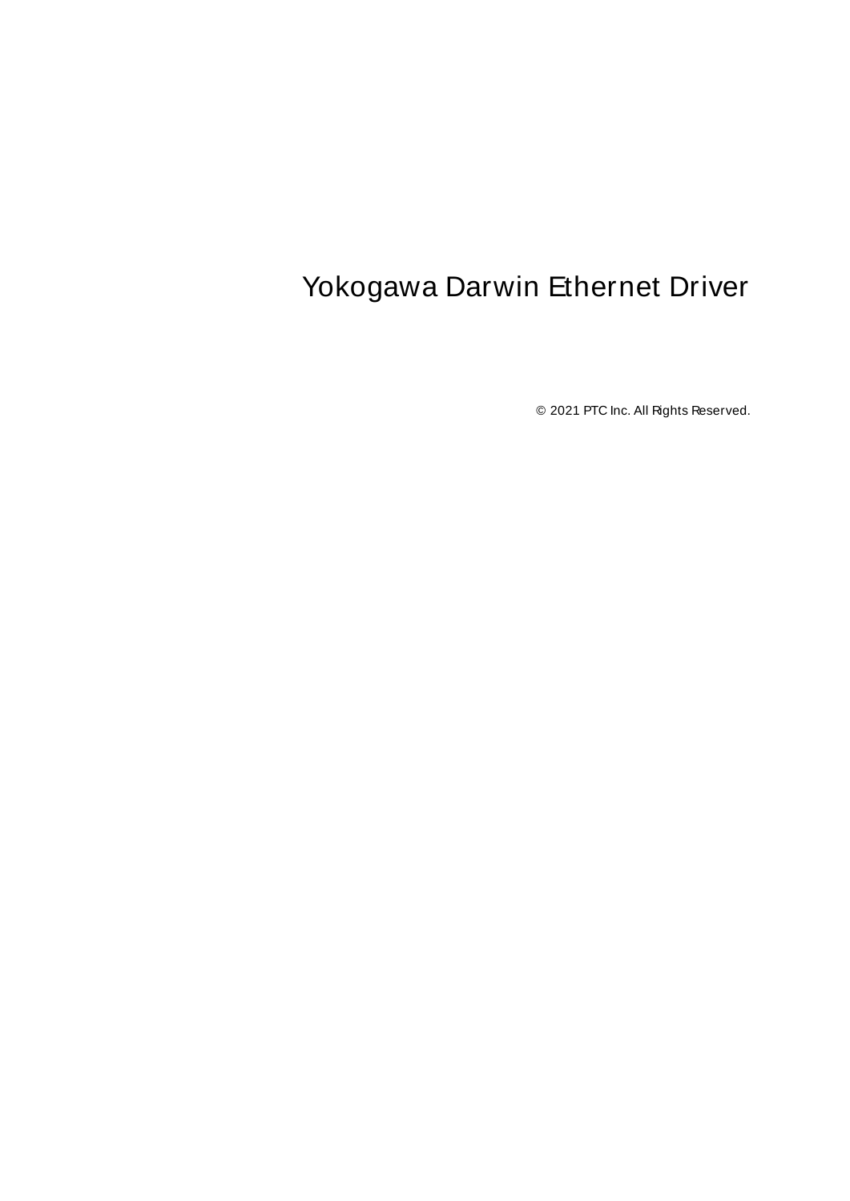# Yokogawa Darwin Ethernet Driver

© 2021 PTC Inc. All Rights Reserved.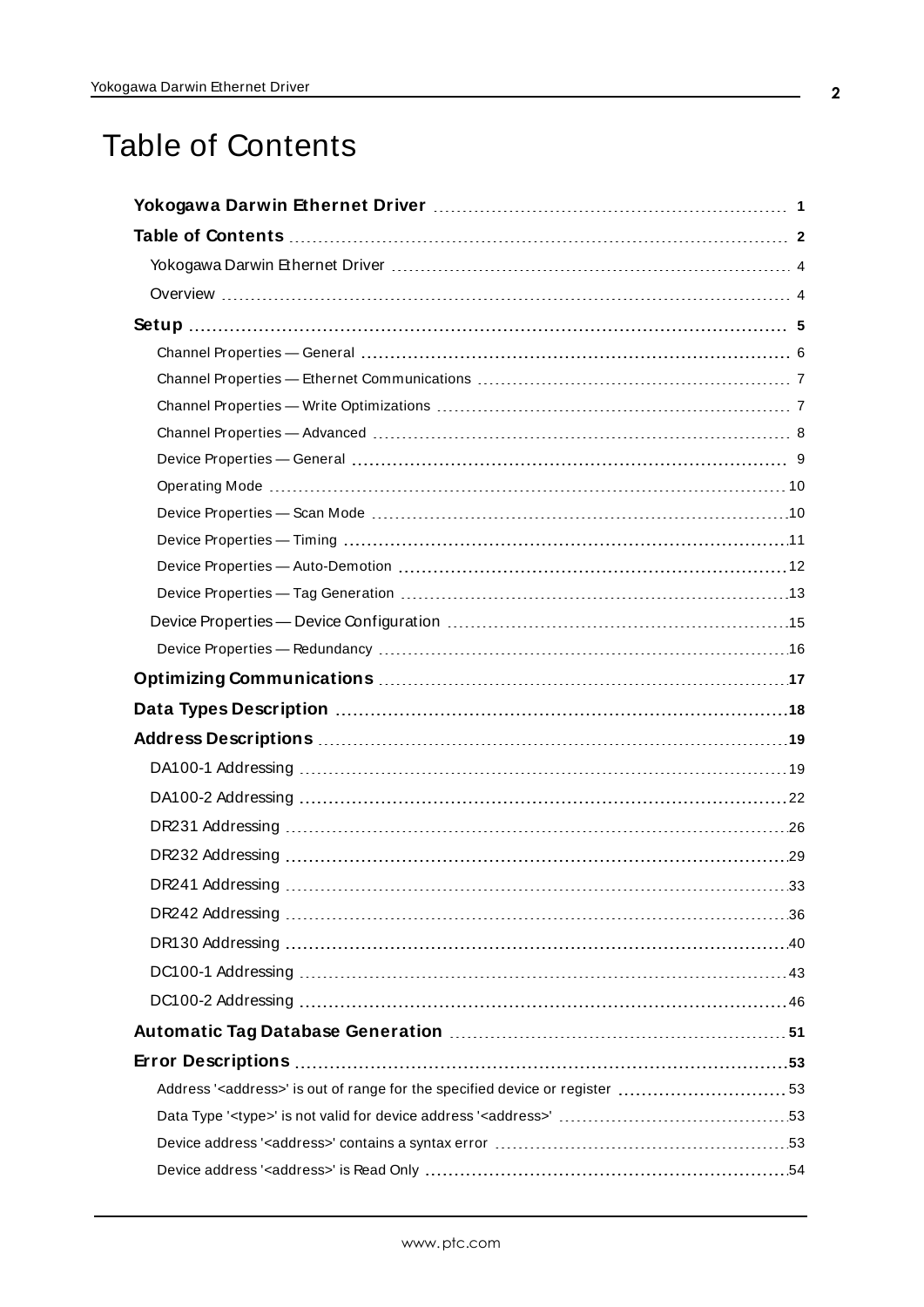# Table of Contents

**Yokogawa Darwin Ethernet Driver** 1

**Table of Contents** 2

- Yokogawa Darwin Ethernet Driver 4
- Overview 4

**Setup** 5

- Channel Properties — General 6
- Channel Properties — Ethernet Communications 7
- Channel Properties — Write Optimizations 7
- Channel Properties — Advanced 8
- Device Properties — General 9
- Operating Mode 10
- Device Properties — Scan Mode 10
- Device Properties — Timing 11
- Device Properties — Auto-Demotion 12
- Device Properties — Tag Generation 13
- Device Properties — Device Configuration 15
- Device Properties — Redundancy 16

**Optimizing Communications** 17

**Data Types Description** 18

**Address Descriptions** 19

- DA100-1 Addressing 19
- DA100-2 Addressing 22
- DR231 Addressing 26
- DR232 Addressing 29
- DR241 Addressing 33
- DR242 Addressing 36
- DR130 Addressing 40
- DC100-1 Addressing 43
- DC100-2 Addressing 46

**Automatic Tag Database Generation** 51

**Error Descriptions** 53

- Address '<address>' is out of range for the specified device or register 53
- Data Type '<type>' is not valid for device address '<address>' 53
- Device address '<address>' contains a syntax error 53
- Device address '<address>' is Read Only 54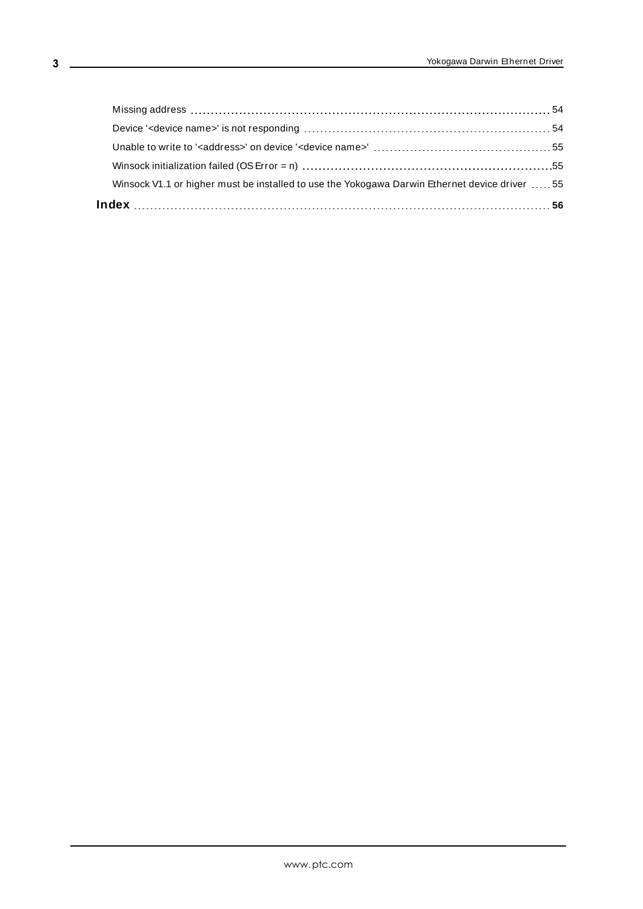Missing address ........................................................................................ 54

Device '<device name>' is not responding ........................................................ 54

Unable to write to '<address>' on device '<device name>' ........................................ 55

Winsock initialization failed (OS Error = n) ....................................................... 55

Winsock V1.1 or higher must be installed to use the Yokogawa Darwin Ethernet device driver ..... 55

**Index** ........................................................................................................ **56**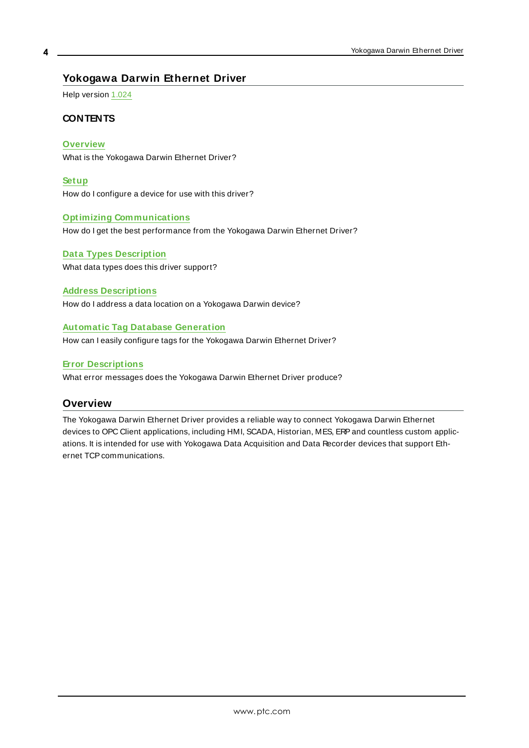# Yokogawa Darwin Ethernet Driver

Help version 1.024

### CONTENTS

**Overview**
What is the Yokogawa Darwin Ethernet Driver?

**Setup**
How do I configure a device for use with this driver?

**Optimizing Communications**
How do I get the best performance from the Yokogawa Darwin Ethernet Driver?

**Data Types Description**
What data types does this driver support?

**Address Descriptions**
How do I address a data location on a Yokogawa Darwin device?

**Automatic Tag Database Generation**
How can I easily configure tags for the Yokogawa Darwin Ethernet Driver?

**Error Descriptions**
What error messages does the Yokogawa Darwin Ethernet Driver produce?

## Overview

The Yokogawa Darwin Ethernet Driver provides a reliable way to connect Yokogawa Darwin Ethernet devices to OPC Client applications, including HMI, SCADA, Historian, MES, ERP and countless custom applications. It is intended for use with Yokogawa Data Acquisition and Data Recorder devices that support Ethernet TCP communications.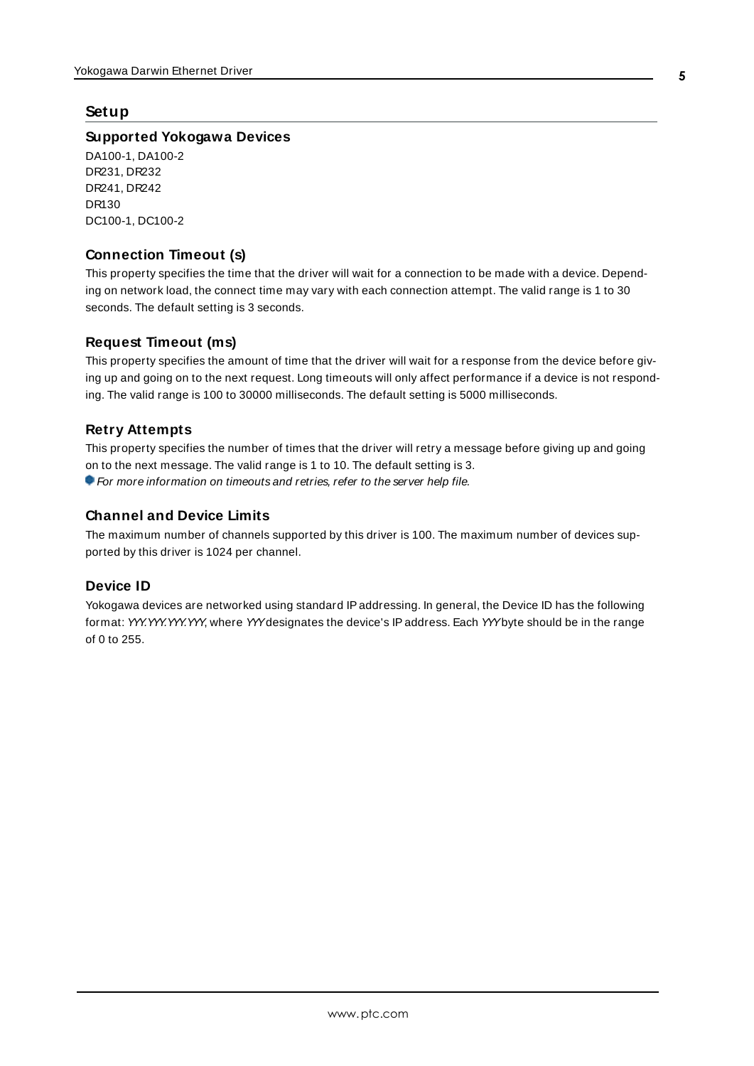# Setup

## Supported Yokogawa Devices

DA100-1, DA100-2
DR231, DR232
DR241, DR242
DR130
DC100-1, DC100-2

## Connection Timeout (s)

This property specifies the time that the driver will wait for a connection to be made with a device. Depending on network load, the connect time may vary with each connection attempt. The valid range is 1 to 30 seconds. The default setting is 3 seconds.

## Request Timeout (ms)

This property specifies the amount of time that the driver will wait for a response from the device before giving up and going on to the next request. Long timeouts will only affect performance if a device is not responding. The valid range is 100 to 30000 milliseconds. The default setting is 5000 milliseconds.

## Retry Attempts

This property specifies the number of times that the driver will retry a message before giving up and going on to the next message. The valid range is 1 to 10. The default setting is 3.

*For more information on timeouts and retries, refer to the server help file.*

## Channel and Device Limits

The maximum number of channels supported by this driver is 100. The maximum number of devices supported by this driver is 1024 per channel.

## Device ID

Yokogawa devices are networked using standard IP addressing. In general, the Device ID has the following format: *YYY.YYY.YYY.YYY*, where *YYY* designates the device's IP address. Each *YYY* byte should be in the range of 0 to 255.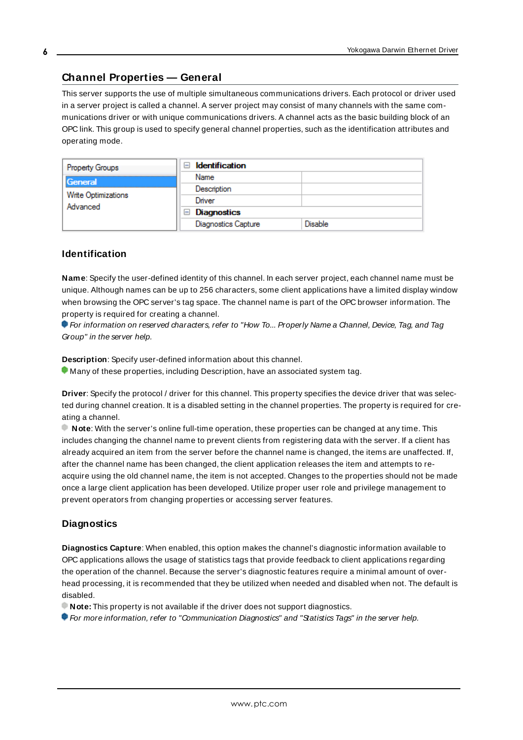## Channel Properties — General

This server supports the use of multiple simultaneous communications drivers. Each protocol or driver used in a server project is called a channel. A server project may consist of many channels with the same communications driver or with unique communications drivers. A channel acts as the basic building block of an OPC link. This group is used to specify general channel properties, such as the identification attributes and operating mode.

| Property Groups | Identification | |
|---|---|---|
| General | Name | |
| Write Optimizations | Description | |
| Advanced | Driver | |
| | Diagnostics | |
| | Diagnostics Capture | Disable |

### Identification

**Name**: Specify the user-defined identity of this channel. In each server project, each channel name must be unique. Although names can be up to 256 characters, some client applications have a limited display window when browsing the OPC server's tag space. The channel name is part of the OPC browser information. The property is required for creating a channel.

*For information on reserved characters, refer to "How To... Properly Name a Channel, Device, Tag, and Tag Group" in the server help.*

**Description**: Specify user-defined information about this channel.

Many of these properties, including Description, have an associated system tag.

**Driver**: Specify the protocol / driver for this channel. This property specifies the device driver that was selected during channel creation. It is a disabled setting in the channel properties. The property is required for creating a channel.

**Note**: With the server's online full-time operation, these properties can be changed at any time. This includes changing the channel name to prevent clients from registering data with the server. If a client has already acquired an item from the server before the channel name is changed, the items are unaffected. If, after the channel name has been changed, the client application releases the item and attempts to re-acquire using the old channel name, the item is not accepted. Changes to the properties should not be made once a large client application has been developed. Utilize proper user role and privilege management to prevent operators from changing properties or accessing server features.

### Diagnostics

**Diagnostics Capture**: When enabled, this option makes the channel's diagnostic information available to OPC applications allows the usage of statistics tags that provide feedback to client applications regarding the operation of the channel. Because the server's diagnostic features require a minimal amount of overhead processing, it is recommended that they be utilized when needed and disabled when not. The default is disabled.

**Note:** This property is not available if the driver does not support diagnostics.

*For more information, refer to "Communication Diagnostics" and "Statistics Tags" in the server help.*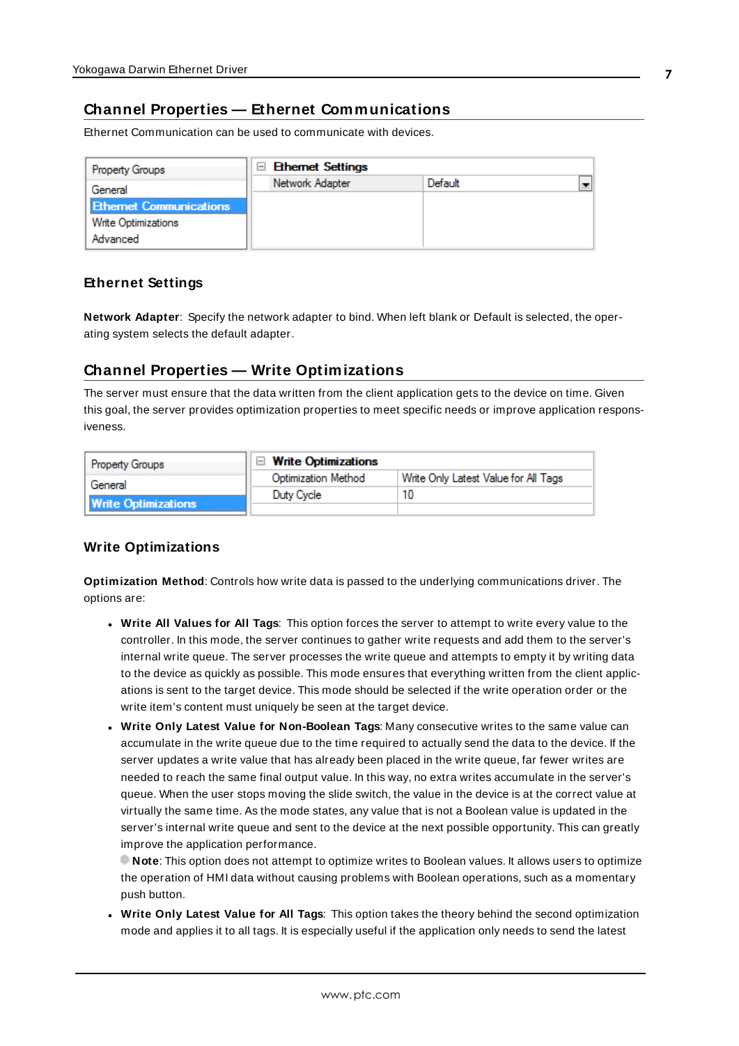## Channel Properties — Ethernet Communications

Ethernet Communication can be used to communicate with devices.

| Property Groups | Ethernet Settings | |
|---|---|---|
| General | Network Adapter | Default |
| Ethernet Communications | | |
| Write Optimizations | | |
| Advanced | | |

### Ethernet Settings

**Network Adapter**: Specify the network adapter to bind. When left blank or Default is selected, the operating system selects the default adapter.

## Channel Properties — Write Optimizations

The server must ensure that the data written from the client application gets to the device on time. Given this goal, the server provides optimization properties to meet specific needs or improve application responsiveness.

| Property Groups | Write Optimizations | |
|---|---|---|
| General | Optimization Method | Write Only Latest Value for All Tags |
| Write Optimizations | Duty Cycle | 10 |

### Write Optimizations

**Optimization Method**: Controls how write data is passed to the underlying communications driver. The options are:

- **Write All Values for All Tags**: This option forces the server to attempt to write every value to the controller. In this mode, the server continues to gather write requests and add them to the server's internal write queue. The server processes the write queue and attempts to empty it by writing data to the device as quickly as possible. This mode ensures that everything written from the client applications is sent to the target device. This mode should be selected if the write operation order or the write item's content must uniquely be seen at the target device.
- **Write Only Latest Value for Non-Boolean Tags**: Many consecutive writes to the same value can accumulate in the write queue due to the time required to actually send the data to the device. If the server updates a write value that has already been placed in the write queue, far fewer writes are needed to reach the same final output value. In this way, no extra writes accumulate in the server's queue. When the user stops moving the slide switch, the value in the device is at the correct value at virtually the same time. As the mode states, any value that is not a Boolean value is updated in the server's internal write queue and sent to the device at the next possible opportunity. This can greatly improve the application performance.

  **Note**: This option does not attempt to optimize writes to Boolean values. It allows users to optimize the operation of HMI data without causing problems with Boolean operations, such as a momentary push button.
- **Write Only Latest Value for All Tags**: This option takes the theory behind the second optimization mode and applies it to all tags. It is especially useful if the application only needs to send the latest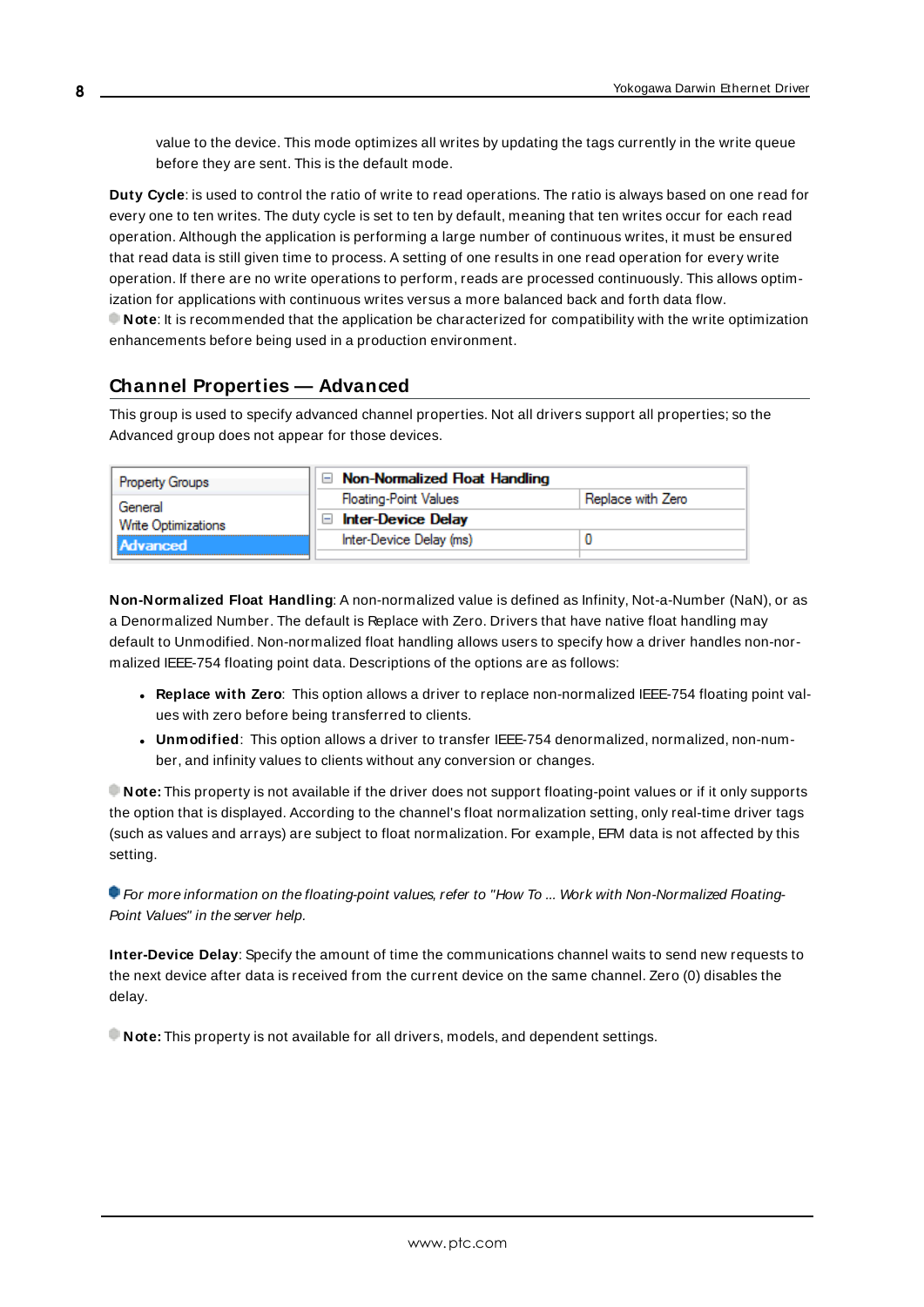value to the device. This mode optimizes all writes by updating the tags currently in the write queue before they are sent. This is the default mode.

**Duty Cycle**: is used to control the ratio of write to read operations. The ratio is always based on one read for every one to ten writes. The duty cycle is set to ten by default, meaning that ten writes occur for each read operation. Although the application is performing a large number of continuous writes, it must be ensured that read data is still given time to process. A setting of one results in one read operation for every write operation. If there are no write operations to perform, reads are processed continuously. This allows optimization for applications with continuous writes versus a more balanced back and forth data flow.

**Note**: It is recommended that the application be characterized for compatibility with the write optimization enhancements before being used in a production environment.

## Channel Properties — Advanced

This group is used to specify advanced channel properties. Not all drivers support all properties; so the Advanced group does not appear for those devices.

| Property Groups | | |
|---|---|---|
| General | **Non-Normalized Float Handling** | |
| Write Optimizations | Floating-Point Values | Replace with Zero |
| **Advanced** | **Inter-Device Delay** | |
| | Inter-Device Delay (ms) | 0 |

**Non-Normalized Float Handling**: A non-normalized value is defined as Infinity, Not-a-Number (NaN), or as a Denormalized Number. The default is Replace with Zero. Drivers that have native float handling may default to Unmodified. Non-normalized float handling allows users to specify how a driver handles non-normalized IEEE-754 floating point data. Descriptions of the options are as follows:

- **Replace with Zero**: This option allows a driver to replace non-normalized IEEE-754 floating point values with zero before being transferred to clients.
- **Unmodified**: This option allows a driver to transfer IEEE-754 denormalized, normalized, non-number, and infinity values to clients without any conversion or changes.

**Note:** This property is not available if the driver does not support floating-point values or if it only supports the option that is displayed. According to the channel's float normalization setting, only real-time driver tags (such as values and arrays) are subject to float normalization. For example, EFM data is not affected by this setting.

*For more information on the floating-point values, refer to "How To ... Work with Non-Normalized Floating-Point Values" in the server help.*

**Inter-Device Delay**: Specify the amount of time the communications channel waits to send new requests to the next device after data is received from the current device on the same channel. Zero (0) disables the delay.

**Note:** This property is not available for all drivers, models, and dependent settings.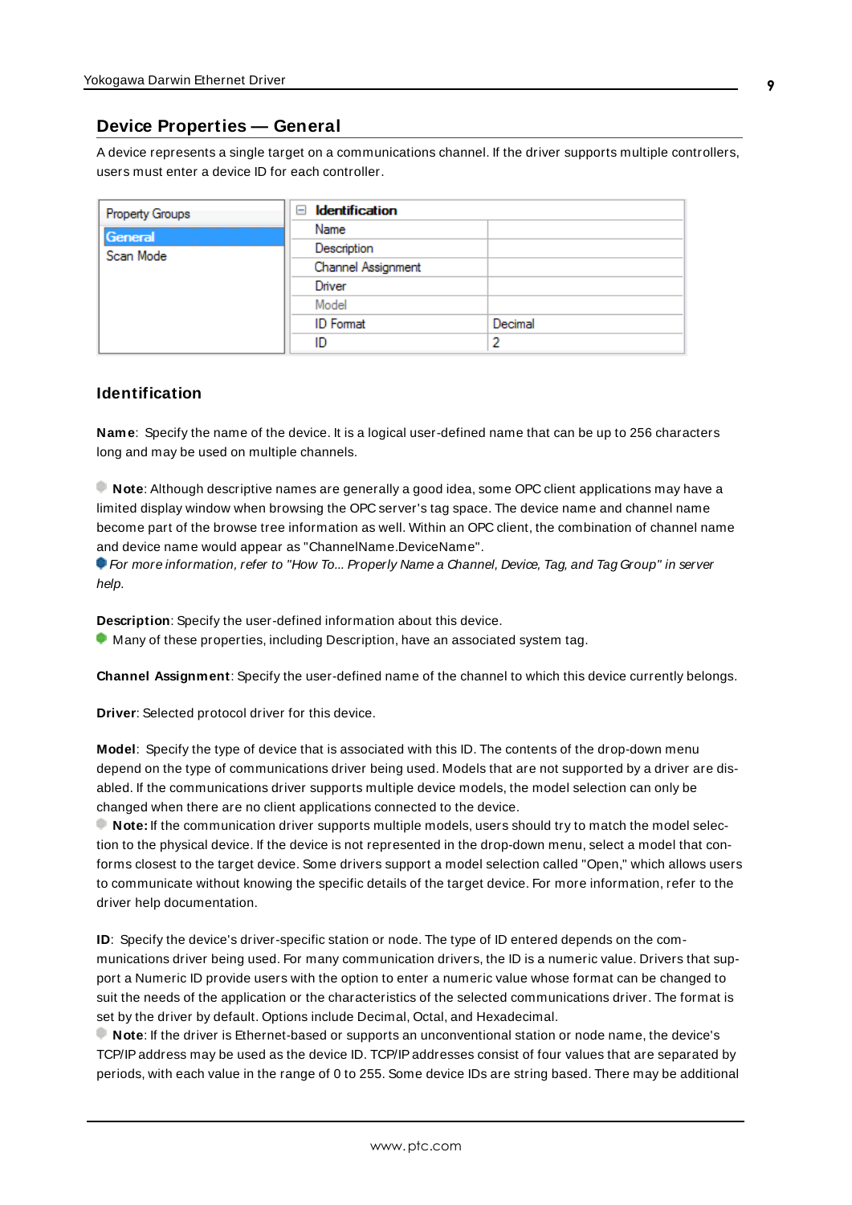## Device Properties — General

A device represents a single target on a communications channel. If the driver supports multiple controllers, users must enter a device ID for each controller.

| Property Groups | Identification | |
|---|---|---|
| General | Name | |
| Scan Mode | Description | |
| | Channel Assignment | |
| | Driver | |
| | Model | |
| | ID Format | Decimal |
| | ID | 2 |

### Identification

**Name**: Specify the name of the device. It is a logical user-defined name that can be up to 256 characters long and may be used on multiple channels.

**Note**: Although descriptive names are generally a good idea, some OPC client applications may have a limited display window when browsing the OPC server's tag space. The device name and channel name become part of the browse tree information as well. Within an OPC client, the combination of channel name and device name would appear as "ChannelName.DeviceName".

*For more information, refer to "How To... Properly Name a Channel, Device, Tag, and Tag Group" in server help.*

**Description**: Specify the user-defined information about this device.

Many of these properties, including Description, have an associated system tag.

**Channel Assignment**: Specify the user-defined name of the channel to which this device currently belongs.

**Driver**: Selected protocol driver for this device.

**Model**: Specify the type of device that is associated with this ID. The contents of the drop-down menu depend on the type of communications driver being used. Models that are not supported by a driver are disabled. If the communications driver supports multiple device models, the model selection can only be changed when there are no client applications connected to the device.

**Note:** If the communication driver supports multiple models, users should try to match the model selection to the physical device. If the device is not represented in the drop-down menu, select a model that conforms closest to the target device. Some drivers support a model selection called "Open," which allows users to communicate without knowing the specific details of the target device. For more information, refer to the driver help documentation.

**ID**: Specify the device's driver-specific station or node. The type of ID entered depends on the communications driver being used. For many communication drivers, the ID is a numeric value. Drivers that support a Numeric ID provide users with the option to enter a numeric value whose format can be changed to suit the needs of the application or the characteristics of the selected communications driver. The format is set by the driver by default. Options include Decimal, Octal, and Hexadecimal.

**Note**: If the driver is Ethernet-based or supports an unconventional station or node name, the device's TCP/IP address may be used as the device ID. TCP/IP addresses consist of four values that are separated by periods, with each value in the range of 0 to 255. Some device IDs are string based. There may be additional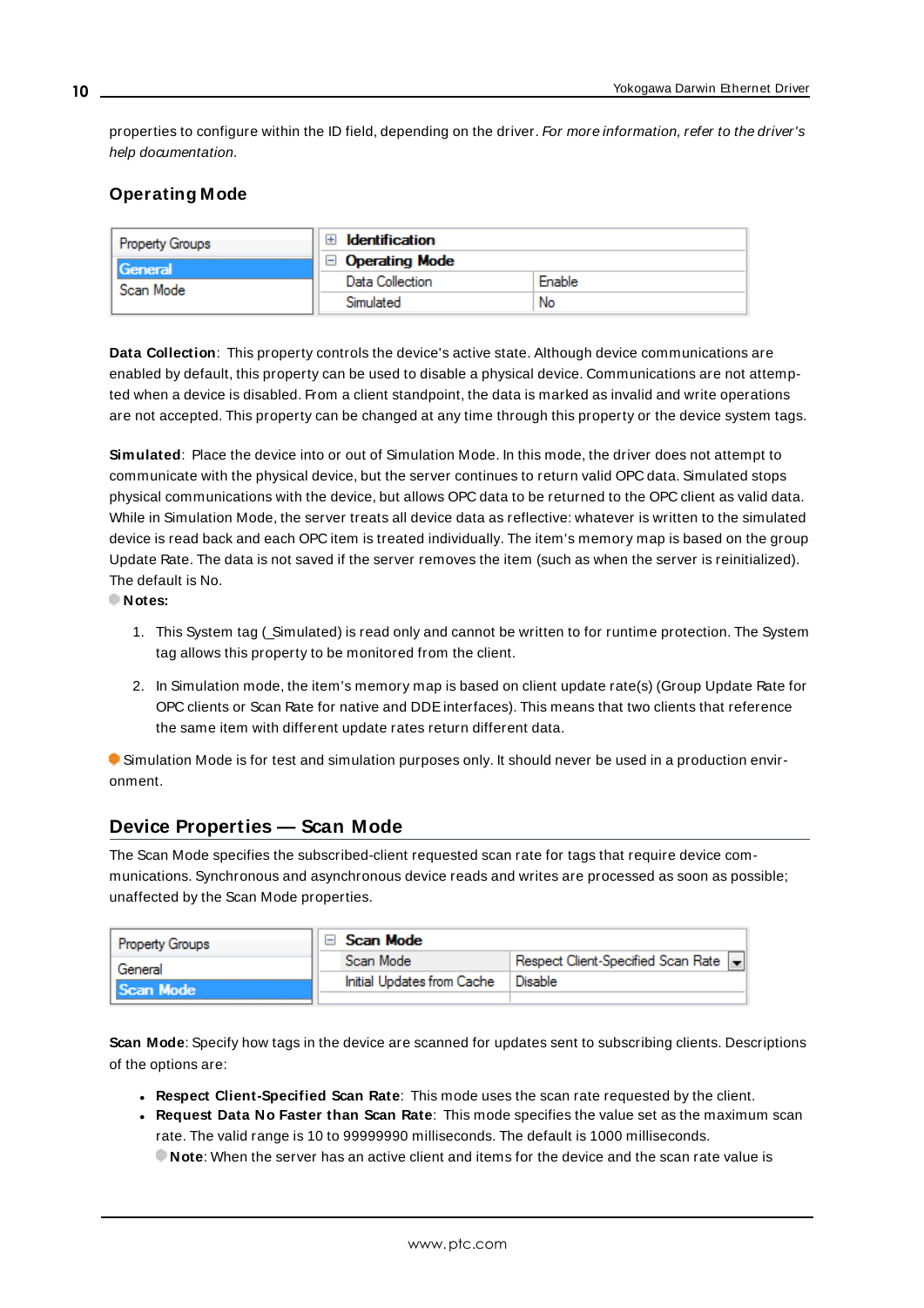properties to configure within the ID field, depending on the driver. *For more information, refer to the driver's help documentation.*

## Operating Mode

| Property Groups | Identification | |
|---|---|---|
| General | Operating Mode | |
| Scan Mode | Data Collection | Enable |
| | Simulated | No |

**Data Collection**: This property controls the device's active state. Although device communications are enabled by default, this property can be used to disable a physical device. Communications are not attempted when a device is disabled. From a client standpoint, the data is marked as invalid and write operations are not accepted. This property can be changed at any time through this property or the device system tags.

**Simulated**: Place the device into or out of Simulation Mode. In this mode, the driver does not attempt to communicate with the physical device, but the server continues to return valid OPC data. Simulated stops physical communications with the device, but allows OPC data to be returned to the OPC client as valid data. While in Simulation Mode, the server treats all device data as reflective: whatever is written to the simulated device is read back and each OPC item is treated individually. The item's memory map is based on the group Update Rate. The data is not saved if the server removes the item (such as when the server is reinitialized). The default is No.

**Notes:**

1. This System tag (_Simulated) is read only and cannot be written to for runtime protection. The System tag allows this property to be monitored from the client.
2. In Simulation mode, the item's memory map is based on client update rate(s) (Group Update Rate for OPC clients or Scan Rate for native and DDE interfaces). This means that two clients that reference the same item with different update rates return different data.

Simulation Mode is for test and simulation purposes only. It should never be used in a production environment.

## Device Properties — Scan Mode

The Scan Mode specifies the subscribed-client requested scan rate for tags that require device communications. Synchronous and asynchronous device reads and writes are processed as soon as possible; unaffected by the Scan Mode properties.

| Property Groups | Scan Mode | |
|---|---|---|
| General | Scan Mode | Respect Client-Specified Scan Rate |
| Scan Mode | Initial Updates from Cache | Disable |

**Scan Mode**: Specify how tags in the device are scanned for updates sent to subscribing clients. Descriptions of the options are:

- **Respect Client-Specified Scan Rate**: This mode uses the scan rate requested by the client.
- **Request Data No Faster than Scan Rate**: This mode specifies the value set as the maximum scan rate. The valid range is 10 to 99999990 milliseconds. The default is 1000 milliseconds.

  **Note**: When the server has an active client and items for the device and the scan rate value is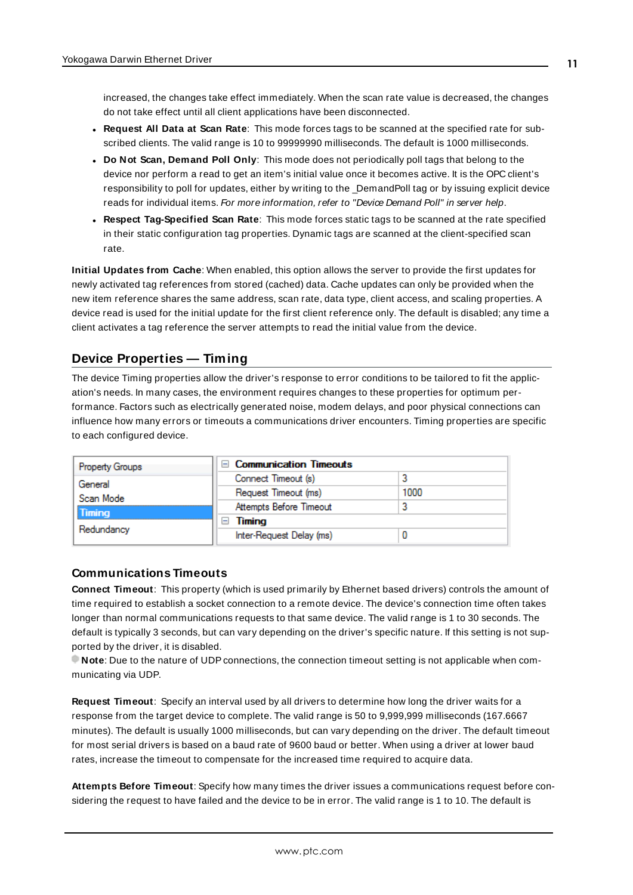increased, the changes take effect immediately. When the scan rate value is decreased, the changes do not take effect until all client applications have been disconnected.

- **Request All Data at Scan Rate**: This mode forces tags to be scanned at the specified rate for subscribed clients. The valid range is 10 to 99999990 milliseconds. The default is 1000 milliseconds.
- **Do Not Scan, Demand Poll Only**: This mode does not periodically poll tags that belong to the device nor perform a read to get an item's initial value once it becomes active. It is the OPC client's responsibility to poll for updates, either by writing to the _DemandPoll tag or by issuing explicit device reads for individual items. *For more information, refer to "Device Demand Poll" in server help*.
- **Respect Tag-Specified Scan Rate**: This mode forces static tags to be scanned at the rate specified in their static configuration tag properties. Dynamic tags are scanned at the client-specified scan rate.

**Initial Updates from Cache**: When enabled, this option allows the server to provide the first updates for newly activated tag references from stored (cached) data. Cache updates can only be provided when the new item reference shares the same address, scan rate, data type, client access, and scaling properties. A device read is used for the initial update for the first client reference only. The default is disabled; any time a client activates a tag reference the server attempts to read the initial value from the device.

## Device Properties — Timing

The device Timing properties allow the driver's response to error conditions to be tailored to fit the application's needs. In many cases, the environment requires changes to these properties for optimum performance. Factors such as electrically generated noise, modem delays, and poor physical connections can influence how many errors or timeouts a communications driver encounters. Timing properties are specific to each configured device.

| Property Groups | Property | Value |
|---|---|---|
| General | **Communication Timeouts** | |
| Scan Mode | Connect Timeout (s) | 3 |
| **Timing** | Request Timeout (ms) | 1000 |
| Redundancy | Attempts Before Timeout | 3 |
| | **Timing** | |
| | Inter-Request Delay (ms) | 0 |

### Communications Timeouts

**Connect Timeout**: This property (which is used primarily by Ethernet based drivers) controls the amount of time required to establish a socket connection to a remote device. The device's connection time often takes longer than normal communications requests to that same device. The valid range is 1 to 30 seconds. The default is typically 3 seconds, but can vary depending on the driver's specific nature. If this setting is not supported by the driver, it is disabled.

**Note**: Due to the nature of UDP connections, the connection timeout setting is not applicable when communicating via UDP.

**Request Timeout**: Specify an interval used by all drivers to determine how long the driver waits for a response from the target device to complete. The valid range is 50 to 9,999,999 milliseconds (167.6667 minutes). The default is usually 1000 milliseconds, but can vary depending on the driver. The default timeout for most serial drivers is based on a baud rate of 9600 baud or better. When using a driver at lower baud rates, increase the timeout to compensate for the increased time required to acquire data.

**Attempts Before Timeout**: Specify how many times the driver issues a communications request before considering the request to have failed and the device to be in error. The valid range is 1 to 10. The default is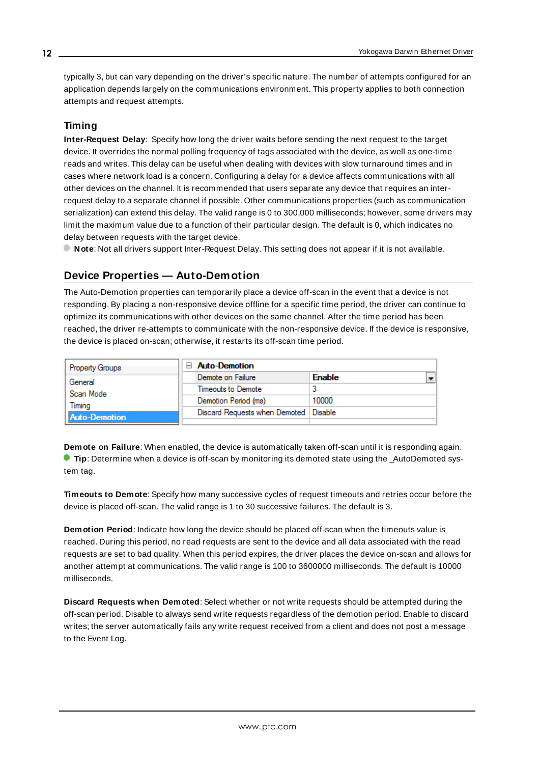typically 3, but can vary depending on the driver's specific nature. The number of attempts configured for an application depends largely on the communications environment. This property applies to both connection attempts and request attempts.

### Timing

**Inter-Request Delay**: Specify how long the driver waits before sending the next request to the target device. It overrides the normal polling frequency of tags associated with the device, as well as one-time reads and writes. This delay can be useful when dealing with devices with slow turnaround times and in cases where network load is a concern. Configuring a delay for a device affects communications with all other devices on the channel. It is recommended that users separate any device that requires an inter-request delay to a separate channel if possible. Other communications properties (such as communication serialization) can extend this delay. The valid range is 0 to 300,000 milliseconds; however, some drivers may limit the maximum value due to a function of their particular design. The default is 0, which indicates no delay between requests with the target device.

**Note**: Not all drivers support Inter-Request Delay. This setting does not appear if it is not available.

## Device Properties — Auto-Demotion

The Auto-Demotion properties can temporarily place a device off-scan in the event that a device is not responding. By placing a non-responsive device offline for a specific time period, the driver can continue to optimize its communications with other devices on the same channel. After the time period has been reached, the driver re-attempts to communicate with the non-responsive device. If the device is responsive, the device is placed on-scan; otherwise, it restarts its off-scan time period.

| Property Groups | Auto-Demotion | |
|---|---|---|
| General | Demote on Failure | Enable |
| Scan Mode | Timeouts to Demote | 3 |
| Timing | Demotion Period (ms) | 10000 |
| Auto-Demotion | Discard Requests when Demoted | Disable |

**Demote on Failure**: When enabled, the device is automatically taken off-scan until it is responding again.

**Tip**: Determine when a device is off-scan by monitoring its demoted state using the _AutoDemoted system tag.

**Timeouts to Demote**: Specify how many successive cycles of request timeouts and retries occur before the device is placed off-scan. The valid range is 1 to 30 successive failures. The default is 3.

**Demotion Period**: Indicate how long the device should be placed off-scan when the timeouts value is reached. During this period, no read requests are sent to the device and all data associated with the read requests are set to bad quality. When this period expires, the driver places the device on-scan and allows for another attempt at communications. The valid range is 100 to 3600000 milliseconds. The default is 10000 milliseconds.

**Discard Requests when Demoted**: Select whether or not write requests should be attempted during the off-scan period. Disable to always send write requests regardless of the demotion period. Enable to discard writes; the server automatically fails any write request received from a client and does not post a message to the Event Log.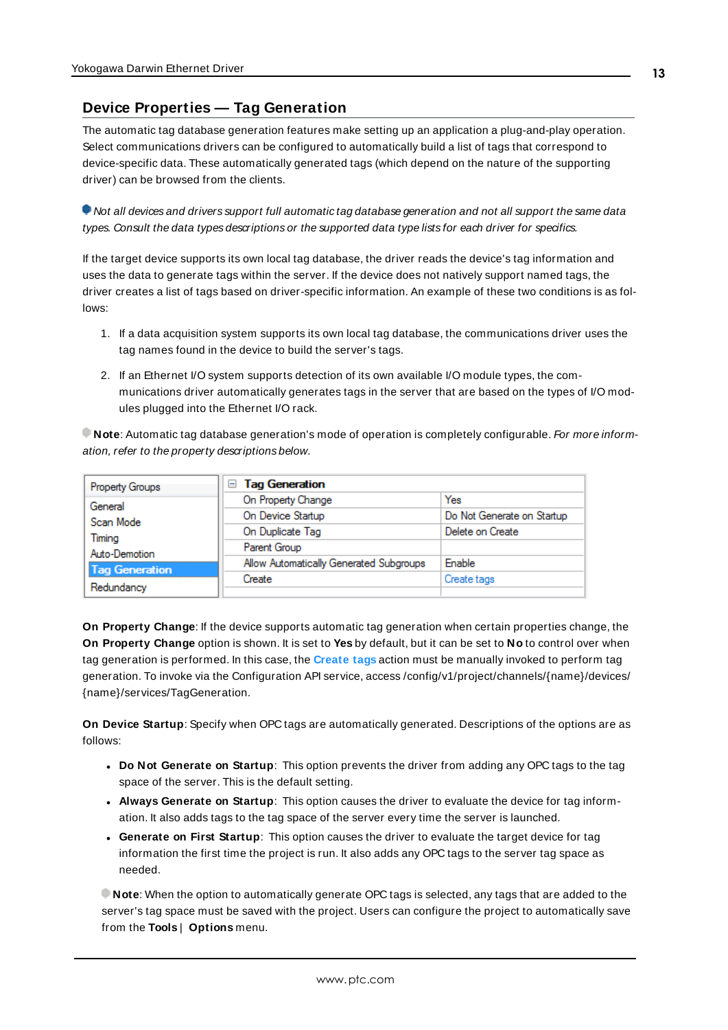## Device Properties — Tag Generation

The automatic tag database generation features make setting up an application a plug-and-play operation. Select communications drivers can be configured to automatically build a list of tags that correspond to device-specific data. These automatically generated tags (which depend on the nature of the supporting driver) can be browsed from the clients.

*Not all devices and drivers support full automatic tag database generation and not all support the same data types. Consult the data types descriptions or the supported data type lists for each driver for specifics.*

If the target device supports its own local tag database, the driver reads the device's tag information and uses the data to generate tags within the server. If the device does not natively support named tags, the driver creates a list of tags based on driver-specific information. An example of these two conditions is as follows:

1. If a data acquisition system supports its own local tag database, the communications driver uses the tag names found in the device to build the server's tags.
2. If an Ethernet I/O system supports detection of its own available I/O module types, the communications driver automatically generates tags in the server that are based on the types of I/O modules plugged into the Ethernet I/O rack.

**Note**: Automatic tag database generation's mode of operation is completely configurable. *For more information, refer to the property descriptions below.*

| Property Groups | Tag Generation | |
|---|---|---|
| General | On Property Change | Yes |
| Scan Mode | On Device Startup | Do Not Generate on Startup |
| Timing | On Duplicate Tag | Delete on Create |
| Auto-Demotion | Parent Group | |
| **Tag Generation** | Allow Automatically Generated Subgroups | Enable |
| Redundancy | Create | Create tags |

**On Property Change**: If the device supports automatic tag generation when certain properties change, the **On Property Change** option is shown. It is set to **Yes** by default, but it can be set to **No** to control over when tag generation is performed. In this case, the **Create tags** action must be manually invoked to perform tag generation. To invoke via the Configuration API service, access /config/v1/project/channels/{name}/devices/{name}/services/TagGeneration.

**On Device Startup**: Specify when OPC tags are automatically generated. Descriptions of the options are as follows:

- **Do Not Generate on Startup**: This option prevents the driver from adding any OPC tags to the tag space of the server. This is the default setting.
- **Always Generate on Startup**: This option causes the driver to evaluate the device for tag information. It also adds tags to the tag space of the server every time the server is launched.
- **Generate on First Startup**: This option causes the driver to evaluate the target device for tag information the first time the project is run. It also adds any OPC tags to the server tag space as needed.

**Note**: When the option to automatically generate OPC tags is selected, any tags that are added to the server's tag space must be saved with the project. Users can configure the project to automatically save from the **Tools** | **Options** menu.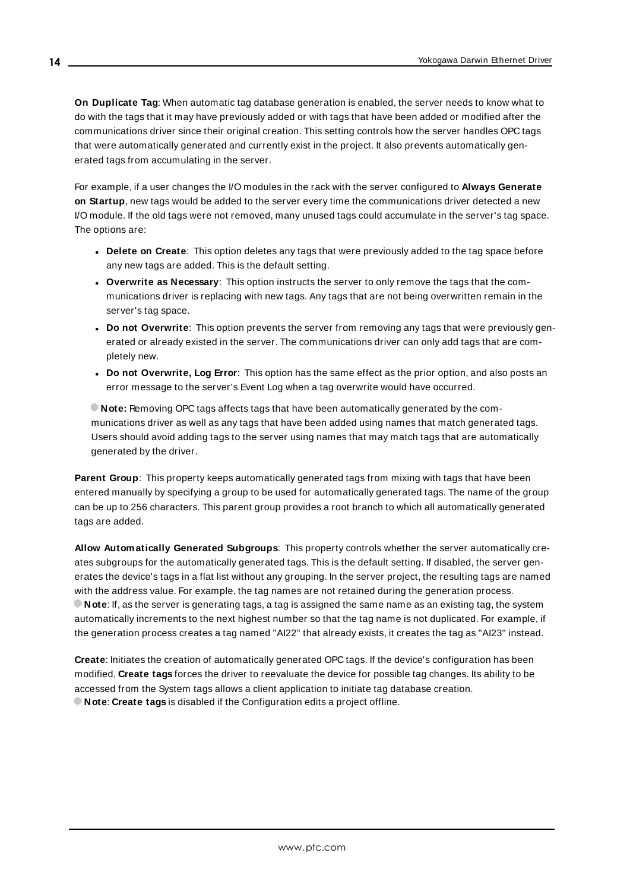**On Duplicate Tag**: When automatic tag database generation is enabled, the server needs to know what to do with the tags that it may have previously added or with tags that have been added or modified after the communications driver since their original creation. This setting controls how the server handles OPC tags that were automatically generated and currently exist in the project. It also prevents automatically generated tags from accumulating in the server.

For example, if a user changes the I/O modules in the rack with the server configured to **Always Generate on Startup**, new tags would be added to the server every time the communications driver detected a new I/O module. If the old tags were not removed, many unused tags could accumulate in the server's tag space. The options are:

- **Delete on Create**: This option deletes any tags that were previously added to the tag space before any new tags are added. This is the default setting.
- **Overwrite as Necessary**: This option instructs the server to only remove the tags that the communications driver is replacing with new tags. Any tags that are not being overwritten remain in the server's tag space.
- **Do not Overwrite**: This option prevents the server from removing any tags that were previously generated or already existed in the server. The communications driver can only add tags that are completely new.
- **Do not Overwrite, Log Error**: This option has the same effect as the prior option, and also posts an error message to the server's Event Log when a tag overwrite would have occurred.

**Note:** Removing OPC tags affects tags that have been automatically generated by the communications driver as well as any tags that have been added using names that match generated tags. Users should avoid adding tags to the server using names that may match tags that are automatically generated by the driver.

**Parent Group**: This property keeps automatically generated tags from mixing with tags that have been entered manually by specifying a group to be used for automatically generated tags. The name of the group can be up to 256 characters. This parent group provides a root branch to which all automatically generated tags are added.

**Allow Automatically Generated Subgroups**: This property controls whether the server automatically creates subgroups for the automatically generated tags. This is the default setting. If disabled, the server generates the device's tags in a flat list without any grouping. In the server project, the resulting tags are named with the address value. For example, the tag names are not retained during the generation process.
**Note**: If, as the server is generating tags, a tag is assigned the same name as an existing tag, the system automatically increments to the next highest number so that the tag name is not duplicated. For example, if the generation process creates a tag named "AI22" that already exists, it creates the tag as "AI23" instead.

**Create**: Initiates the creation of automatically generated OPC tags. If the device's configuration has been modified, **Create tags** forces the driver to reevaluate the device for possible tag changes. Its ability to be accessed from the System tags allows a client application to initiate tag database creation.
**Note**: **Create tags** is disabled if the Configuration edits a project offline.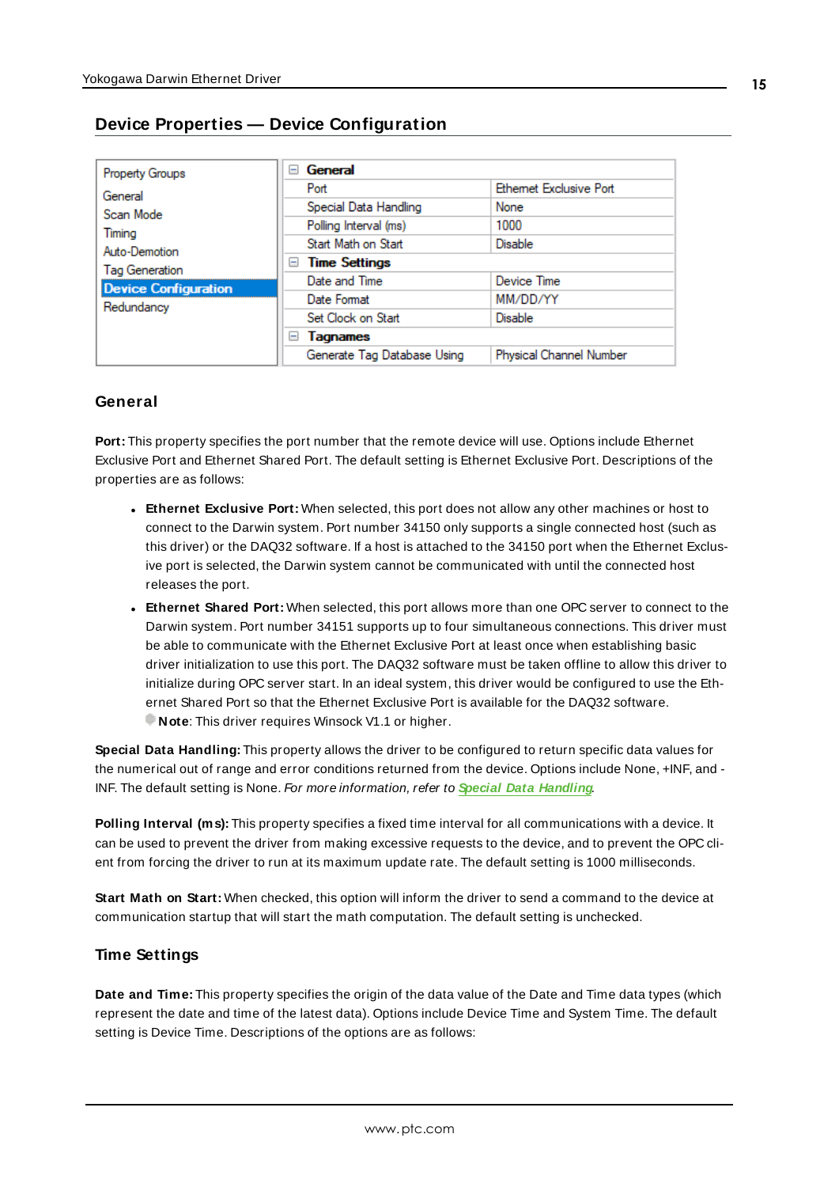## Device Properties — Device Configuration

| Property Groups | | |
|---|---|---|
| General | **General** | |
| Scan Mode | Port | Ethernet Exclusive Port |
| Timing | Special Data Handling | None |
| Auto-Demotion | Polling Interval (ms) | 1000 |
| Tag Generation | Start Math on Start | Disable |
| **Device Configuration** | **Time Settings** | |
| Redundancy | Date and Time | Device Time |
| | Date Format | MM/DD/YY |
| | Set Clock on Start | Disable |
| | **Tagnames** | |
| | Generate Tag Database Using | Physical Channel Number |

### General

**Port:** This property specifies the port number that the remote device will use. Options include Ethernet Exclusive Port and Ethernet Shared Port. The default setting is Ethernet Exclusive Port. Descriptions of the properties are as follows:

- **Ethernet Exclusive Port:** When selected, this port does not allow any other machines or host to connect to the Darwin system. Port number 34150 only supports a single connected host (such as this driver) or the DAQ32 software. If a host is attached to the 34150 port when the Ethernet Exclusive port is selected, the Darwin system cannot be communicated with until the connected host releases the port.
- **Ethernet Shared Port:** When selected, this port allows more than one OPC server to connect to the Darwin system. Port number 34151 supports up to four simultaneous connections. This driver must be able to communicate with the Ethernet Exclusive Port at least once when establishing basic driver initialization to use this port. The DAQ32 software must be taken offline to allow this driver to initialize during OPC server start. In an ideal system, this driver would be configured to use the Ethernet Shared Port so that the Ethernet Exclusive Port is available for the DAQ32 software.
  **Note**: This driver requires Winsock V1.1 or higher.

**Special Data Handling:** This property allows the driver to be configured to return specific data values for the numerical out of range and error conditions returned from the device. Options include None, +INF, and -INF. The default setting is None. *For more information, refer to* ***Special Data Handling***.

**Polling Interval (ms):** This property specifies a fixed time interval for all communications with a device. It can be used to prevent the driver from making excessive requests to the device, and to prevent the OPC client from forcing the driver to run at its maximum update rate. The default setting is 1000 milliseconds.

**Start Math on Start:** When checked, this option will inform the driver to send a command to the device at communication startup that will start the math computation. The default setting is unchecked.

### Time Settings

**Date and Time:** This property specifies the origin of the data value of the Date and Time data types (which represent the date and time of the latest data). Options include Device Time and System Time. The default setting is Device Time. Descriptions of the options are as follows: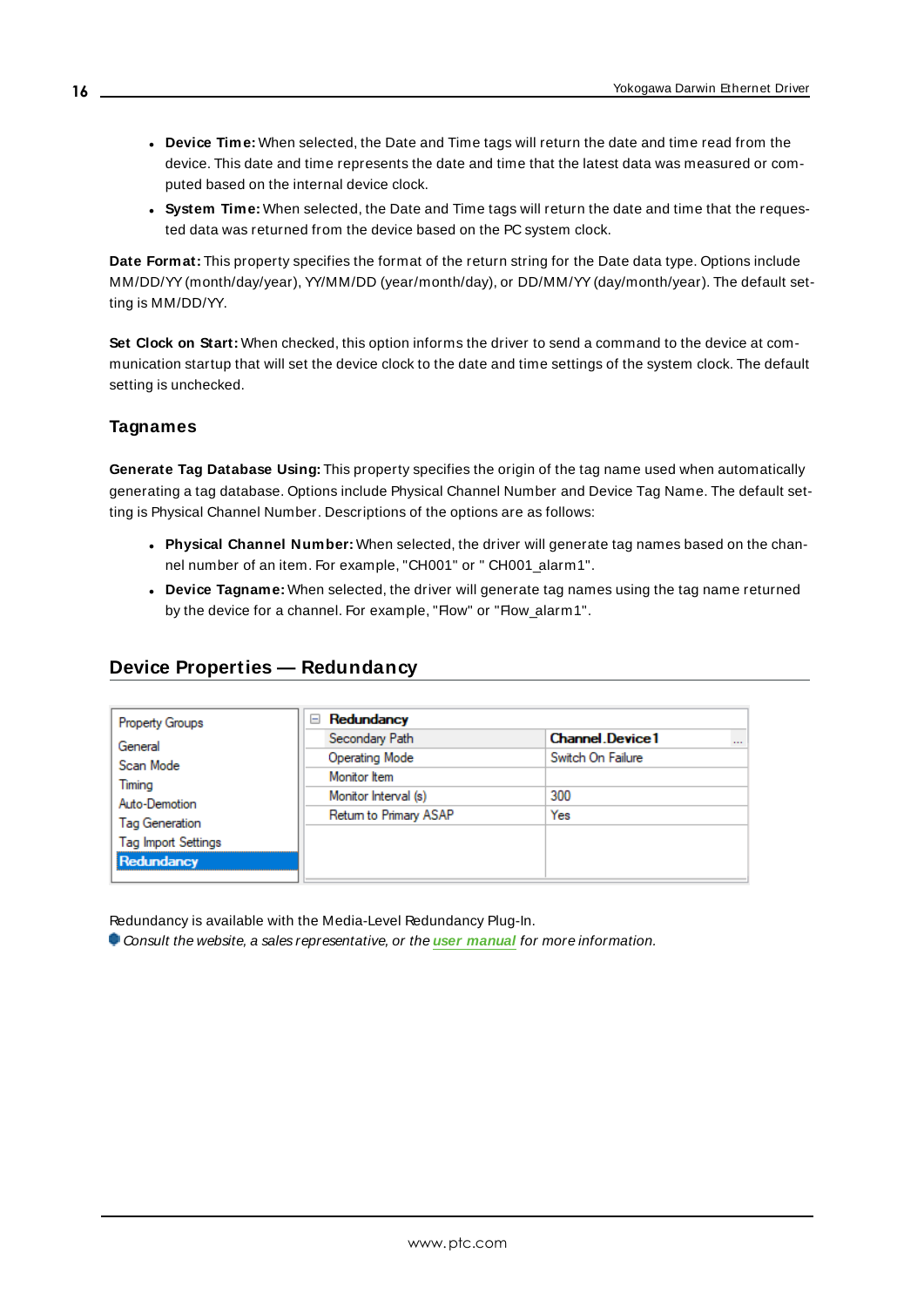- **Device Time:** When selected, the Date and Time tags will return the date and time read from the device. This date and time represents the date and time that the latest data was measured or computed based on the internal device clock.
- **System Time:** When selected, the Date and Time tags will return the date and time that the requested data was returned from the device based on the PC system clock.

**Date Format:** This property specifies the format of the return string for the Date data type. Options include MM/DD/YY (month/day/year), YY/MM/DD (year/month/day), or DD/MM/YY (day/month/year). The default setting is MM/DD/YY.

**Set Clock on Start:** When checked, this option informs the driver to send a command to the device at communication startup that will set the device clock to the date and time settings of the system clock. The default setting is unchecked.

### Tagnames

**Generate Tag Database Using:** This property specifies the origin of the tag name used when automatically generating a tag database. Options include Physical Channel Number and Device Tag Name. The default setting is Physical Channel Number. Descriptions of the options are as follows:

- **Physical Channel Number:** When selected, the driver will generate tag names based on the channel number of an item. For example, "CH001" or " CH001_alarm1".
- **Device Tagname:** When selected, the driver will generate tag names using the tag name returned by the device for a channel. For example, "Flow" or "Flow_alarm1".

## Device Properties — Redundancy

| Property Groups | Redundancy | |
|---|---|---|
| General | Secondary Path | Channel.Device1 |
| Scan Mode | Operating Mode | Switch On Failure |
| Timing | Monitor Item | |
| Auto-Demotion | Monitor Interval (s) | 300 |
| Tag Generation | Return to Primary ASAP | Yes |
| Tag Import Settings | | |
| Redundancy | | |

Redundancy is available with the Media-Level Redundancy Plug-In.

*Consult the website, a sales representative, or the* ***user manual*** *for more information.*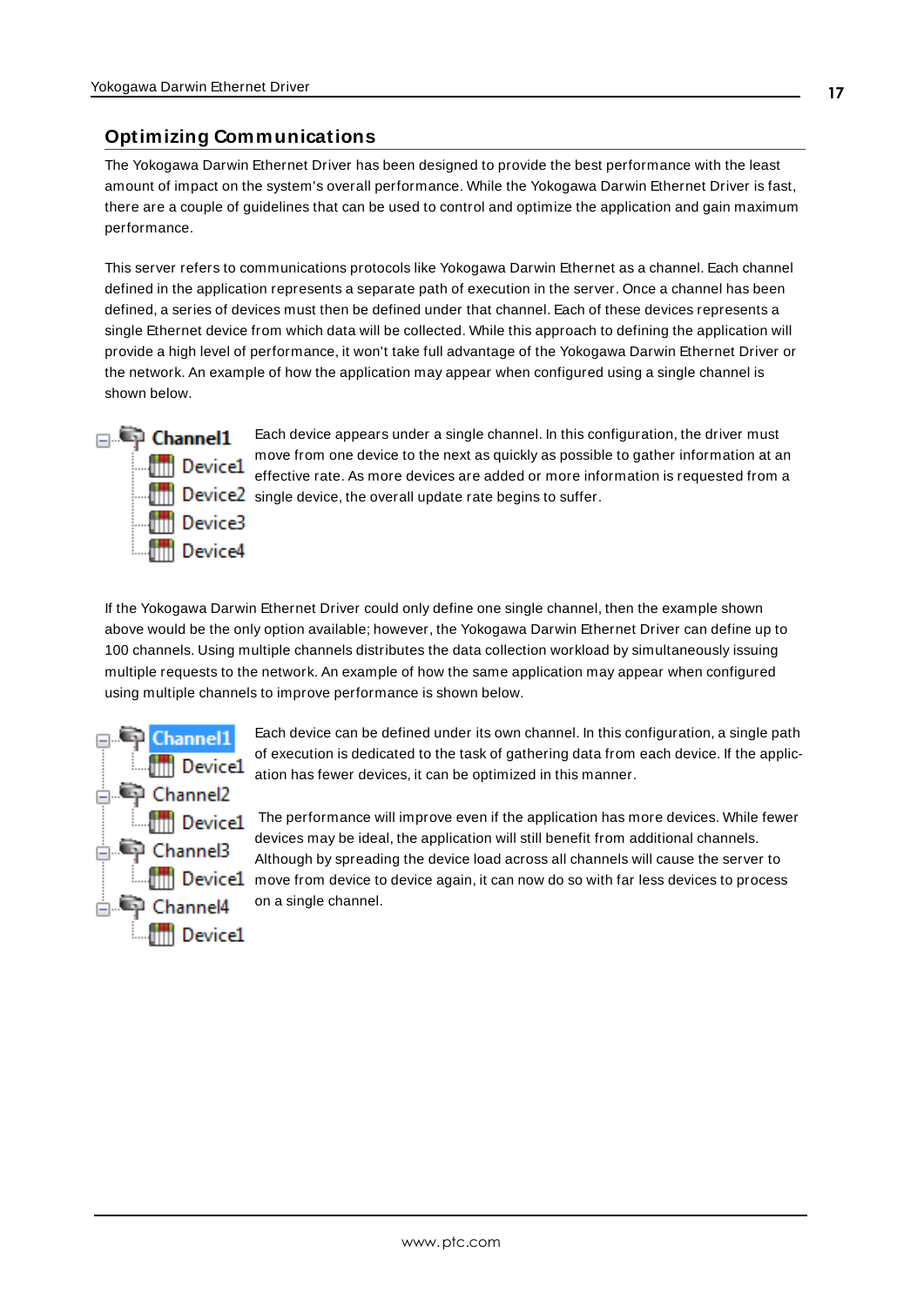## Optimizing Communications

The Yokogawa Darwin Ethernet Driver has been designed to provide the best performance with the least amount of impact on the system's overall performance. While the Yokogawa Darwin Ethernet Driver is fast, there are a couple of guidelines that can be used to control and optimize the application and gain maximum performance.

This server refers to communications protocols like Yokogawa Darwin Ethernet as a channel. Each channel defined in the application represents a separate path of execution in the server. Once a channel has been defined, a series of devices must then be defined under that channel. Each of these devices represents a single Ethernet device from which data will be collected. While this approach to defining the application will provide a high level of performance, it won't take full advantage of the Yokogawa Darwin Ethernet Driver or the network. An example of how the application may appear when configured using a single channel is shown below.

- Channel1
  - Device1
  - Device2
  - Device3
  - Device4

Each device appears under a single channel. In this configuration, the driver must move from one device to the next as quickly as possible to gather information at an effective rate. As more devices are added or more information is requested from a single device, the overall update rate begins to suffer.

If the Yokogawa Darwin Ethernet Driver could only define one single channel, then the example shown above would be the only option available; however, the Yokogawa Darwin Ethernet Driver can define up to 100 channels. Using multiple channels distributes the data collection workload by simultaneously issuing multiple requests to the network. An example of how the same application may appear when configured using multiple channels to improve performance is shown below.

- Channel1
  - Device1
- Channel2
  - Device1
- Channel3
  - Device1
- Channel4
  - Device1

Each device can be defined under its own channel. In this configuration, a single path of execution is dedicated to the task of gathering data from each device. If the application has fewer devices, it can be optimized in this manner.

The performance will improve even if the application has more devices. While fewer devices may be ideal, the application will still benefit from additional channels. Although by spreading the device load across all channels will cause the server to move from device to device again, it can now do so with far less devices to process on a single channel.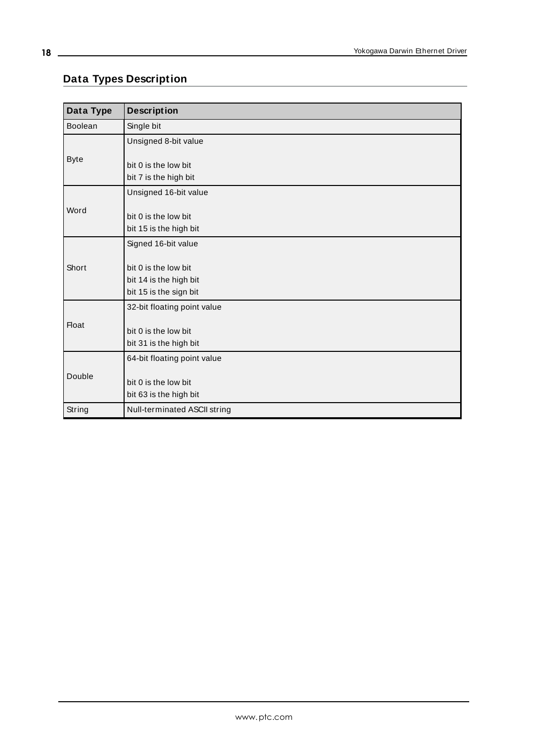## Data Types Description

| Data Type | Description |
| --- | --- |
| Boolean | Single bit |
| Byte | Unsigned 8-bit value<br><br>bit 0 is the low bit<br>bit 7 is the high bit |
| Word | Unsigned 16-bit value<br><br>bit 0 is the low bit<br>bit 15 is the high bit |
| Short | Signed 16-bit value<br><br>bit 0 is the low bit<br>bit 14 is the high bit<br>bit 15 is the sign bit |
| Float | 32-bit floating point value<br><br>bit 0 is the low bit<br>bit 31 is the high bit |
| Double | 64-bit floating point value<br><br>bit 0 is the low bit<br>bit 63 is the high bit |
| String | Null-terminated ASCII string |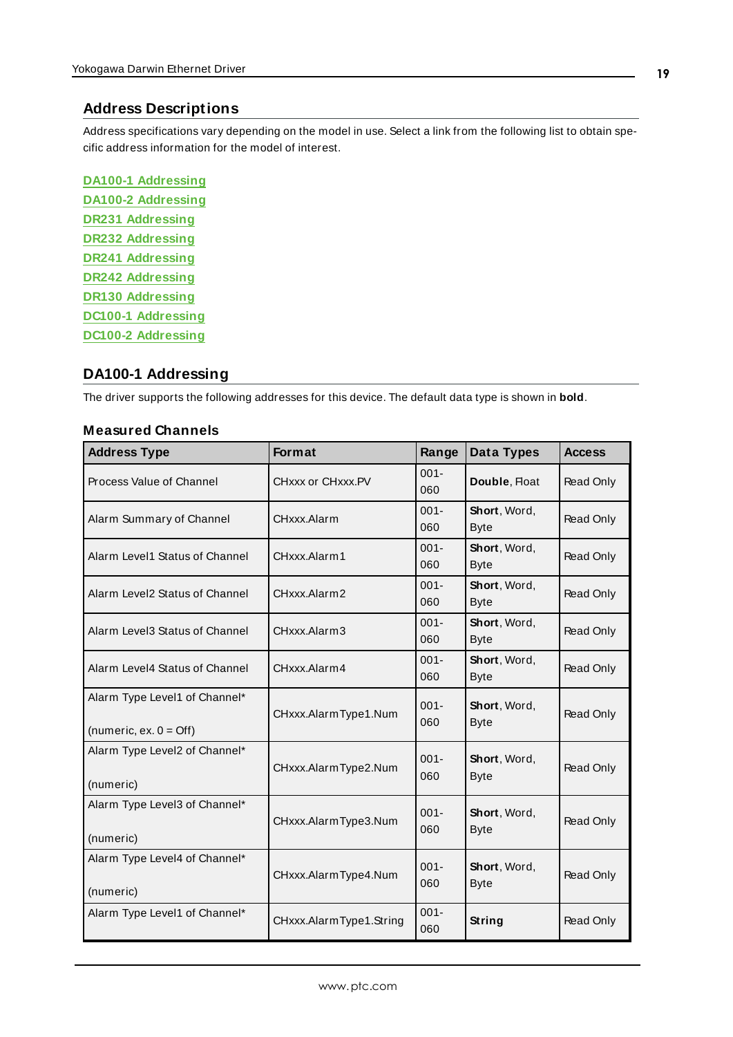## Address Descriptions

Address specifications vary depending on the model in use. Select a link from the following list to obtain specific address information for the model of interest.

**DA100-1 Addressing**
**DA100-2 Addressing**
**DR231 Addressing**
**DR232 Addressing**
**DR241 Addressing**
**DR242 Addressing**
**DR130 Addressing**
**DC100-1 Addressing**
**DC100-2 Addressing**

## DA100-1 Addressing

The driver supports the following addresses for this device. The default data type is shown in **bold**.

### Measured Channels

| Address Type | Format | Range | Data Types | Access |
|---|---|---|---|---|
| Process Value of Channel | CHxxx or CHxxx.PV | 001-060 | **Double**, Float | Read Only |
| Alarm Summary of Channel | CHxxx.Alarm | 001-060 | **Short**, Word, Byte | Read Only |
| Alarm Level1 Status of Channel | CHxxx.Alarm1 | 001-060 | **Short**, Word, Byte | Read Only |
| Alarm Level2 Status of Channel | CHxxx.Alarm2 | 001-060 | **Short**, Word, Byte | Read Only |
| Alarm Level3 Status of Channel | CHxxx.Alarm3 | 001-060 | **Short**, Word, Byte | Read Only |
| Alarm Level4 Status of Channel | CHxxx.Alarm4 | 001-060 | **Short**, Word, Byte | Read Only |
| Alarm Type Level1 of Channel* (numeric, ex. 0 = Off) | CHxxx.AlarmType1.Num | 001-060 | **Short**, Word, Byte | Read Only |
| Alarm Type Level2 of Channel* (numeric) | CHxxx.AlarmType2.Num | 001-060 | **Short**, Word, Byte | Read Only |
| Alarm Type Level3 of Channel* (numeric) | CHxxx.AlarmType3.Num | 001-060 | **Short**, Word, Byte | Read Only |
| Alarm Type Level4 of Channel* (numeric) | CHxxx.AlarmType4.Num | 001-060 | **Short**, Word, Byte | Read Only |
| Alarm Type Level1 of Channel* | CHxxx.AlarmType1.String | 001-060 | **String** | Read Only |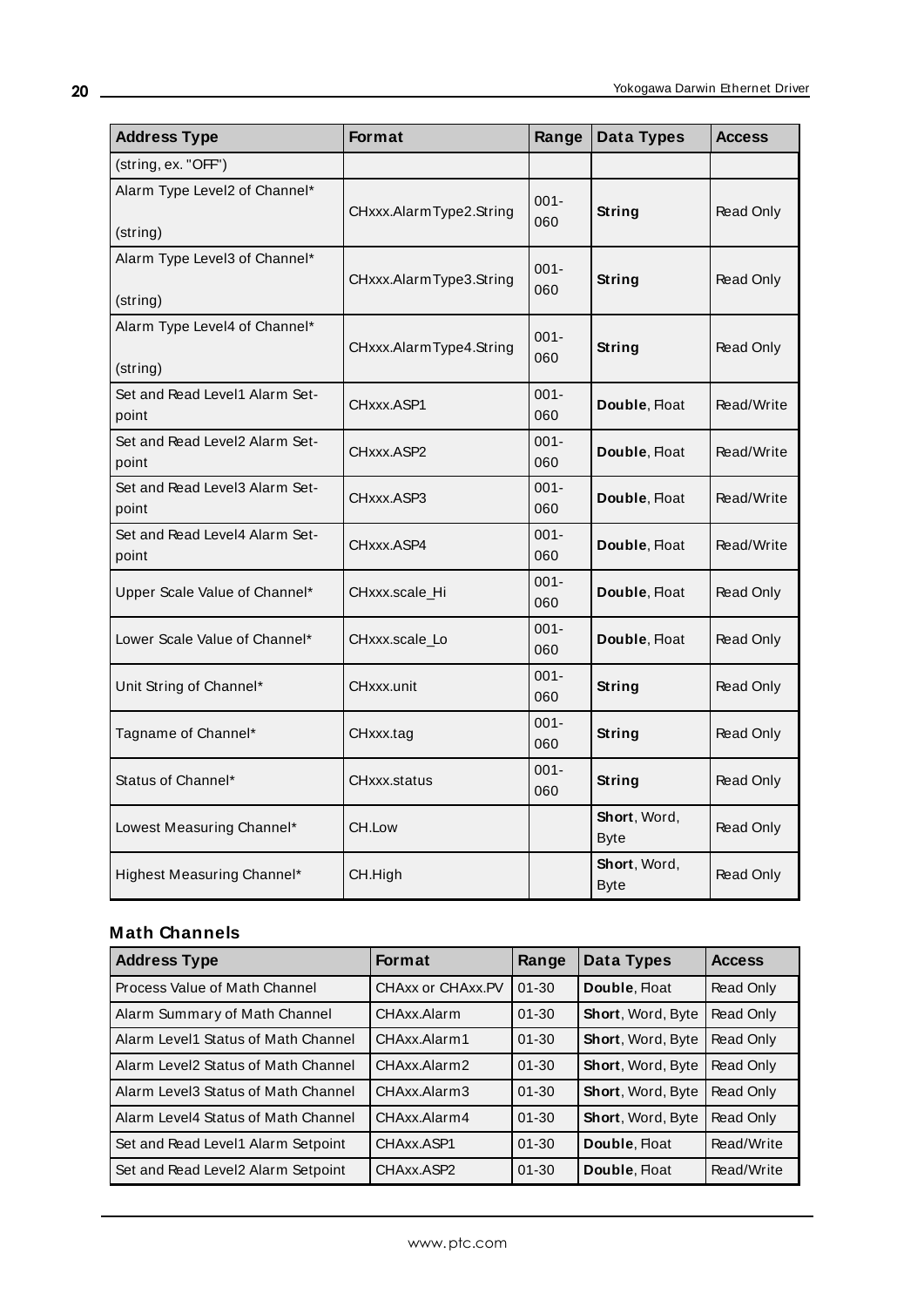| Address Type | Format | Range | Data Types | Access |
|---|---|---|---|---|
| (string, ex. "OFF") | | | | |
| Alarm Type Level2 of Channel* (string) | CHxxx.AlarmType2.String | 001-060 | **String** | Read Only |
| Alarm Type Level3 of Channel* (string) | CHxxx.AlarmType3.String | 001-060 | **String** | Read Only |
| Alarm Type Level4 of Channel* (string) | CHxxx.AlarmType4.String | 001-060 | **String** | Read Only |
| Set and Read Level1 Alarm Setpoint | CHxxx.ASP1 | 001-060 | **Double**, Float | Read/Write |
| Set and Read Level2 Alarm Setpoint | CHxxx.ASP2 | 001-060 | **Double**, Float | Read/Write |
| Set and Read Level3 Alarm Setpoint | CHxxx.ASP3 | 001-060 | **Double**, Float | Read/Write |
| Set and Read Level4 Alarm Setpoint | CHxxx.ASP4 | 001-060 | **Double**, Float | Read/Write |
| Upper Scale Value of Channel* | CHxxx.scale_Hi | 001-060 | **Double**, Float | Read Only |
| Lower Scale Value of Channel* | CHxxx.scale_Lo | 001-060 | **Double**, Float | Read Only |
| Unit String of Channel* | CHxxx.unit | 001-060 | **String** | Read Only |
| Tagname of Channel* | CHxxx.tag | 001-060 | **String** | Read Only |
| Status of Channel* | CHxxx.status | 001-060 | **String** | Read Only |
| Lowest Measuring Channel* | CH.Low | | **Short**, Word, Byte | Read Only |
| Highest Measuring Channel* | CH.High | | **Short**, Word, Byte | Read Only |

### Math Channels

| Address Type | Format | Range | Data Types | Access |
|---|---|---|---|---|
| Process Value of Math Channel | CHAxx or CHAxx.PV | 01-30 | **Double**, Float | Read Only |
| Alarm Summary of Math Channel | CHAxx.Alarm | 01-30 | **Short**, Word, Byte | Read Only |
| Alarm Level1 Status of Math Channel | CHAxx.Alarm1 | 01-30 | **Short**, Word, Byte | Read Only |
| Alarm Level2 Status of Math Channel | CHAxx.Alarm2 | 01-30 | **Short**, Word, Byte | Read Only |
| Alarm Level3 Status of Math Channel | CHAxx.Alarm3 | 01-30 | **Short**, Word, Byte | Read Only |
| Alarm Level4 Status of Math Channel | CHAxx.Alarm4 | 01-30 | **Short**, Word, Byte | Read Only |
| Set and Read Level1 Alarm Setpoint | CHAxx.ASP1 | 01-30 | **Double**, Float | Read/Write |
| Set and Read Level2 Alarm Setpoint | CHAxx.ASP2 | 01-30 | **Double**, Float | Read/Write |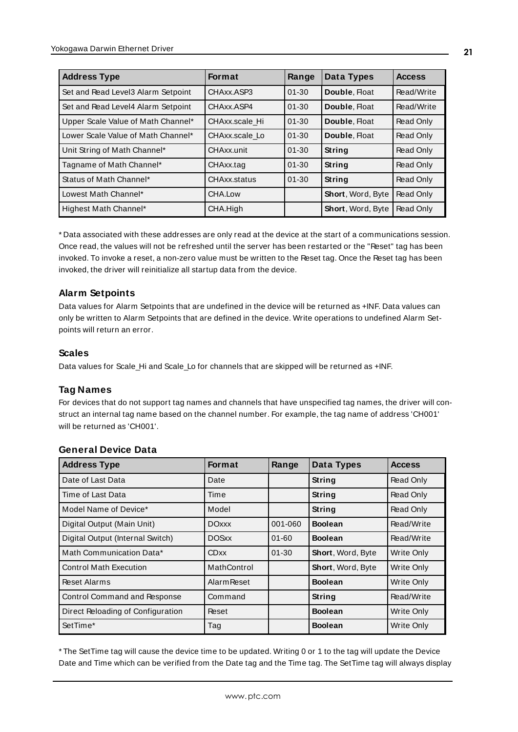| Address Type | Format | Range | Data Types | Access |
| --- | --- | --- | --- | --- |
| Set and Read Level3 Alarm Setpoint | CHAxx.ASP3 | 01-30 | **Double**, Float | Read/Write |
| Set and Read Level4 Alarm Setpoint | CHAxx.ASP4 | 01-30 | **Double**, Float | Read/Write |
| Upper Scale Value of Math Channel* | CHAxx.scale_Hi | 01-30 | **Double**, Float | Read Only |
| Lower Scale Value of Math Channel* | CHAxx.scale_Lo | 01-30 | **Double**, Float | Read Only |
| Unit String of Math Channel* | CHAxx.unit | 01-30 | **String** | Read Only |
| Tagname of Math Channel* | CHAxx.tag | 01-30 | **String** | Read Only |
| Status of Math Channel* | CHAxx.status | 01-30 | **String** | Read Only |
| Lowest Math Channel* | CHA.Low | | **Short**, Word, Byte | Read Only |
| Highest Math Channel* | CHA.High | | **Short**, Word, Byte | Read Only |

* Data associated with these addresses are only read at the device at the start of a communications session. Once read, the values will not be refreshed until the server has been restarted or the "Reset" tag has been invoked. To invoke a reset, a non-zero value must be written to the Reset tag. Once the Reset tag has been invoked, the driver will reinitialize all startup data from the device.

### Alarm Setpoints

Data values for Alarm Setpoints that are undefined in the device will be returned as +INF. Data values can only be written to Alarm Setpoints that are defined in the device. Write operations to undefined Alarm Setpoints will return an error.

### Scales

Data values for Scale_Hi and Scale_Lo for channels that are skipped will be returned as +INF.

### Tag Names

For devices that do not support tag names and channels that have unspecified tag names, the driver will construct an internal tag name based on the channel number. For example, the tag name of address 'CH001' will be returned as 'CH001'.

### General Device Data

| Address Type | Format | Range | Data Types | Access |
| --- | --- | --- | --- | --- |
| Date of Last Data | Date | | **String** | Read Only |
| Time of Last Data | Time | | **String** | Read Only |
| Model Name of Device* | Model | | **String** | Read Only |
| Digital Output (Main Unit) | DOxxx | 001-060 | **Boolean** | Read/Write |
| Digital Output (Internal Switch) | DOSxx | 01-60 | **Boolean** | Read/Write |
| Math Communication Data* | CDxx | 01-30 | **Short**, Word, Byte | Write Only |
| Control Math Execution | MathControl | | **Short**, Word, Byte | Write Only |
| Reset Alarms | AlarmReset | | **Boolean** | Write Only |
| Control Command and Response | Command | | **String** | Read/Write |
| Direct Reloading of Configuration | Reset | | **Boolean** | Write Only |
| SetTime* | Tag | | **Boolean** | Write Only |

* The SetTime tag will cause the device time to be updated. Writing 0 or 1 to the tag will update the Device Date and Time which can be verified from the Date tag and the Time tag. The SetTime tag will always display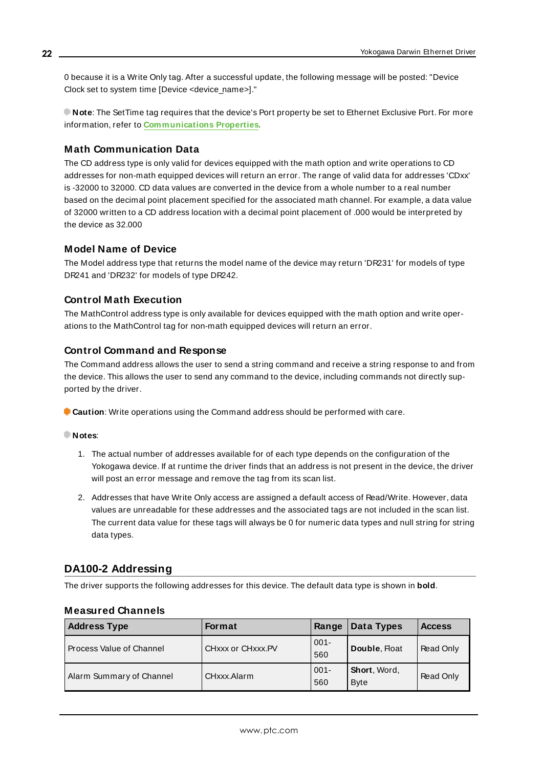0 because it is a Write Only tag. After a successful update, the following message will be posted: "Device Clock set to system time [Device <device_name>]."

**Note**: The SetTime tag requires that the device's Port property be set to Ethernet Exclusive Port. For more information, refer to **Communications Properties**.

### Math Communication Data

The CD address type is only valid for devices equipped with the math option and write operations to CD addresses for non-math equipped devices will return an error. The range of valid data for addresses 'CDxx' is -32000 to 32000. CD data values are converted in the device from a whole number to a real number based on the decimal point placement specified for the associated math channel. For example, a data value of 32000 written to a CD address location with a decimal point placement of .000 would be interpreted by the device as 32.000

### Model Name of Device

The Model address type that returns the model name of the device may return 'DR231' for models of type DR241 and 'DR232' for models of type DR242.

### Control Math Execution

The MathControl address type is only available for devices equipped with the math option and write operations to the MathControl tag for non-math equipped devices will return an error.

### Control Command and Response

The Command address allows the user to send a string command and receive a string response to and from the device. This allows the user to send any command to the device, including commands not directly supported by the driver.

**Caution**: Write operations using the Command address should be performed with care.

**Notes**:

1. The actual number of addresses available for of each type depends on the configuration of the Yokogawa device. If at runtime the driver finds that an address is not present in the device, the driver will post an error message and remove the tag from its scan list.
2. Addresses that have Write Only access are assigned a default access of Read/Write. However, data values are unreadable for these addresses and the associated tags are not included in the scan list. The current data value for these tags will always be 0 for numeric data types and null string for string data types.

## DA100-2 Addressing

The driver supports the following addresses for this device. The default data type is shown in **bold**.

### Measured Channels

| Address Type | Format | Range | Data Types | Access |
|---|---|---|---|---|
| Process Value of Channel | CHxxx or CHxxx.PV | 001-560 | **Double**, Float | Read Only |
| Alarm Summary of Channel | CHxxx.Alarm | 001-560 | **Short**, Word, Byte | Read Only |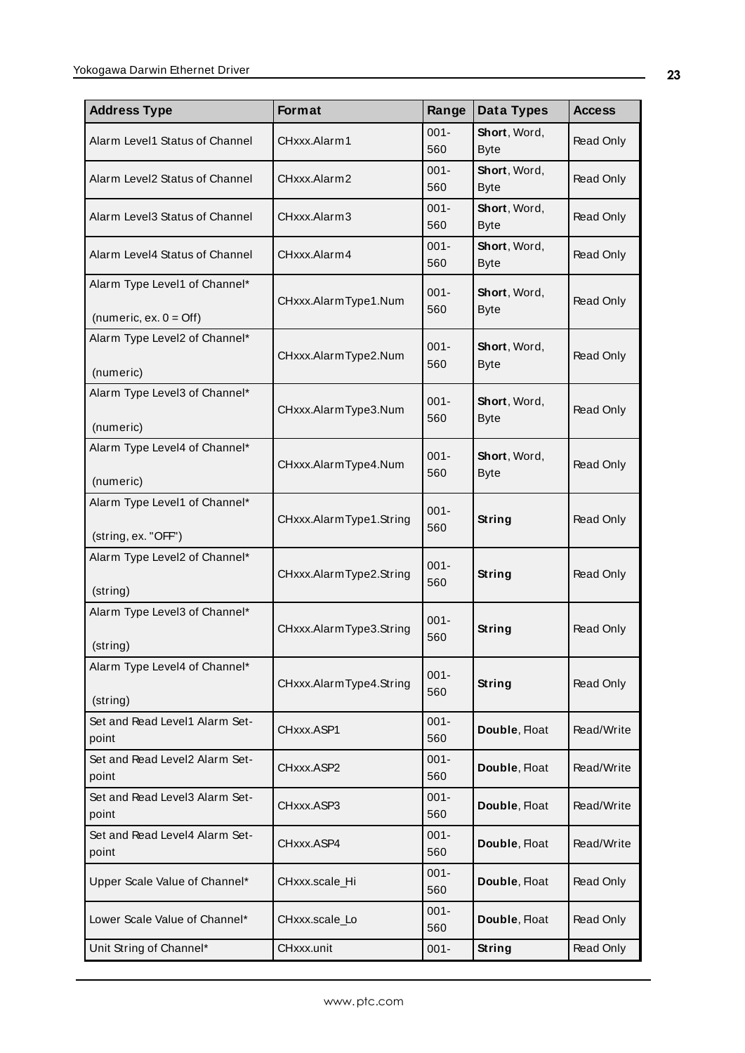| Address Type | Format | Range | Data Types | Access |
|---|---|---|---|---|
| Alarm Level1 Status of Channel | CHxxx.Alarm1 | 001-560 | **Short**, Word, Byte | Read Only |
| Alarm Level2 Status of Channel | CHxxx.Alarm2 | 001-560 | **Short**, Word, Byte | Read Only |
| Alarm Level3 Status of Channel | CHxxx.Alarm3 | 001-560 | **Short**, Word, Byte | Read Only |
| Alarm Level4 Status of Channel | CHxxx.Alarm4 | 001-560 | **Short**, Word, Byte | Read Only |
| Alarm Type Level1 of Channel* (numeric, ex. 0 = Off) | CHxxx.AlarmType1.Num | 001-560 | **Short**, Word, Byte | Read Only |
| Alarm Type Level2 of Channel* (numeric) | CHxxx.AlarmType2.Num | 001-560 | **Short**, Word, Byte | Read Only |
| Alarm Type Level3 of Channel* (numeric) | CHxxx.AlarmType3.Num | 001-560 | **Short**, Word, Byte | Read Only |
| Alarm Type Level4 of Channel* (numeric) | CHxxx.AlarmType4.Num | 001-560 | **Short**, Word, Byte | Read Only |
| Alarm Type Level1 of Channel* (string, ex. "OFF") | CHxxx.AlarmType1.String | 001-560 | **String** | Read Only |
| Alarm Type Level2 of Channel* (string) | CHxxx.AlarmType2.String | 001-560 | **String** | Read Only |
| Alarm Type Level3 of Channel* (string) | CHxxx.AlarmType3.String | 001-560 | **String** | Read Only |
| Alarm Type Level4 of Channel* (string) | CHxxx.AlarmType4.String | 001-560 | **String** | Read Only |
| Set and Read Level1 Alarm Set-point | CHxxx.ASP1 | 001-560 | **Double**, Float | Read/Write |
| Set and Read Level2 Alarm Set-point | CHxxx.ASP2 | 001-560 | **Double**, Float | Read/Write |
| Set and Read Level3 Alarm Set-point | CHxxx.ASP3 | 001-560 | **Double**, Float | Read/Write |
| Set and Read Level4 Alarm Set-point | CHxxx.ASP4 | 001-560 | **Double**, Float | Read/Write |
| Upper Scale Value of Channel* | CHxxx.scale_Hi | 001-560 | **Double**, Float | Read Only |
| Lower Scale Value of Channel* | CHxxx.scale_Lo | 001-560 | **Double**, Float | Read Only |
| Unit String of Channel* | CHxxx.unit | 001- | **String** | Read Only |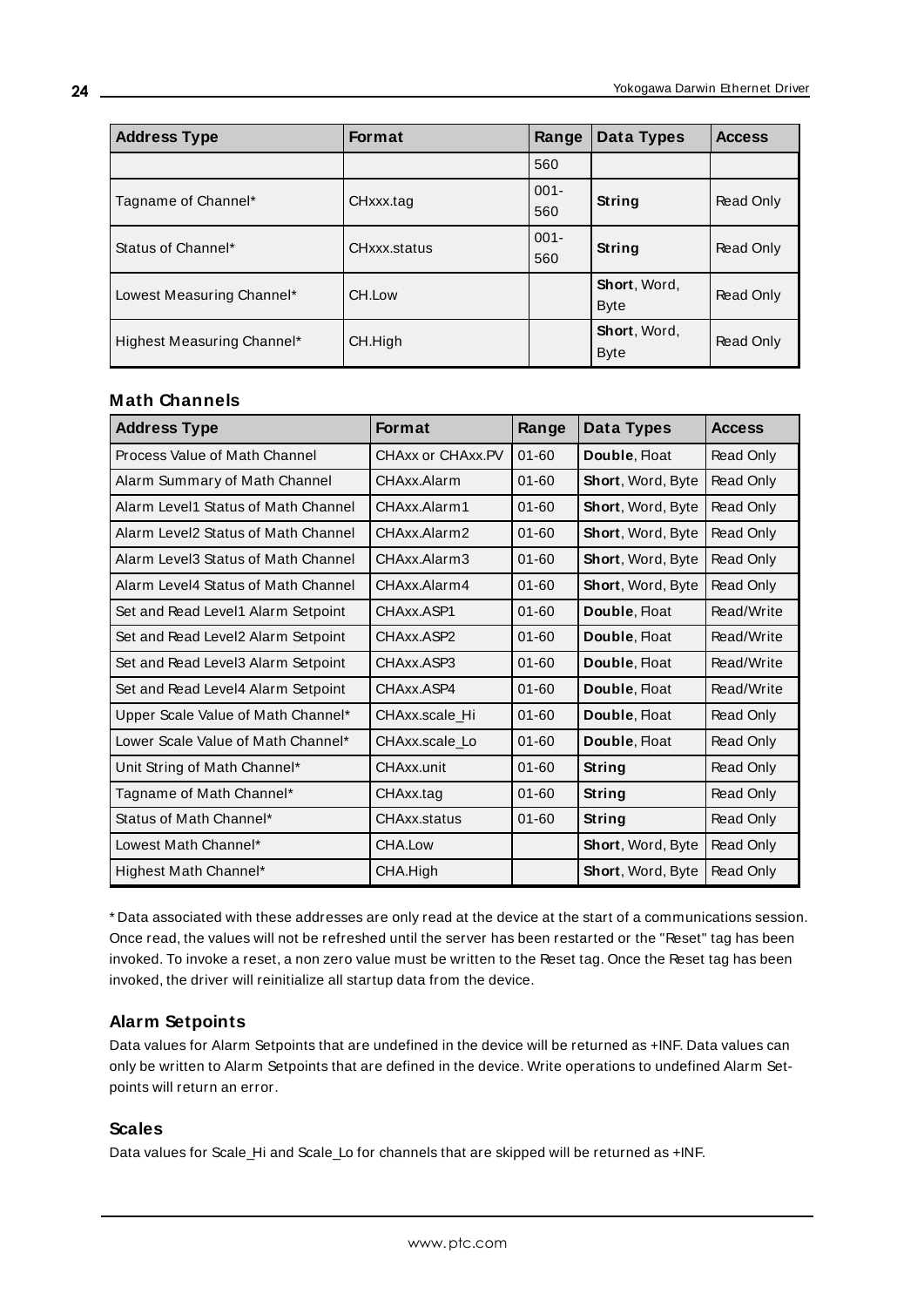| Address Type | Format | Range | Data Types | Access |
|---|---|---|---|---|
| | | 560 | | |
| Tagname of Channel* | CHxxx.tag | 001-560 | **String** | Read Only |
| Status of Channel* | CHxxx.status | 001-560 | **String** | Read Only |
| Lowest Measuring Channel* | CH.Low | | **Short**, Word, Byte | Read Only |
| Highest Measuring Channel* | CH.High | | **Short**, Word, Byte | Read Only |

### Math Channels

| Address Type | Format | Range | Data Types | Access |
|---|---|---|---|---|
| Process Value of Math Channel | CHAxx or CHAxx.PV | 01-60 | **Double**, Float | Read Only |
| Alarm Summary of Math Channel | CHAxx.Alarm | 01-60 | **Short**, Word, Byte | Read Only |
| Alarm Level1 Status of Math Channel | CHAxx.Alarm1 | 01-60 | **Short**, Word, Byte | Read Only |
| Alarm Level2 Status of Math Channel | CHAxx.Alarm2 | 01-60 | **Short**, Word, Byte | Read Only |
| Alarm Level3 Status of Math Channel | CHAxx.Alarm3 | 01-60 | **Short**, Word, Byte | Read Only |
| Alarm Level4 Status of Math Channel | CHAxx.Alarm4 | 01-60 | **Short**, Word, Byte | Read Only |
| Set and Read Level1 Alarm Setpoint | CHAxx.ASP1 | 01-60 | **Double**, Float | Read/Write |
| Set and Read Level2 Alarm Setpoint | CHAxx.ASP2 | 01-60 | **Double**, Float | Read/Write |
| Set and Read Level3 Alarm Setpoint | CHAxx.ASP3 | 01-60 | **Double**, Float | Read/Write |
| Set and Read Level4 Alarm Setpoint | CHAxx.ASP4 | 01-60 | **Double**, Float | Read/Write |
| Upper Scale Value of Math Channel* | CHAxx.scale_Hi | 01-60 | **Double**, Float | Read Only |
| Lower Scale Value of Math Channel* | CHAxx.scale_Lo | 01-60 | **Double**, Float | Read Only |
| Unit String of Math Channel* | CHAxx.unit | 01-60 | **String** | Read Only |
| Tagname of Math Channel* | CHAxx.tag | 01-60 | **String** | Read Only |
| Status of Math Channel* | CHAxx.status | 01-60 | **String** | Read Only |
| Lowest Math Channel* | CHA.Low | | **Short**, Word, Byte | Read Only |
| Highest Math Channel* | CHA.High | | **Short**, Word, Byte | Read Only |

* Data associated with these addresses are only read at the device at the start of a communications session. Once read, the values will not be refreshed until the server has been restarted or the "Reset" tag has been invoked. To invoke a reset, a non zero value must be written to the Reset tag. Once the Reset tag has been invoked, the driver will reinitialize all startup data from the device.

### Alarm Setpoints

Data values for Alarm Setpoints that are undefined in the device will be returned as +INF. Data values can only be written to Alarm Setpoints that are defined in the device. Write operations to undefined Alarm Setpoints will return an error.

### Scales

Data values for Scale_Hi and Scale_Lo for channels that are skipped will be returned as +INF.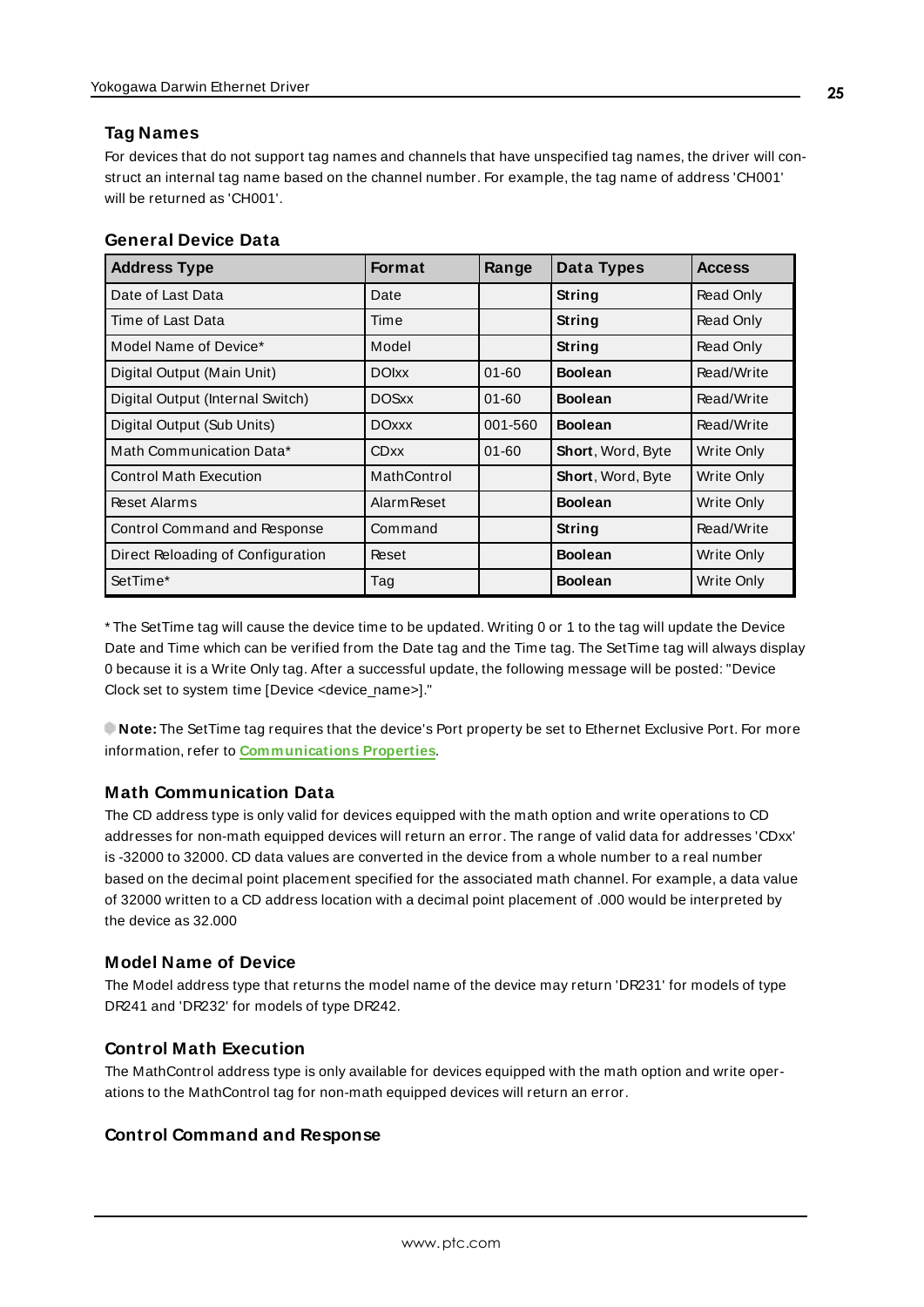## Tag Names

For devices that do not support tag names and channels that have unspecified tag names, the driver will construct an internal tag name based on the channel number. For example, the tag name of address 'CH001' will be returned as 'CH001'.

## General Device Data

| Address Type | Format | Range | Data Types | Access |
|---|---|---|---|---|
| Date of Last Data | Date | | **String** | Read Only |
| Time of Last Data | Time | | **String** | Read Only |
| Model Name of Device* | Model | | **String** | Read Only |
| Digital Output (Main Unit) | DOIxx | 01-60 | **Boolean** | Read/Write |
| Digital Output (Internal Switch) | DOSxx | 01-60 | **Boolean** | Read/Write |
| Digital Output (Sub Units) | DOxxx | 001-560 | **Boolean** | Read/Write |
| Math Communication Data* | CDxx | 01-60 | **Short**, Word, Byte | Write Only |
| Control Math Execution | MathControl | | **Short**, Word, Byte | Write Only |
| Reset Alarms | AlarmReset | | **Boolean** | Write Only |
| Control Command and Response | Command | | **String** | Read/Write |
| Direct Reloading of Configuration | Reset | | **Boolean** | Write Only |
| SetTime* | Tag | | **Boolean** | Write Only |

* The SetTime tag will cause the device time to be updated. Writing 0 or 1 to the tag will update the Device Date and Time which can be verified from the Date tag and the Time tag. The SetTime tag will always display 0 because it is a Write Only tag. After a successful update, the following message will be posted: "Device Clock set to system time [Device <device_name>]."

**Note:** The SetTime tag requires that the device's Port property be set to Ethernet Exclusive Port. For more information, refer to **Communications Properties**.

### Math Communication Data

The CD address type is only valid for devices equipped with the math option and write operations to CD addresses for non-math equipped devices will return an error. The range of valid data for addresses 'CDxx' is -32000 to 32000. CD data values are converted in the device from a whole number to a real number based on the decimal point placement specified for the associated math channel. For example, a data value of 32000 written to a CD address location with a decimal point placement of .000 would be interpreted by the device as 32.000

### Model Name of Device

The Model address type that returns the model name of the device may return 'DR231' for models of type DR241 and 'DR232' for models of type DR242.

### Control Math Execution

The MathControl address type is only available for devices equipped with the math option and write operations to the MathControl tag for non-math equipped devices will return an error.

### Control Command and Response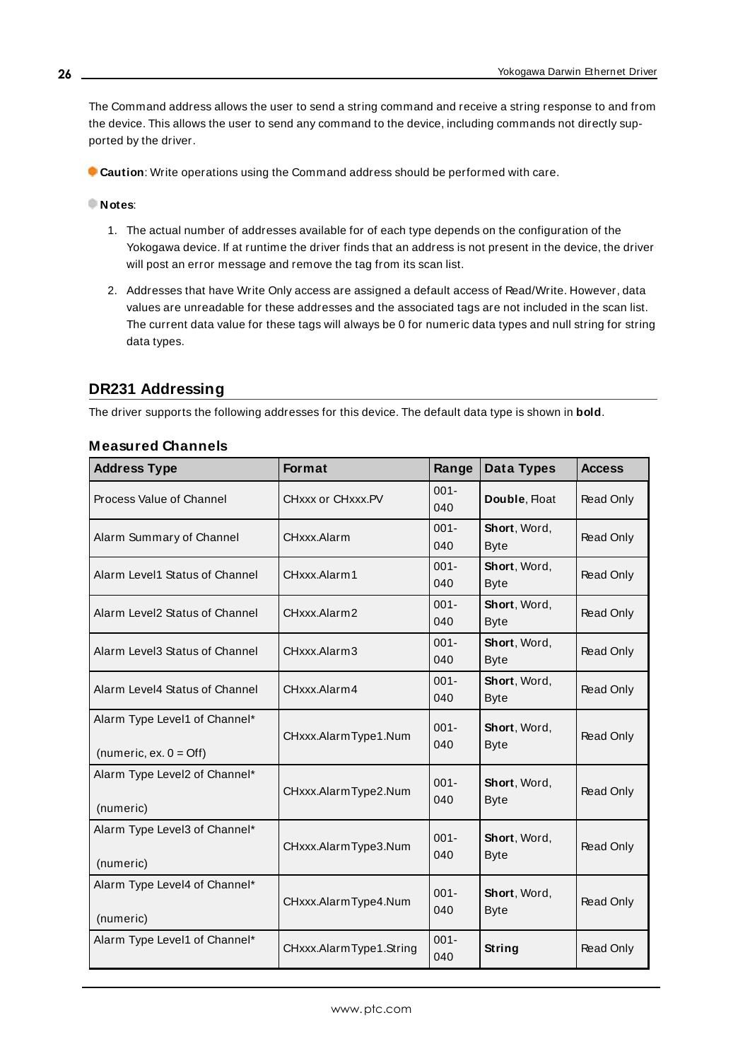The Command address allows the user to send a string command and receive a string response to and from the device. This allows the user to send any command to the device, including commands not directly supported by the driver.

**Caution**: Write operations using the Command address should be performed with care.

**Notes**:

1. The actual number of addresses available for of each type depends on the configuration of the Yokogawa device. If at runtime the driver finds that an address is not present in the device, the driver will post an error message and remove the tag from its scan list.

2. Addresses that have Write Only access are assigned a default access of Read/Write. However, data values are unreadable for these addresses and the associated tags are not included in the scan list. The current data value for these tags will always be 0 for numeric data types and null string for string data types.

## DR231 Addressing

The driver supports the following addresses for this device. The default data type is shown in **bold**.

### Measured Channels

| Address Type | Format | Range | Data Types | Access |
|---|---|---|---|---|
| Process Value of Channel | CHxxx or CHxxx.PV | 001-040 | **Double**, Float | Read Only |
| Alarm Summary of Channel | CHxxx.Alarm | 001-040 | **Short**, Word, Byte | Read Only |
| Alarm Level1 Status of Channel | CHxxx.Alarm1 | 001-040 | **Short**, Word, Byte | Read Only |
| Alarm Level2 Status of Channel | CHxxx.Alarm2 | 001-040 | **Short**, Word, Byte | Read Only |
| Alarm Level3 Status of Channel | CHxxx.Alarm3 | 001-040 | **Short**, Word, Byte | Read Only |
| Alarm Level4 Status of Channel | CHxxx.Alarm4 | 001-040 | **Short**, Word, Byte | Read Only |
| Alarm Type Level1 of Channel* (numeric, ex. 0 = Off) | CHxxx.AlarmType1.Num | 001-040 | **Short**, Word, Byte | Read Only |
| Alarm Type Level2 of Channel* (numeric) | CHxxx.AlarmType2.Num | 001-040 | **Short**, Word, Byte | Read Only |
| Alarm Type Level3 of Channel* (numeric) | CHxxx.AlarmType3.Num | 001-040 | **Short**, Word, Byte | Read Only |
| Alarm Type Level4 of Channel* (numeric) | CHxxx.AlarmType4.Num | 001-040 | **Short**, Word, Byte | Read Only |
| Alarm Type Level1 of Channel* | CHxxx.AlarmType1.String | 001-040 | **String** | Read Only |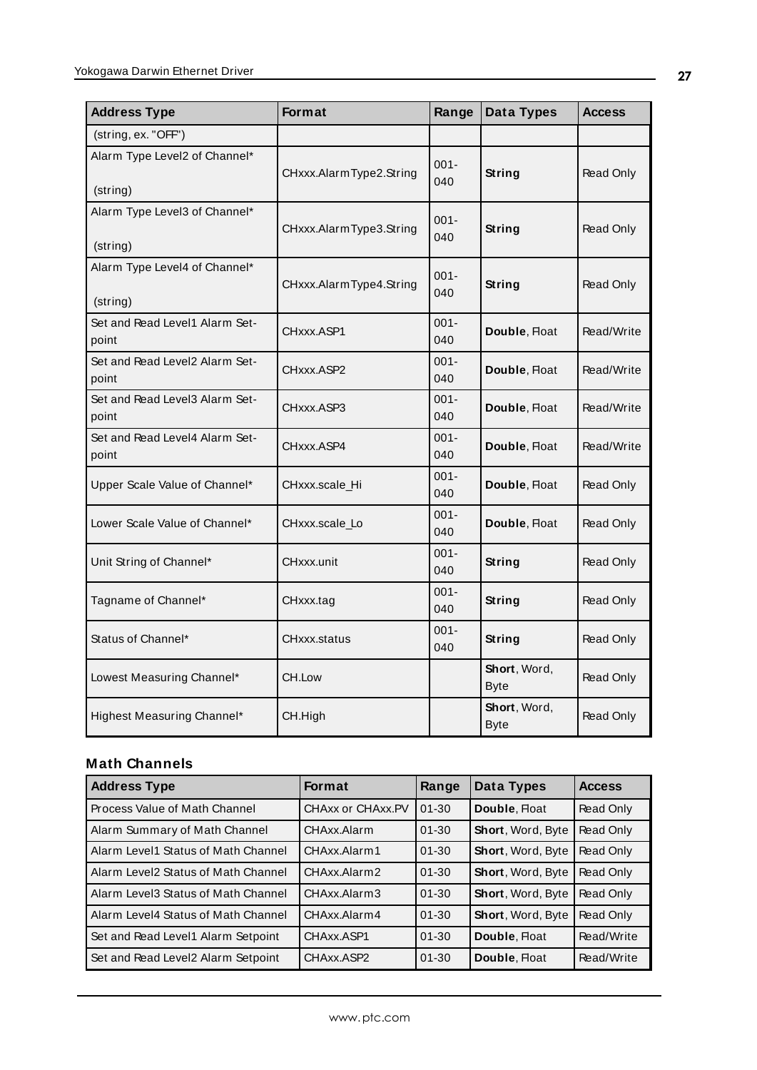| Address Type | Format | Range | Data Types | Access |
|---|---|---|---|---|
| (string, ex. "OFF") | | | | |
| Alarm Type Level2 of Channel* (string) | CHxxx.AlarmType2.String | 001-040 | **String** | Read Only |
| Alarm Type Level3 of Channel* (string) | CHxxx.AlarmType3.String | 001-040 | **String** | Read Only |
| Alarm Type Level4 of Channel* (string) | CHxxx.AlarmType4.String | 001-040 | **String** | Read Only |
| Set and Read Level1 Alarm Setpoint | CHxxx.ASP1 | 001-040 | **Double**, Float | Read/Write |
| Set and Read Level2 Alarm Setpoint | CHxxx.ASP2 | 001-040 | **Double**, Float | Read/Write |
| Set and Read Level3 Alarm Setpoint | CHxxx.ASP3 | 001-040 | **Double**, Float | Read/Write |
| Set and Read Level4 Alarm Setpoint | CHxxx.ASP4 | 001-040 | **Double**, Float | Read/Write |
| Upper Scale Value of Channel* | CHxxx.scale_Hi | 001-040 | **Double**, Float | Read Only |
| Lower Scale Value of Channel* | CHxxx.scale_Lo | 001-040 | **Double**, Float | Read Only |
| Unit String of Channel* | CHxxx.unit | 001-040 | **String** | Read Only |
| Tagname of Channel* | CHxxx.tag | 001-040 | **String** | Read Only |
| Status of Channel* | CHxxx.status | 001-040 | **String** | Read Only |
| Lowest Measuring Channel* | CH.Low | | **Short**, Word, Byte | Read Only |
| Highest Measuring Channel* | CH.High | | **Short**, Word, Byte | Read Only |

### Math Channels

| Address Type | Format | Range | Data Types | Access |
|---|---|---|---|---|
| Process Value of Math Channel | CHAxx or CHAxx.PV | 01-30 | **Double**, Float | Read Only |
| Alarm Summary of Math Channel | CHAxx.Alarm | 01-30 | **Short**, Word, Byte | Read Only |
| Alarm Level1 Status of Math Channel | CHAxx.Alarm1 | 01-30 | **Short**, Word, Byte | Read Only |
| Alarm Level2 Status of Math Channel | CHAxx.Alarm2 | 01-30 | **Short**, Word, Byte | Read Only |
| Alarm Level3 Status of Math Channel | CHAxx.Alarm3 | 01-30 | **Short**, Word, Byte | Read Only |
| Alarm Level4 Status of Math Channel | CHAxx.Alarm4 | 01-30 | **Short**, Word, Byte | Read Only |
| Set and Read Level1 Alarm Setpoint | CHAxx.ASP1 | 01-30 | **Double**, Float | Read/Write |
| Set and Read Level2 Alarm Setpoint | CHAxx.ASP2 | 01-30 | **Double**, Float | Read/Write |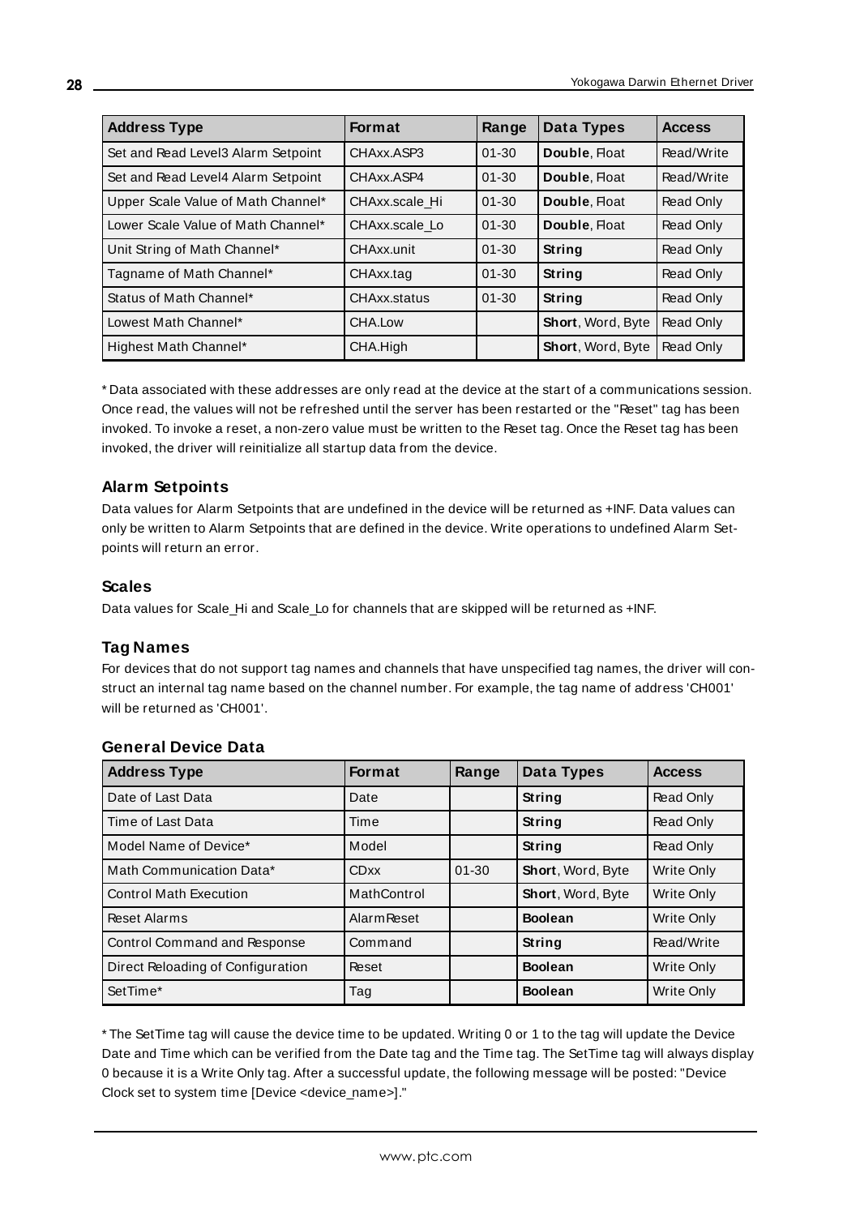| Address Type | Format | Range | Data Types | Access |
|---|---|---|---|---|
| Set and Read Level3 Alarm Setpoint | CHAxx.ASP3 | 01-30 | **Double**, Float | Read/Write |
| Set and Read Level4 Alarm Setpoint | CHAxx.ASP4 | 01-30 | **Double**, Float | Read/Write |
| Upper Scale Value of Math Channel* | CHAxx.scale_Hi | 01-30 | **Double**, Float | Read Only |
| Lower Scale Value of Math Channel* | CHAxx.scale_Lo | 01-30 | **Double**, Float | Read Only |
| Unit String of Math Channel* | CHAxx.unit | 01-30 | **String** | Read Only |
| Tagname of Math Channel* | CHAxx.tag | 01-30 | **String** | Read Only |
| Status of Math Channel* | CHAxx.status | 01-30 | **String** | Read Only |
| Lowest Math Channel* | CHA.Low | | **Short**, Word, Byte | Read Only |
| Highest Math Channel* | CHA.High | | **Short**, Word, Byte | Read Only |

* Data associated with these addresses are only read at the device at the start of a communications session. Once read, the values will not be refreshed until the server has been restarted or the "Reset" tag has been invoked. To invoke a reset, a non-zero value must be written to the Reset tag. Once the Reset tag has been invoked, the driver will reinitialize all startup data from the device.

### Alarm Setpoints

Data values for Alarm Setpoints that are undefined in the device will be returned as +INF. Data values can only be written to Alarm Setpoints that are defined in the device. Write operations to undefined Alarm Setpoints will return an error.

### Scales

Data values for Scale_Hi and Scale_Lo for channels that are skipped will be returned as +INF.

### Tag Names

For devices that do not support tag names and channels that have unspecified tag names, the driver will construct an internal tag name based on the channel number. For example, the tag name of address 'CH001' will be returned as 'CH001'.

#### General Device Data

| Address Type | Format | Range | Data Types | Access |
|---|---|---|---|---|
| Date of Last Data | Date | | **String** | Read Only |
| Time of Last Data | Time | | **String** | Read Only |
| Model Name of Device* | Model | | **String** | Read Only |
| Math Communication Data* | CDxx | 01-30 | **Short**, Word, Byte | Write Only |
| Control Math Execution | MathControl | | **Short**, Word, Byte | Write Only |
| Reset Alarms | AlarmReset | | **Boolean** | Write Only |
| Control Command and Response | Command | | **String** | Read/Write |
| Direct Reloading of Configuration | Reset | | **Boolean** | Write Only |
| SetTime* | Tag | | **Boolean** | Write Only |

* The SetTime tag will cause the device time to be updated. Writing 0 or 1 to the tag will update the Device Date and Time which can be verified from the Date tag and the Time tag. The SetTime tag will always display 0 because it is a Write Only tag. After a successful update, the following message will be posted: "Device Clock set to system time [Device <device_name>]."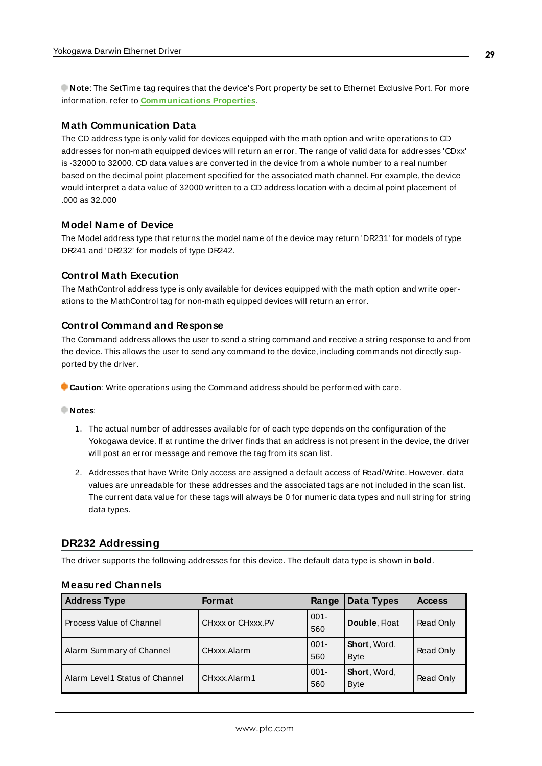**Note**: The SetTime tag requires that the device's Port property be set to Ethernet Exclusive Port. For more information, refer to **Communications Properties**.

### Math Communication Data

The CD address type is only valid for devices equipped with the math option and write operations to CD addresses for non-math equipped devices will return an error. The range of valid data for addresses 'CDxx' is -32000 to 32000. CD data values are converted in the device from a whole number to a real number based on the decimal point placement specified for the associated math channel. For example, the device would interpret a data value of 32000 written to a CD address location with a decimal point placement of .000 as 32.000

### Model Name of Device

The Model address type that returns the model name of the device may return 'DR231' for models of type DR241 and 'DR232' for models of type DR242.

### Control Math Execution

The MathControl address type is only available for devices equipped with the math option and write operations to the MathControl tag for non-math equipped devices will return an error.

### Control Command and Response

The Command address allows the user to send a string command and receive a string response to and from the device. This allows the user to send any command to the device, including commands not directly supported by the driver.

**Caution**: Write operations using the Command address should be performed with care.

**Notes**:

1. The actual number of addresses available for of each type depends on the configuration of the Yokogawa device. If at runtime the driver finds that an address is not present in the device, the driver will post an error message and remove the tag from its scan list.

2. Addresses that have Write Only access are assigned a default access of Read/Write. However, data values are unreadable for these addresses and the associated tags are not included in the scan list. The current data value for these tags will always be 0 for numeric data types and null string for string data types.

## DR232 Addressing

The driver supports the following addresses for this device. The default data type is shown in **bold**.

### Measured Channels

| Address Type | Format | Range | Data Types | Access |
|---|---|---|---|---|
| Process Value of Channel | CHxxx or CHxxx.PV | 001-560 | **Double**, Float | Read Only |
| Alarm Summary of Channel | CHxxx.Alarm | 001-560 | **Short**, Word, Byte | Read Only |
| Alarm Level1 Status of Channel | CHxxx.Alarm1 | 001-560 | **Short**, Word, Byte | Read Only |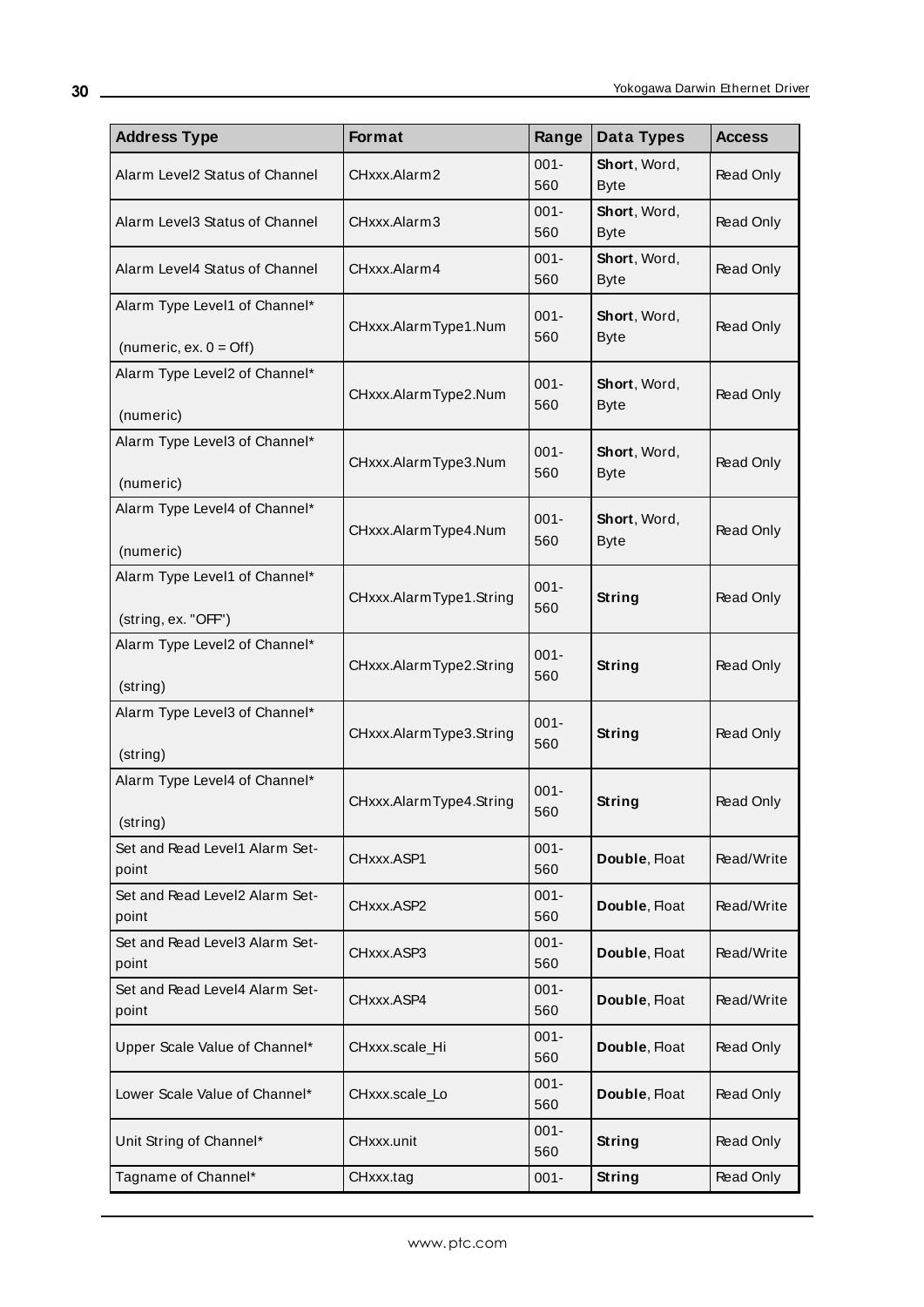| Address Type | Format | Range | Data Types | Access |
|---|---|---|---|---|
| Alarm Level2 Status of Channel | CHxxx.Alarm2 | 001-560 | **Short**, Word, Byte | Read Only |
| Alarm Level3 Status of Channel | CHxxx.Alarm3 | 001-560 | **Short**, Word, Byte | Read Only |
| Alarm Level4 Status of Channel | CHxxx.Alarm4 | 001-560 | **Short**, Word, Byte | Read Only |
| Alarm Type Level1 of Channel* (numeric, ex. 0 = Off) | CHxxx.AlarmType1.Num | 001-560 | **Short**, Word, Byte | Read Only |
| Alarm Type Level2 of Channel* (numeric) | CHxxx.AlarmType2.Num | 001-560 | **Short**, Word, Byte | Read Only |
| Alarm Type Level3 of Channel* (numeric) | CHxxx.AlarmType3.Num | 001-560 | **Short**, Word, Byte | Read Only |
| Alarm Type Level4 of Channel* (numeric) | CHxxx.AlarmType4.Num | 001-560 | **Short**, Word, Byte | Read Only |
| Alarm Type Level1 of Channel* (string, ex. "OFF") | CHxxx.AlarmType1.String | 001-560 | **String** | Read Only |
| Alarm Type Level2 of Channel* (string) | CHxxx.AlarmType2.String | 001-560 | **String** | Read Only |
| Alarm Type Level3 of Channel* (string) | CHxxx.AlarmType3.String | 001-560 | **String** | Read Only |
| Alarm Type Level4 of Channel* (string) | CHxxx.AlarmType4.String | 001-560 | **String** | Read Only |
| Set and Read Level1 Alarm Set-point | CHxxx.ASP1 | 001-560 | **Double**, Float | Read/Write |
| Set and Read Level2 Alarm Set-point | CHxxx.ASP2 | 001-560 | **Double**, Float | Read/Write |
| Set and Read Level3 Alarm Set-point | CHxxx.ASP3 | 001-560 | **Double**, Float | Read/Write |
| Set and Read Level4 Alarm Set-point | CHxxx.ASP4 | 001-560 | **Double**, Float | Read/Write |
| Upper Scale Value of Channel* | CHxxx.scale_Hi | 001-560 | **Double**, Float | Read Only |
| Lower Scale Value of Channel* | CHxxx.scale_Lo | 001-560 | **Double**, Float | Read Only |
| Unit String of Channel* | CHxxx.unit | 001-560 | **String** | Read Only |
| Tagname of Channel* | CHxxx.tag | 001- | **String** | Read Only |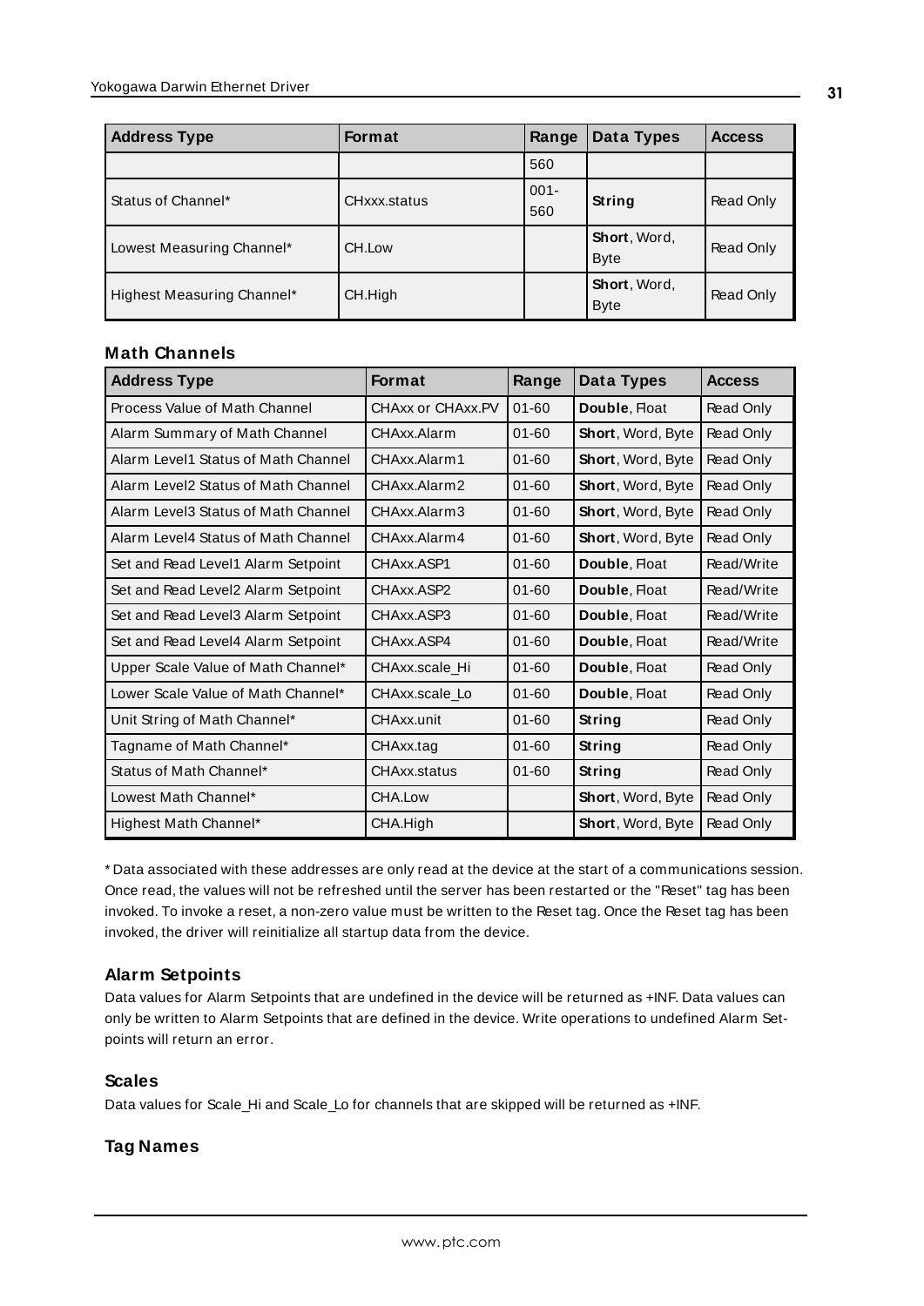| Address Type | Format | Range | Data Types | Access |
|---|---|---|---|---|
| | | 560 | | |
| Status of Channel* | CHxxx.status | 001-560 | **String** | Read Only |
| Lowest Measuring Channel* | CH.Low | | **Short**, Word, Byte | Read Only |
| Highest Measuring Channel* | CH.High | | **Short**, Word, Byte | Read Only |

### Math Channels

| Address Type | Format | Range | Data Types | Access |
|---|---|---|---|---|
| Process Value of Math Channel | CHAxx or CHAxx.PV | 01-60 | **Double**, Float | Read Only |
| Alarm Summary of Math Channel | CHAxx.Alarm | 01-60 | **Short**, Word, Byte | Read Only |
| Alarm Level1 Status of Math Channel | CHAxx.Alarm1 | 01-60 | **Short**, Word, Byte | Read Only |
| Alarm Level2 Status of Math Channel | CHAxx.Alarm2 | 01-60 | **Short**, Word, Byte | Read Only |
| Alarm Level3 Status of Math Channel | CHAxx.Alarm3 | 01-60 | **Short**, Word, Byte | Read Only |
| Alarm Level4 Status of Math Channel | CHAxx.Alarm4 | 01-60 | **Short**, Word, Byte | Read Only |
| Set and Read Level1 Alarm Setpoint | CHAxx.ASP1 | 01-60 | **Double**, Float | Read/Write |
| Set and Read Level2 Alarm Setpoint | CHAxx.ASP2 | 01-60 | **Double**, Float | Read/Write |
| Set and Read Level3 Alarm Setpoint | CHAxx.ASP3 | 01-60 | **Double**, Float | Read/Write |
| Set and Read Level4 Alarm Setpoint | CHAxx.ASP4 | 01-60 | **Double**, Float | Read/Write |
| Upper Scale Value of Math Channel* | CHAxx.scale_Hi | 01-60 | **Double**, Float | Read Only |
| Lower Scale Value of Math Channel* | CHAxx.scale_Lo | 01-60 | **Double**, Float | Read Only |
| Unit String of Math Channel* | CHAxx.unit | 01-60 | **String** | Read Only |
| Tagname of Math Channel* | CHAxx.tag | 01-60 | **String** | Read Only |
| Status of Math Channel* | CHAxx.status | 01-60 | **String** | Read Only |
| Lowest Math Channel* | CHA.Low | | **Short**, Word, Byte | Read Only |
| Highest Math Channel* | CHA.High | | **Short**, Word, Byte | Read Only |

* Data associated with these addresses are only read at the device at the start of a communications session. Once read, the values will not be refreshed until the server has been restarted or the "Reset" tag has been invoked. To invoke a reset, a non-zero value must be written to the Reset tag. Once the Reset tag has been invoked, the driver will reinitialize all startup data from the device.

### Alarm Setpoints

Data values for Alarm Setpoints that are undefined in the device will be returned as +INF. Data values can only be written to Alarm Setpoints that are defined in the device. Write operations to undefined Alarm Setpoints will return an error.

### Scales

Data values for Scale_Hi and Scale_Lo for channels that are skipped will be returned as +INF.

### Tag Names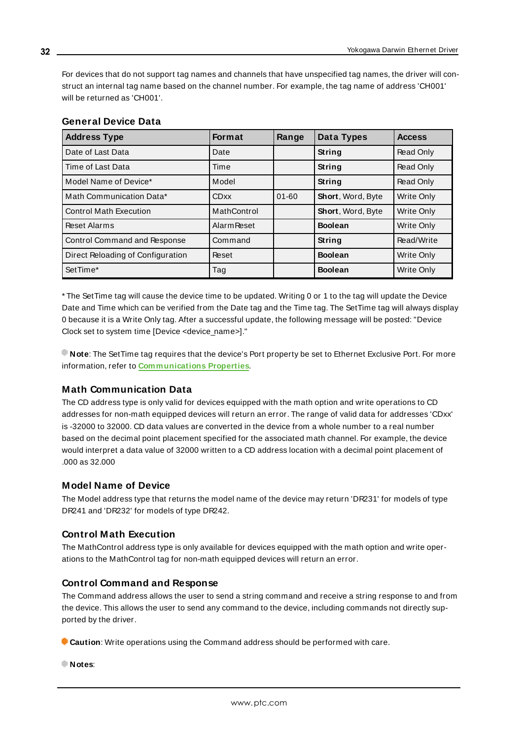For devices that do not support tag names and channels that have unspecified tag names, the driver will construct an internal tag name based on the channel number. For example, the tag name of address 'CH001' will be returned as 'CH001'.

### General Device Data

| Address Type | Format | Range | Data Types | Access |
|---|---|---|---|---|
| Date of Last Data | Date | | **String** | Read Only |
| Time of Last Data | Time | | **String** | Read Only |
| Model Name of Device* | Model | | **String** | Read Only |
| Math Communication Data* | CDxx | 01-60 | **Short**, Word, Byte | Write Only |
| Control Math Execution | MathControl | | **Short**, Word, Byte | Write Only |
| Reset Alarms | AlarmReset | | **Boolean** | Write Only |
| Control Command and Response | Command | | **String** | Read/Write |
| Direct Reloading of Configuration | Reset | | **Boolean** | Write Only |
| SetTime* | Tag | | **Boolean** | Write Only |

* The SetTime tag will cause the device time to be updated. Writing 0 or 1 to the tag will update the Device Date and Time which can be verified from the Date tag and the Time tag. The SetTime tag will always display 0 because it is a Write Only tag. After a successful update, the following message will be posted: "Device Clock set to system time [Device <device_name>]."

**Note**: The SetTime tag requires that the device's Port property be set to Ethernet Exclusive Port. For more information, refer to **Communications Properties**.

### Math Communication Data

The CD address type is only valid for devices equipped with the math option and write operations to CD addresses for non-math equipped devices will return an error. The range of valid data for addresses 'CDxx' is -32000 to 32000. CD data values are converted in the device from a whole number to a real number based on the decimal point placement specified for the associated math channel. For example, the device would interpret a data value of 32000 written to a CD address location with a decimal point placement of .000 as 32.000

### Model Name of Device

The Model address type that returns the model name of the device may return 'DR231' for models of type DR241 and 'DR232' for models of type DR242.

### Control Math Execution

The MathControl address type is only available for devices equipped with the math option and write operations to the MathControl tag for non-math equipped devices will return an error.

### Control Command and Response

The Command address allows the user to send a string command and receive a string response to and from the device. This allows the user to send any command to the device, including commands not directly supported by the driver.

**Caution**: Write operations using the Command address should be performed with care.

**Notes**: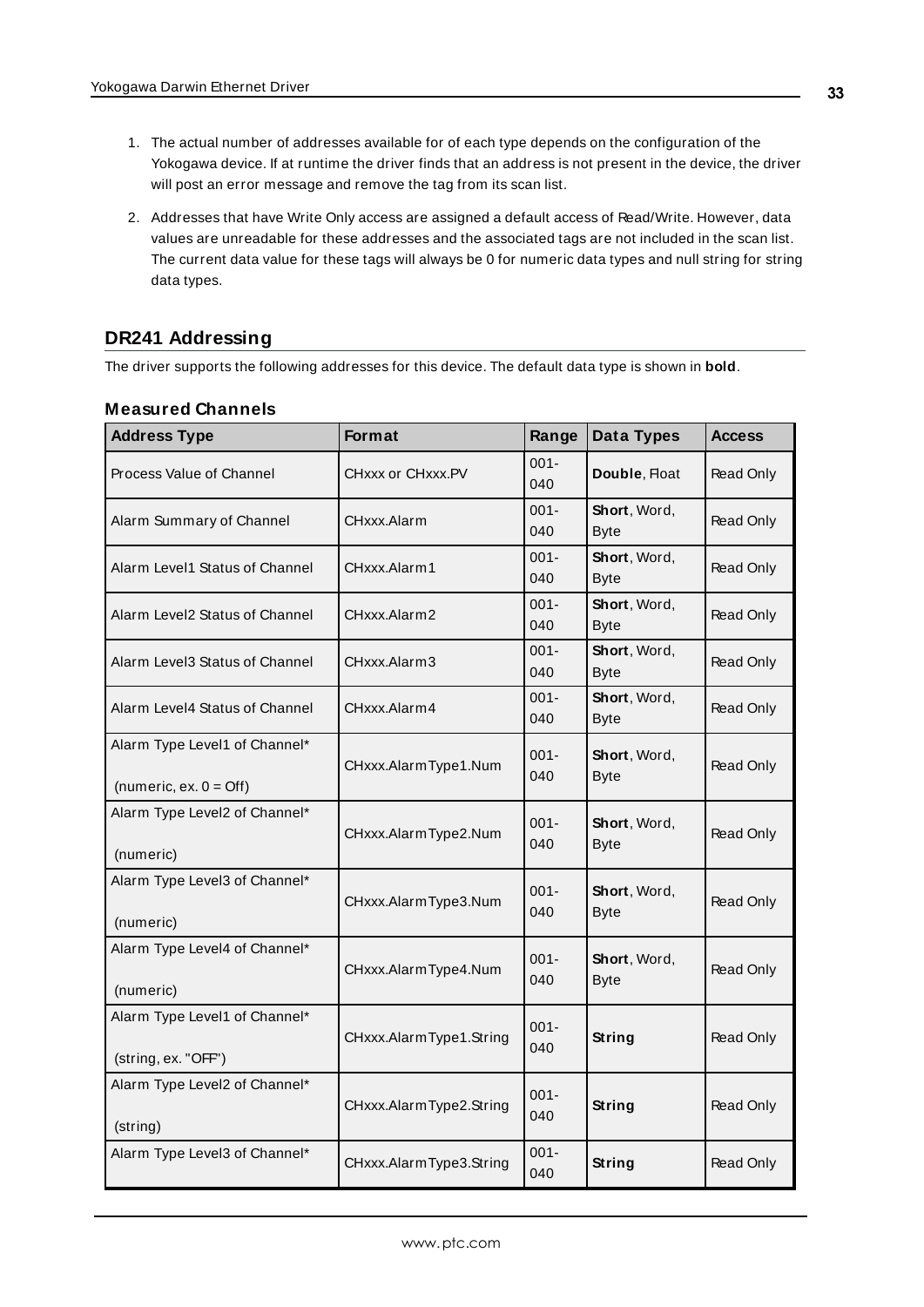1. The actual number of addresses available for of each type depends on the configuration of the Yokogawa device. If at runtime the driver finds that an address is not present in the device, the driver will post an error message and remove the tag from its scan list.
2. Addresses that have Write Only access are assigned a default access of Read/Write. However, data values are unreadable for these addresses and the associated tags are not included in the scan list. The current data value for these tags will always be 0 for numeric data types and null string for string data types.

## DR241 Addressing

The driver supports the following addresses for this device. The default data type is shown in **bold**.

### Measured Channels

| Address Type | Format | Range | Data Types | Access |
|---|---|---|---|---|
| Process Value of Channel | CHxxx or CHxxx.PV | 001-040 | **Double**, Float | Read Only |
| Alarm Summary of Channel | CHxxx.Alarm | 001-040 | **Short**, Word, Byte | Read Only |
| Alarm Level1 Status of Channel | CHxxx.Alarm1 | 001-040 | **Short**, Word, Byte | Read Only |
| Alarm Level2 Status of Channel | CHxxx.Alarm2 | 001-040 | **Short**, Word, Byte | Read Only |
| Alarm Level3 Status of Channel | CHxxx.Alarm3 | 001-040 | **Short**, Word, Byte | Read Only |
| Alarm Level4 Status of Channel | CHxxx.Alarm4 | 001-040 | **Short**, Word, Byte | Read Only |
| Alarm Type Level1 of Channel* (numeric, ex. 0 = Off) | CHxxx.AlarmType1.Num | 001-040 | **Short**, Word, Byte | Read Only |
| Alarm Type Level2 of Channel* (numeric) | CHxxx.AlarmType2.Num | 001-040 | **Short**, Word, Byte | Read Only |
| Alarm Type Level3 of Channel* (numeric) | CHxxx.AlarmType3.Num | 001-040 | **Short**, Word, Byte | Read Only |
| Alarm Type Level4 of Channel* (numeric) | CHxxx.AlarmType4.Num | 001-040 | **Short**, Word, Byte | Read Only |
| Alarm Type Level1 of Channel* (string, ex. "OFF") | CHxxx.AlarmType1.String | 001-040 | **String** | Read Only |
| Alarm Type Level2 of Channel* (string) | CHxxx.AlarmType2.String | 001-040 | **String** | Read Only |
| Alarm Type Level3 of Channel* | CHxxx.AlarmType3.String | 001-040 | **String** | Read Only |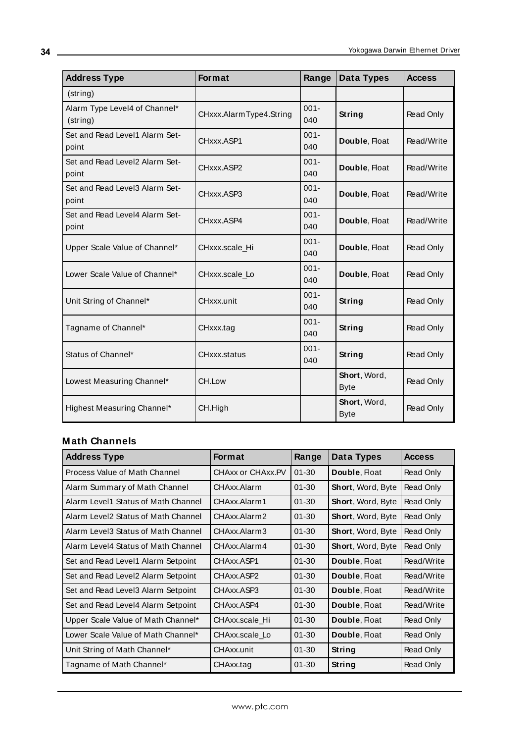| Address Type | Format | Range | Data Types | Access |
|---|---|---|---|---|
| (string) | | | | |
| Alarm Type Level4 of Channel* (string) | CHxxx.AlarmType4.String | 001-040 | **String** | Read Only |
| Set and Read Level1 Alarm Set-point | CHxxx.ASP1 | 001-040 | **Double**, Float | Read/Write |
| Set and Read Level2 Alarm Set-point | CHxxx.ASP2 | 001-040 | **Double**, Float | Read/Write |
| Set and Read Level3 Alarm Set-point | CHxxx.ASP3 | 001-040 | **Double**, Float | Read/Write |
| Set and Read Level4 Alarm Set-point | CHxxx.ASP4 | 001-040 | **Double**, Float | Read/Write |
| Upper Scale Value of Channel* | CHxxx.scale_Hi | 001-040 | **Double**, Float | Read Only |
| Lower Scale Value of Channel* | CHxxx.scale_Lo | 001-040 | **Double**, Float | Read Only |
| Unit String of Channel* | CHxxx.unit | 001-040 | **String** | Read Only |
| Tagname of Channel* | CHxxx.tag | 001-040 | **String** | Read Only |
| Status of Channel* | CHxxx.status | 001-040 | **String** | Read Only |
| Lowest Measuring Channel* | CH.Low | | **Short**, Word, Byte | Read Only |
| Highest Measuring Channel* | CH.High | | **Short**, Word, Byte | Read Only |

### Math Channels

| Address Type | Format | Range | Data Types | Access |
|---|---|---|---|---|
| Process Value of Math Channel | CHAxx or CHAxx.PV | 01-30 | **Double**, Float | Read Only |
| Alarm Summary of Math Channel | CHAxx.Alarm | 01-30 | **Short**, Word, Byte | Read Only |
| Alarm Level1 Status of Math Channel | CHAxx.Alarm1 | 01-30 | **Short**, Word, Byte | Read Only |
| Alarm Level2 Status of Math Channel | CHAxx.Alarm2 | 01-30 | **Short**, Word, Byte | Read Only |
| Alarm Level3 Status of Math Channel | CHAxx.Alarm3 | 01-30 | **Short**, Word, Byte | Read Only |
| Alarm Level4 Status of Math Channel | CHAxx.Alarm4 | 01-30 | **Short**, Word, Byte | Read Only |
| Set and Read Level1 Alarm Setpoint | CHAxx.ASP1 | 01-30 | **Double**, Float | Read/Write |
| Set and Read Level2 Alarm Setpoint | CHAxx.ASP2 | 01-30 | **Double**, Float | Read/Write |
| Set and Read Level3 Alarm Setpoint | CHAxx.ASP3 | 01-30 | **Double**, Float | Read/Write |
| Set and Read Level4 Alarm Setpoint | CHAxx.ASP4 | 01-30 | **Double**, Float | Read/Write |
| Upper Scale Value of Math Channel* | CHAxx.scale_Hi | 01-30 | **Double**, Float | Read Only |
| Lower Scale Value of Math Channel* | CHAxx.scale_Lo | 01-30 | **Double**, Float | Read Only |
| Unit String of Math Channel* | CHAxx.unit | 01-30 | **String** | Read Only |
| Tagname of Math Channel* | CHAxx.tag | 01-30 | **String** | Read Only |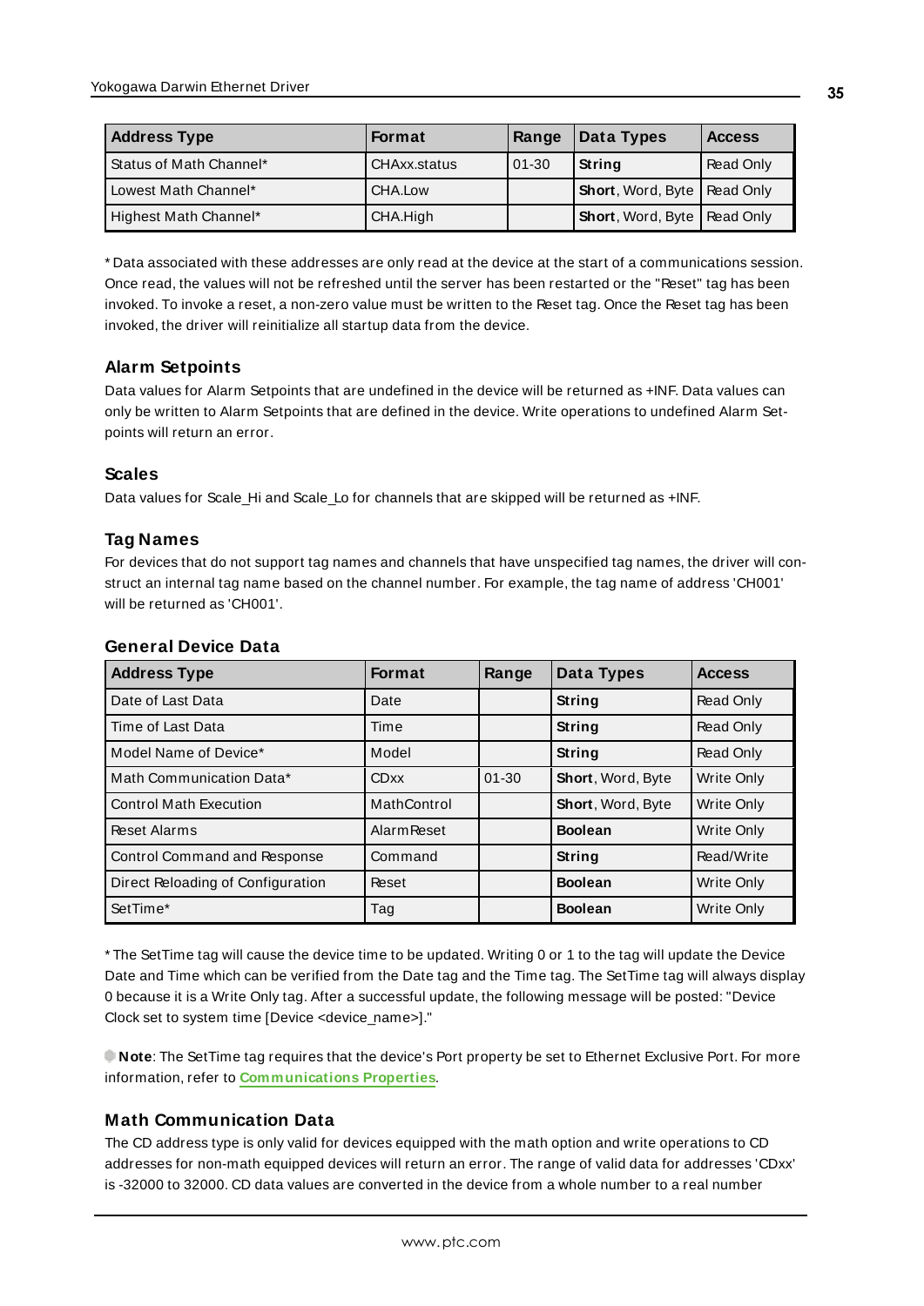| Address Type | Format | Range | Data Types | Access |
| --- | --- | --- | --- | --- |
| Status of Math Channel* | CHAxx.status | 01-30 | **String** | Read Only |
| Lowest Math Channel* | CHA.Low | | **Short**, Word, Byte | Read Only |
| Highest Math Channel* | CHA.High | | **Short**, Word, Byte | Read Only |

* Data associated with these addresses are only read at the device at the start of a communications session. Once read, the values will not be refreshed until the server has been restarted or the "Reset" tag has been invoked. To invoke a reset, a non-zero value must be written to the Reset tag. Once the Reset tag has been invoked, the driver will reinitialize all startup data from the device.

### Alarm Setpoints

Data values for Alarm Setpoints that are undefined in the device will be returned as +INF. Data values can only be written to Alarm Setpoints that are defined in the device. Write operations to undefined Alarm Setpoints will return an error.

### Scales

Data values for Scale_Hi and Scale_Lo for channels that are skipped will be returned as +INF.

### Tag Names

For devices that do not support tag names and channels that have unspecified tag names, the driver will construct an internal tag name based on the channel number. For example, the tag name of address 'CH001' will be returned as 'CH001'.

### General Device Data

| Address Type | Format | Range | Data Types | Access |
| --- | --- | --- | --- | --- |
| Date of Last Data | Date | | **String** | Read Only |
| Time of Last Data | Time | | **String** | Read Only |
| Model Name of Device* | Model | | **String** | Read Only |
| Math Communication Data* | CDxx | 01-30 | **Short**, Word, Byte | Write Only |
| Control Math Execution | MathControl | | **Short**, Word, Byte | Write Only |
| Reset Alarms | AlarmReset | | **Boolean** | Write Only |
| Control Command and Response | Command | | **String** | Read/Write |
| Direct Reloading of Configuration | Reset | | **Boolean** | Write Only |
| SetTime* | Tag | | **Boolean** | Write Only |

* The SetTime tag will cause the device time to be updated. Writing 0 or 1 to the tag will update the Device Date and Time which can be verified from the Date tag and the Time tag. The SetTime tag will always display 0 because it is a Write Only tag. After a successful update, the following message will be posted: "Device Clock set to system time [Device <device_name>]."

**Note**: The SetTime tag requires that the device's Port property be set to Ethernet Exclusive Port. For more information, refer to **Communications Properties**.

### Math Communication Data

The CD address type is only valid for devices equipped with the math option and write operations to CD addresses for non-math equipped devices will return an error. The range of valid data for addresses 'CDxx' is -32000 to 32000. CD data values are converted in the device from a whole number to a real number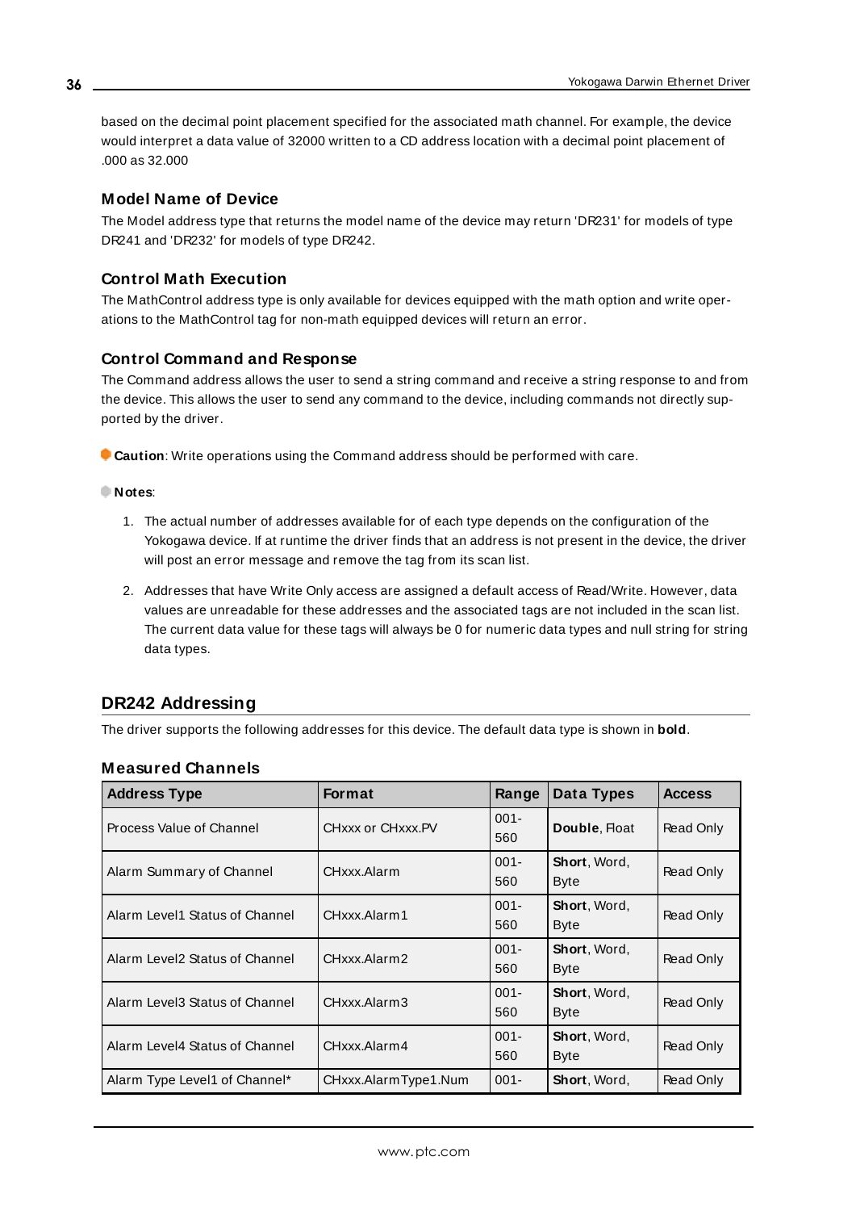based on the decimal point placement specified for the associated math channel. For example, the device would interpret a data value of 32000 written to a CD address location with a decimal point placement of .000 as 32.000

### Model Name of Device

The Model address type that returns the model name of the device may return 'DR231' for models of type DR241 and 'DR232' for models of type DR242.

### Control Math Execution

The MathControl address type is only available for devices equipped with the math option and write operations to the MathControl tag for non-math equipped devices will return an error.

### Control Command and Response

The Command address allows the user to send a string command and receive a string response to and from the device. This allows the user to send any command to the device, including commands not directly supported by the driver.

**Caution**: Write operations using the Command address should be performed with care.

**Notes**:

1. The actual number of addresses available for of each type depends on the configuration of the Yokogawa device. If at runtime the driver finds that an address is not present in the device, the driver will post an error message and remove the tag from its scan list.
2. Addresses that have Write Only access are assigned a default access of Read/Write. However, data values are unreadable for these addresses and the associated tags are not included in the scan list. The current data value for these tags will always be 0 for numeric data types and null string for string data types.

## DR242 Addressing

The driver supports the following addresses for this device. The default data type is shown in **bold**.

### Measured Channels

| Address Type | Format | Range | Data Types | Access |
|---|---|---|---|---|
| Process Value of Channel | CHxxx or CHxxx.PV | 001-560 | **Double**, Float | Read Only |
| Alarm Summary of Channel | CHxxx.Alarm | 001-560 | **Short**, Word, Byte | Read Only |
| Alarm Level1 Status of Channel | CHxxx.Alarm1 | 001-560 | **Short**, Word, Byte | Read Only |
| Alarm Level2 Status of Channel | CHxxx.Alarm2 | 001-560 | **Short**, Word, Byte | Read Only |
| Alarm Level3 Status of Channel | CHxxx.Alarm3 | 001-560 | **Short**, Word, Byte | Read Only |
| Alarm Level4 Status of Channel | CHxxx.Alarm4 | 001-560 | **Short**, Word, Byte | Read Only |
| Alarm Type Level1 of Channel* | CHxxx.AlarmType1.Num | 001- | **Short**, Word, | Read Only |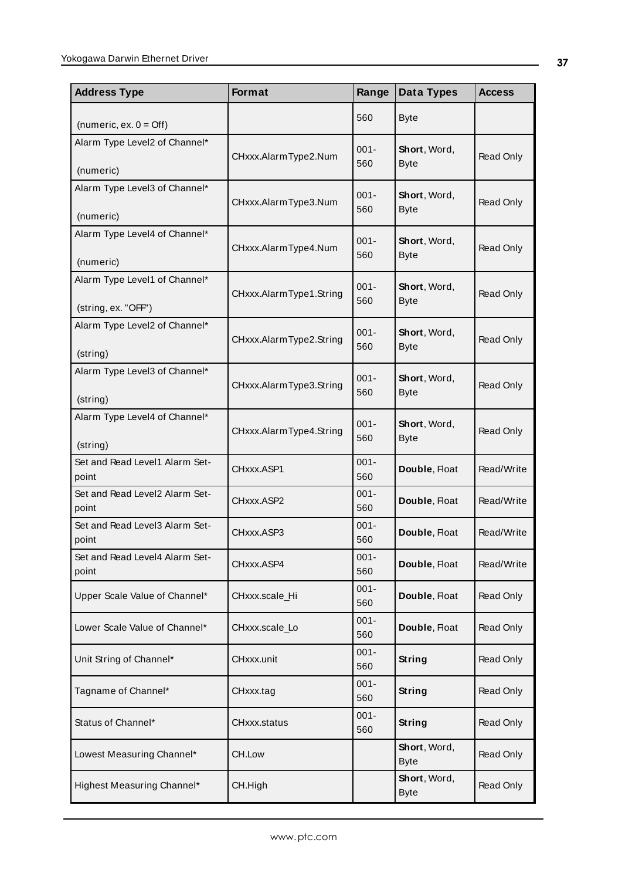| Address Type | Format | Range | Data Types | Access |
|---|---|---|---|---|
| (numeric, ex. 0 = Off) | | 560 | Byte | |
| Alarm Type Level2 of Channel* (numeric) | CHxxx.AlarmType2.Num | 001-560 | **Short**, Word, Byte | Read Only |
| Alarm Type Level3 of Channel* (numeric) | CHxxx.AlarmType3.Num | 001-560 | **Short**, Word, Byte | Read Only |
| Alarm Type Level4 of Channel* (numeric) | CHxxx.AlarmType4.Num | 001-560 | **Short**, Word, Byte | Read Only |
| Alarm Type Level1 of Channel* (string, ex. "OFF") | CHxxx.AlarmType1.String | 001-560 | **Short**, Word, Byte | Read Only |
| Alarm Type Level2 of Channel* (string) | CHxxx.AlarmType2.String | 001-560 | **Short**, Word, Byte | Read Only |
| Alarm Type Level3 of Channel* (string) | CHxxx.AlarmType3.String | 001-560 | **Short**, Word, Byte | Read Only |
| Alarm Type Level4 of Channel* (string) | CHxxx.AlarmType4.String | 001-560 | **Short**, Word, Byte | Read Only |
| Set and Read Level1 Alarm Set-point | CHxxx.ASP1 | 001-560 | **Double**, Float | Read/Write |
| Set and Read Level2 Alarm Set-point | CHxxx.ASP2 | 001-560 | **Double**, Float | Read/Write |
| Set and Read Level3 Alarm Set-point | CHxxx.ASP3 | 001-560 | **Double**, Float | Read/Write |
| Set and Read Level4 Alarm Set-point | CHxxx.ASP4 | 001-560 | **Double**, Float | Read/Write |
| Upper Scale Value of Channel* | CHxxx.scale_Hi | 001-560 | **Double**, Float | Read Only |
| Lower Scale Value of Channel* | CHxxx.scale_Lo | 001-560 | **Double**, Float | Read Only |
| Unit String of Channel* | CHxxx.unit | 001-560 | **String** | Read Only |
| Tagname of Channel* | CHxxx.tag | 001-560 | **String** | Read Only |
| Status of Channel* | CHxxx.status | 001-560 | **String** | Read Only |
| Lowest Measuring Channel* | CH.Low | | **Short**, Word, Byte | Read Only |
| Highest Measuring Channel* | CH.High | | **Short**, Word, Byte | Read Only |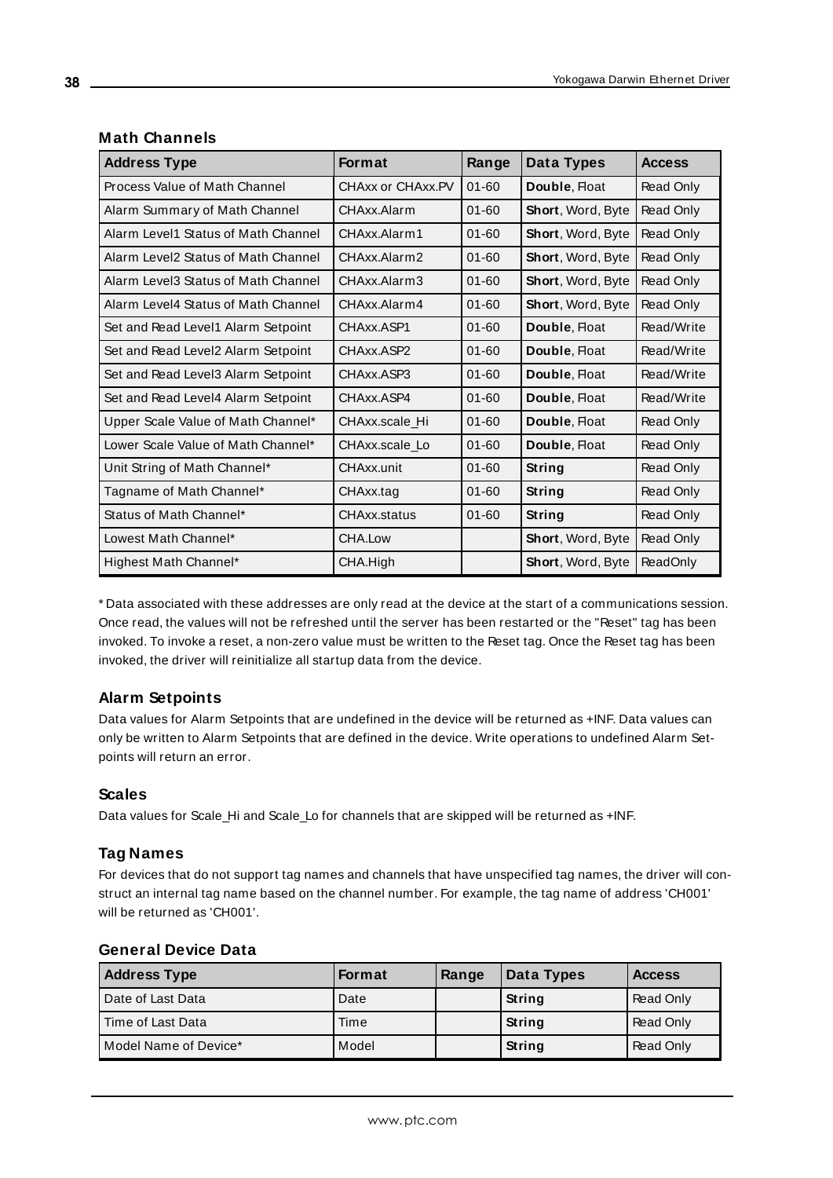### Math Channels

| Address Type | Format | Range | Data Types | Access |
|---|---|---|---|---|
| Process Value of Math Channel | CHAxx or CHAxx.PV | 01-60 | **Double**, Float | Read Only |
| Alarm Summary of Math Channel | CHAxx.Alarm | 01-60 | **Short**, Word, Byte | Read Only |
| Alarm Level1 Status of Math Channel | CHAxx.Alarm1 | 01-60 | **Short**, Word, Byte | Read Only |
| Alarm Level2 Status of Math Channel | CHAxx.Alarm2 | 01-60 | **Short**, Word, Byte | Read Only |
| Alarm Level3 Status of Math Channel | CHAxx.Alarm3 | 01-60 | **Short**, Word, Byte | Read Only |
| Alarm Level4 Status of Math Channel | CHAxx.Alarm4 | 01-60 | **Short**, Word, Byte | Read Only |
| Set and Read Level1 Alarm Setpoint | CHAxx.ASP1 | 01-60 | **Double**, Float | Read/Write |
| Set and Read Level2 Alarm Setpoint | CHAxx.ASP2 | 01-60 | **Double**, Float | Read/Write |
| Set and Read Level3 Alarm Setpoint | CHAxx.ASP3 | 01-60 | **Double**, Float | Read/Write |
| Set and Read Level4 Alarm Setpoint | CHAxx.ASP4 | 01-60 | **Double**, Float | Read/Write |
| Upper Scale Value of Math Channel* | CHAxx.scale_Hi | 01-60 | **Double**, Float | Read Only |
| Lower Scale Value of Math Channel* | CHAxx.scale_Lo | 01-60 | **Double**, Float | Read Only |
| Unit String of Math Channel* | CHAxx.unit | 01-60 | **String** | Read Only |
| Tagname of Math Channel* | CHAxx.tag | 01-60 | **String** | Read Only |
| Status of Math Channel* | CHAxx.status | 01-60 | **String** | Read Only |
| Lowest Math Channel* | CHA.Low | | **Short**, Word, Byte | Read Only |
| Highest Math Channel* | CHA.High | | **Short**, Word, Byte | ReadOnly |

* Data associated with these addresses are only read at the device at the start of a communications session. Once read, the values will not be refreshed until the server has been restarted or the "Reset" tag has been invoked. To invoke a reset, a non-zero value must be written to the Reset tag. Once the Reset tag has been invoked, the driver will reinitialize all startup data from the device.

### Alarm Setpoints

Data values for Alarm Setpoints that are undefined in the device will be returned as +INF. Data values can only be written to Alarm Setpoints that are defined in the device. Write operations to undefined Alarm Setpoints will return an error.

### Scales

Data values for Scale_Hi and Scale_Lo for channels that are skipped will be returned as +INF.

### Tag Names

For devices that do not support tag names and channels that have unspecified tag names, the driver will construct an internal tag name based on the channel number. For example, the tag name of address 'CH001' will be returned as 'CH001'.

### General Device Data

| Address Type | Format | Range | Data Types | Access |
|---|---|---|---|---|
| Date of Last Data | Date | | **String** | Read Only |
| Time of Last Data | Time | | **String** | Read Only |
| Model Name of Device* | Model | | **String** | Read Only |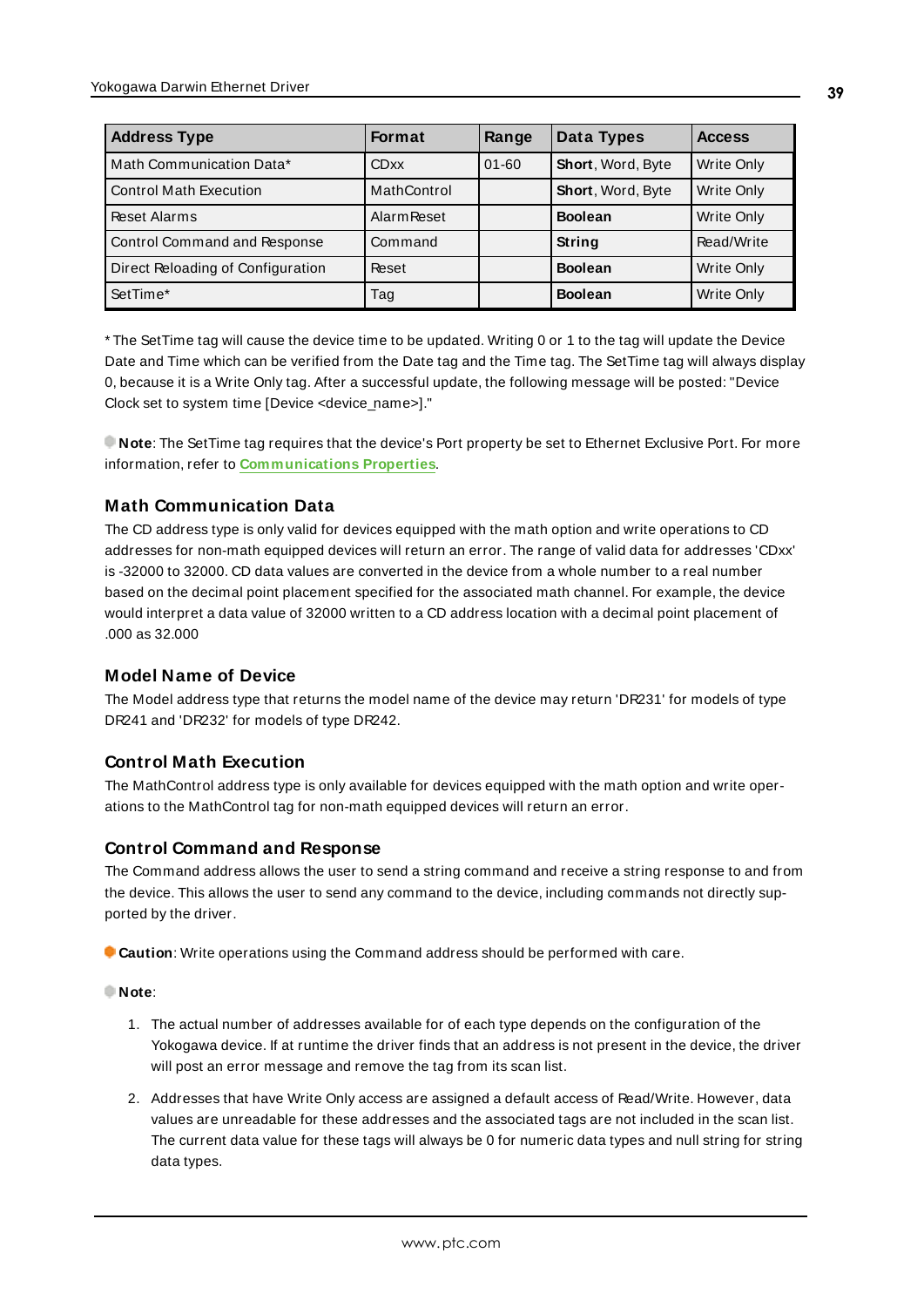| Address Type | Format | Range | Data Types | Access |
|---|---|---|---|---|
| Math Communication Data* | CDxx | 01-60 | **Short**, Word, Byte | Write Only |
| Control Math Execution | MathControl | | **Short**, Word, Byte | Write Only |
| Reset Alarms | AlarmReset | | **Boolean** | Write Only |
| Control Command and Response | Command | | **String** | Read/Write |
| Direct Reloading of Configuration | Reset | | **Boolean** | Write Only |
| SetTime* | Tag | | **Boolean** | Write Only |

* The SetTime tag will cause the device time to be updated. Writing 0 or 1 to the tag will update the Device Date and Time which can be verified from the Date tag and the Time tag. The SetTime tag will always display 0, because it is a Write Only tag. After a successful update, the following message will be posted: "Device Clock set to system time [Device <device_name>]."

**Note**: The SetTime tag requires that the device's Port property be set to Ethernet Exclusive Port. For more information, refer to **Communications Properties**.

### Math Communication Data

The CD address type is only valid for devices equipped with the math option and write operations to CD addresses for non-math equipped devices will return an error. The range of valid data for addresses 'CDxx' is -32000 to 32000. CD data values are converted in the device from a whole number to a real number based on the decimal point placement specified for the associated math channel. For example, the device would interpret a data value of 32000 written to a CD address location with a decimal point placement of .000 as 32.000

### Model Name of Device

The Model address type that returns the model name of the device may return 'DR231' for models of type DR241 and 'DR232' for models of type DR242.

### Control Math Execution

The MathControl address type is only available for devices equipped with the math option and write operations to the MathControl tag for non-math equipped devices will return an error.

### Control Command and Response

The Command address allows the user to send a string command and receive a string response to and from the device. This allows the user to send any command to the device, including commands not directly supported by the driver.

**Caution**: Write operations using the Command address should be performed with care.

**Note**:

1. The actual number of addresses available for of each type depends on the configuration of the Yokogawa device. If at runtime the driver finds that an address is not present in the device, the driver will post an error message and remove the tag from its scan list.
2. Addresses that have Write Only access are assigned a default access of Read/Write. However, data values are unreadable for these addresses and the associated tags are not included in the scan list. The current data value for these tags will always be 0 for numeric data types and null string for string data types.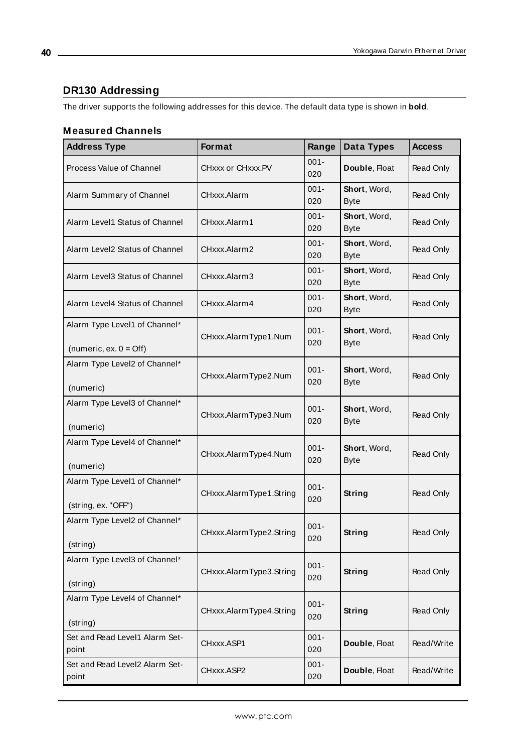## DR130 Addressing

The driver supports the following addresses for this device. The default data type is shown in **bold**.

### Measured Channels

| Address Type | Format | Range | Data Types | Access |
|---|---|---|---|---|
| Process Value of Channel | CHxxx or CHxxx.PV | 001-020 | **Double**, Float | Read Only |
| Alarm Summary of Channel | CHxxx.Alarm | 001-020 | **Short**, Word, Byte | Read Only |
| Alarm Level1 Status of Channel | CHxxx.Alarm1 | 001-020 | **Short**, Word, Byte | Read Only |
| Alarm Level2 Status of Channel | CHxxx.Alarm2 | 001-020 | **Short**, Word, Byte | Read Only |
| Alarm Level3 Status of Channel | CHxxx.Alarm3 | 001-020 | **Short**, Word, Byte | Read Only |
| Alarm Level4 Status of Channel | CHxxx.Alarm4 | 001-020 | **Short**, Word, Byte | Read Only |
| Alarm Type Level1 of Channel* (numeric, ex. 0 = Off) | CHxxx.AlarmType1.Num | 001-020 | **Short**, Word, Byte | Read Only |
| Alarm Type Level2 of Channel* (numeric) | CHxxx.AlarmType2.Num | 001-020 | **Short**, Word, Byte | Read Only |
| Alarm Type Level3 of Channel* (numeric) | CHxxx.AlarmType3.Num | 001-020 | **Short**, Word, Byte | Read Only |
| Alarm Type Level4 of Channel* (numeric) | CHxxx.AlarmType4.Num | 001-020 | **Short**, Word, Byte | Read Only |
| Alarm Type Level1 of Channel* (string, ex. "OFF") | CHxxx.AlarmType1.String | 001-020 | **String** | Read Only |
| Alarm Type Level2 of Channel* (string) | CHxxx.AlarmType2.String | 001-020 | **String** | Read Only |
| Alarm Type Level3 of Channel* (string) | CHxxx.AlarmType3.String | 001-020 | **String** | Read Only |
| Alarm Type Level4 of Channel* (string) | CHxxx.AlarmType4.String | 001-020 | **String** | Read Only |
| Set and Read Level1 Alarm Set-point | CHxxx.ASP1 | 001-020 | **Double**, Float | Read/Write |
| Set and Read Level2 Alarm Set-point | CHxxx.ASP2 | 001-020 | **Double**, Float | Read/Write |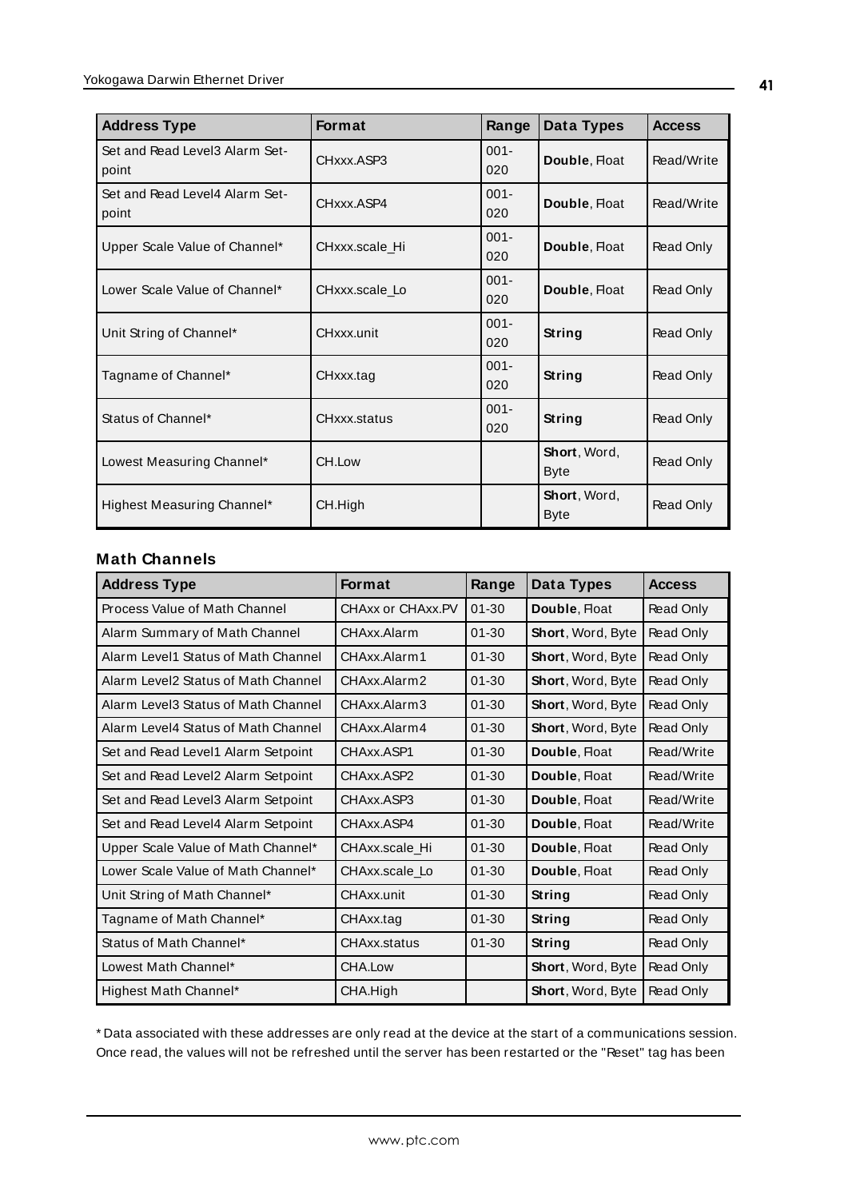| Address Type | Format | Range | Data Types | Access |
|---|---|---|---|---|
| Set and Read Level3 Alarm Set-point | CHxxx.ASP3 | 001-020 | **Double**, Float | Read/Write |
| Set and Read Level4 Alarm Set-point | CHxxx.ASP4 | 001-020 | **Double**, Float | Read/Write |
| Upper Scale Value of Channel* | CHxxx.scale_Hi | 001-020 | **Double**, Float | Read Only |
| Lower Scale Value of Channel* | CHxxx.scale_Lo | 001-020 | **Double**, Float | Read Only |
| Unit String of Channel* | CHxxx.unit | 001-020 | **String** | Read Only |
| Tagname of Channel* | CHxxx.tag | 001-020 | **String** | Read Only |
| Status of Channel* | CHxxx.status | 001-020 | **String** | Read Only |
| Lowest Measuring Channel* | CH.Low | | **Short**, Word, Byte | Read Only |
| Highest Measuring Channel* | CH.High | | **Short**, Word, Byte | Read Only |

### Math Channels

| Address Type | Format | Range | Data Types | Access |
|---|---|---|---|---|
| Process Value of Math Channel | CHAxx or CHAxx.PV | 01-30 | **Double**, Float | Read Only |
| Alarm Summary of Math Channel | CHAxx.Alarm | 01-30 | **Short**, Word, Byte | Read Only |
| Alarm Level1 Status of Math Channel | CHAxx.Alarm1 | 01-30 | **Short**, Word, Byte | Read Only |
| Alarm Level2 Status of Math Channel | CHAxx.Alarm2 | 01-30 | **Short**, Word, Byte | Read Only |
| Alarm Level3 Status of Math Channel | CHAxx.Alarm3 | 01-30 | **Short**, Word, Byte | Read Only |
| Alarm Level4 Status of Math Channel | CHAxx.Alarm4 | 01-30 | **Short**, Word, Byte | Read Only |
| Set and Read Level1 Alarm Setpoint | CHAxx.ASP1 | 01-30 | **Double**, Float | Read/Write |
| Set and Read Level2 Alarm Setpoint | CHAxx.ASP2 | 01-30 | **Double**, Float | Read/Write |
| Set and Read Level3 Alarm Setpoint | CHAxx.ASP3 | 01-30 | **Double**, Float | Read/Write |
| Set and Read Level4 Alarm Setpoint | CHAxx.ASP4 | 01-30 | **Double**, Float | Read/Write |
| Upper Scale Value of Math Channel* | CHAxx.scale_Hi | 01-30 | **Double**, Float | Read Only |
| Lower Scale Value of Math Channel* | CHAxx.scale_Lo | 01-30 | **Double**, Float | Read Only |
| Unit String of Math Channel* | CHAxx.unit | 01-30 | **String** | Read Only |
| Tagname of Math Channel* | CHAxx.tag | 01-30 | **String** | Read Only |
| Status of Math Channel* | CHAxx.status | 01-30 | **String** | Read Only |
| Lowest Math Channel* | CHA.Low | | **Short**, Word, Byte | Read Only |
| Highest Math Channel* | CHA.High | | **Short**, Word, Byte | Read Only |

* Data associated with these addresses are only read at the device at the start of a communications session. Once read, the values will not be refreshed until the server has been restarted or the "Reset" tag has been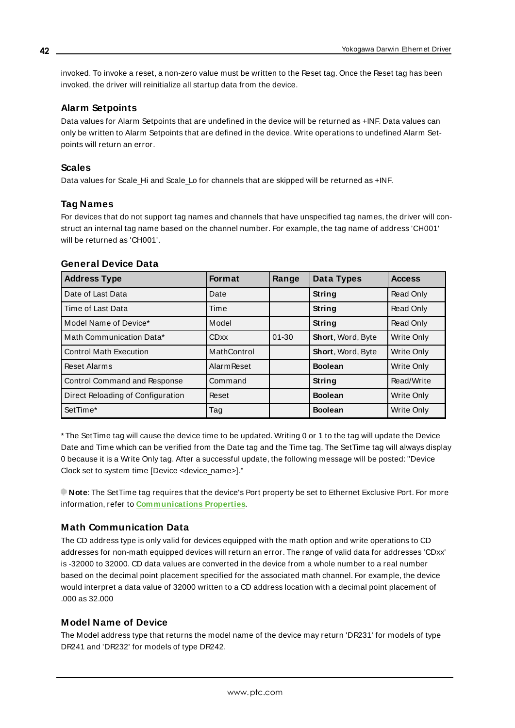invoked. To invoke a reset, a non-zero value must be written to the Reset tag. Once the Reset tag has been invoked, the driver will reinitialize all startup data from the device.

### Alarm Setpoints

Data values for Alarm Setpoints that are undefined in the device will be returned as +INF. Data values can only be written to Alarm Setpoints that are defined in the device. Write operations to undefined Alarm Setpoints will return an error.

### Scales

Data values for Scale_Hi and Scale_Lo for channels that are skipped will be returned as +INF.

### Tag Names

For devices that do not support tag names and channels that have unspecified tag names, the driver will construct an internal tag name based on the channel number. For example, the tag name of address 'CH001' will be returned as 'CH001'.

### General Device Data

| Address Type | Format | Range | Data Types | Access |
|---|---|---|---|---|
| Date of Last Data | Date | | **String** | Read Only |
| Time of Last Data | Time | | **String** | Read Only |
| Model Name of Device* | Model | | **String** | Read Only |
| Math Communication Data* | CDxx | 01-30 | **Short**, Word, Byte | Write Only |
| Control Math Execution | MathControl | | **Short**, Word, Byte | Write Only |
| Reset Alarms | AlarmReset | | **Boolean** | Write Only |
| Control Command and Response | Command | | **String** | Read/Write |
| Direct Reloading of Configuration | Reset | | **Boolean** | Write Only |
| SetTime* | Tag | | **Boolean** | Write Only |

* The SetTime tag will cause the device time to be updated. Writing 0 or 1 to the tag will update the Device Date and Time which can be verified from the Date tag and the Time tag. The SetTime tag will always display 0 because it is a Write Only tag. After a successful update, the following message will be posted: "Device Clock set to system time [Device <device_name>]."

**Note**: The SetTime tag requires that the device's Port property be set to Ethernet Exclusive Port. For more information, refer to **Communications Properties**.

### Math Communication Data

The CD address type is only valid for devices equipped with the math option and write operations to CD addresses for non-math equipped devices will return an error. The range of valid data for addresses 'CDxx' is -32000 to 32000. CD data values are converted in the device from a whole number to a real number based on the decimal point placement specified for the associated math channel. For example, the device would interpret a data value of 32000 written to a CD address location with a decimal point placement of .000 as 32.000

### Model Name of Device

The Model address type that returns the model name of the device may return 'DR231' for models of type DR241 and 'DR232' for models of type DR242.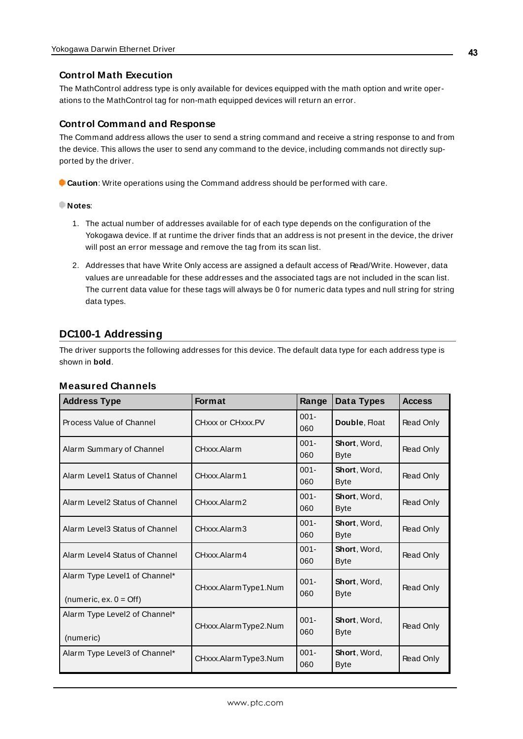### Control Math Execution

The MathControl address type is only available for devices equipped with the math option and write operations to the MathControl tag for non-math equipped devices will return an error.

### Control Command and Response

The Command address allows the user to send a string command and receive a string response to and from the device. This allows the user to send any command to the device, including commands not directly supported by the driver.

**Caution**: Write operations using the Command address should be performed with care.

**Notes**:

1. The actual number of addresses available for of each type depends on the configuration of the Yokogawa device. If at runtime the driver finds that an address is not present in the device, the driver will post an error message and remove the tag from its scan list.
2. Addresses that have Write Only access are assigned a default access of Read/Write. However, data values are unreadable for these addresses and the associated tags are not included in the scan list. The current data value for these tags will always be 0 for numeric data types and null string for string data types.

## DC100-1 Addressing

The driver supports the following addresses for this device. The default data type for each address type is shown in **bold**.

### Measured Channels

| Address Type | Format | Range | Data Types | Access |
|---|---|---|---|---|
| Process Value of Channel | CHxxx or CHxxx.PV | 001-060 | **Double**, Float | Read Only |
| Alarm Summary of Channel | CHxxx.Alarm | 001-060 | **Short**, Word, Byte | Read Only |
| Alarm Level1 Status of Channel | CHxxx.Alarm1 | 001-060 | **Short**, Word, Byte | Read Only |
| Alarm Level2 Status of Channel | CHxxx.Alarm2 | 001-060 | **Short**, Word, Byte | Read Only |
| Alarm Level3 Status of Channel | CHxxx.Alarm3 | 001-060 | **Short**, Word, Byte | Read Only |
| Alarm Level4 Status of Channel | CHxxx.Alarm4 | 001-060 | **Short**, Word, Byte | Read Only |
| Alarm Type Level1 of Channel* (numeric, ex. 0 = Off) | CHxxx.AlarmType1.Num | 001-060 | **Short**, Word, Byte | Read Only |
| Alarm Type Level2 of Channel* (numeric) | CHxxx.AlarmType2.Num | 001-060 | **Short**, Word, Byte | Read Only |
| Alarm Type Level3 of Channel* | CHxxx.AlarmType3.Num | 001-060 | **Short**, Word, Byte | Read Only |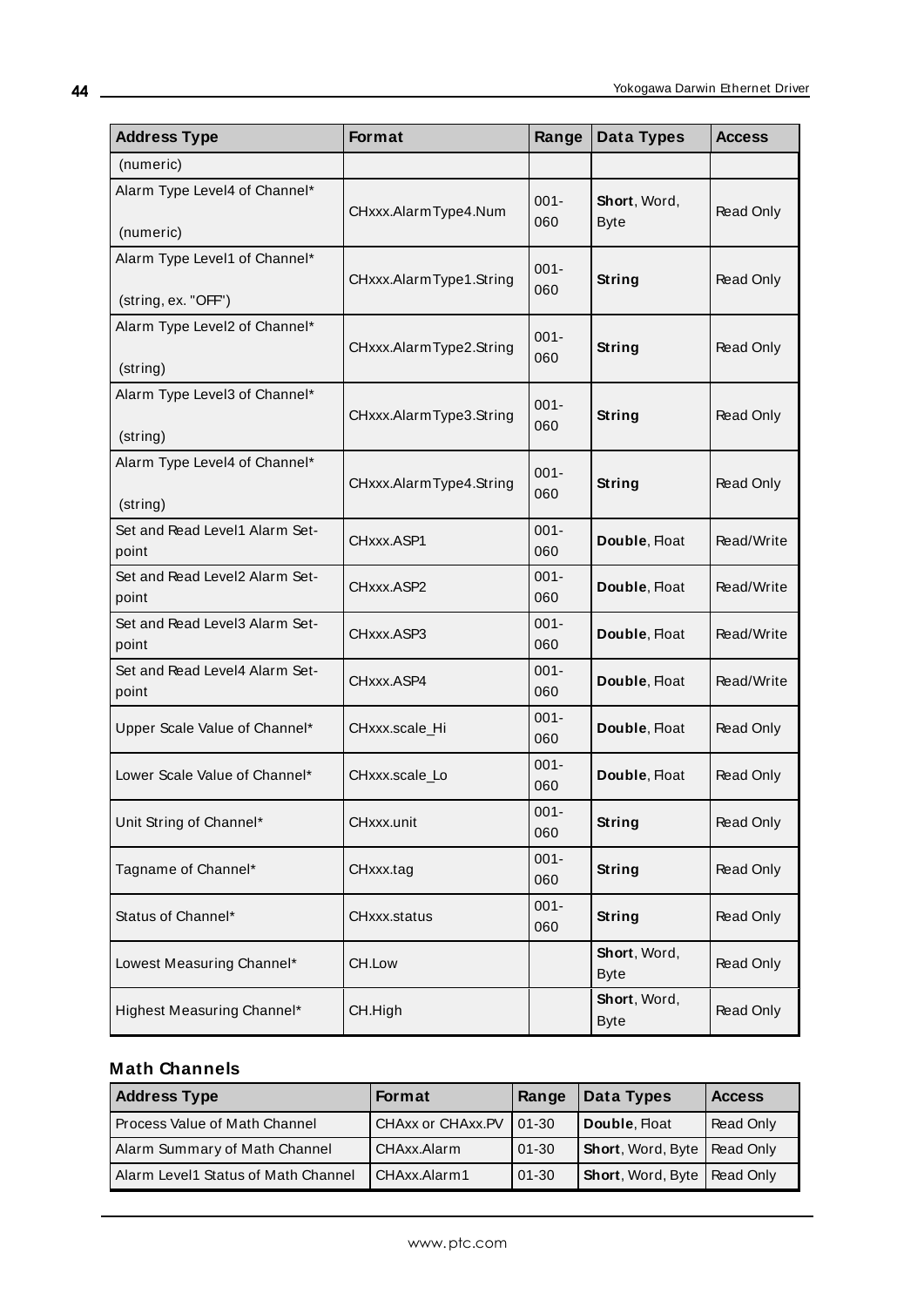| Address Type | Format | Range | Data Types | Access |
|---|---|---|---|---|
| (numeric) | | | | |
| Alarm Type Level4 of Channel* (numeric) | CHxxx.AlarmType4.Num | 001-060 | **Short**, Word, Byte | Read Only |
| Alarm Type Level1 of Channel* (string, ex. "OFF") | CHxxx.AlarmType1.String | 001-060 | **String** | Read Only |
| Alarm Type Level2 of Channel* (string) | CHxxx.AlarmType2.String | 001-060 | **String** | Read Only |
| Alarm Type Level3 of Channel* (string) | CHxxx.AlarmType3.String | 001-060 | **String** | Read Only |
| Alarm Type Level4 of Channel* (string) | CHxxx.AlarmType4.String | 001-060 | **String** | Read Only |
| Set and Read Level1 Alarm Set-point | CHxxx.ASP1 | 001-060 | **Double**, Float | Read/Write |
| Set and Read Level2 Alarm Set-point | CHxxx.ASP2 | 001-060 | **Double**, Float | Read/Write |
| Set and Read Level3 Alarm Set-point | CHxxx.ASP3 | 001-060 | **Double**, Float | Read/Write |
| Set and Read Level4 Alarm Set-point | CHxxx.ASP4 | 001-060 | **Double**, Float | Read/Write |
| Upper Scale Value of Channel* | CHxxx.scale_Hi | 001-060 | **Double**, Float | Read Only |
| Lower Scale Value of Channel* | CHxxx.scale_Lo | 001-060 | **Double**, Float | Read Only |
| Unit String of Channel* | CHxxx.unit | 001-060 | **String** | Read Only |
| Tagname of Channel* | CHxxx.tag | 001-060 | **String** | Read Only |
| Status of Channel* | CHxxx.status | 001-060 | **String** | Read Only |
| Lowest Measuring Channel* | CH.Low | | **Short**, Word, Byte | Read Only |
| Highest Measuring Channel* | CH.High | | **Short**, Word, Byte | Read Only |

### Math Channels

| Address Type | Format | Range | Data Types | Access |
|---|---|---|---|---|
| Process Value of Math Channel | CHAxx or CHAxx.PV | 01-30 | **Double**, Float | Read Only |
| Alarm Summary of Math Channel | CHAxx.Alarm | 01-30 | **Short**, Word, Byte | Read Only |
| Alarm Level1 Status of Math Channel | CHAxx.Alarm1 | 01-30 | **Short**, Word, Byte | Read Only |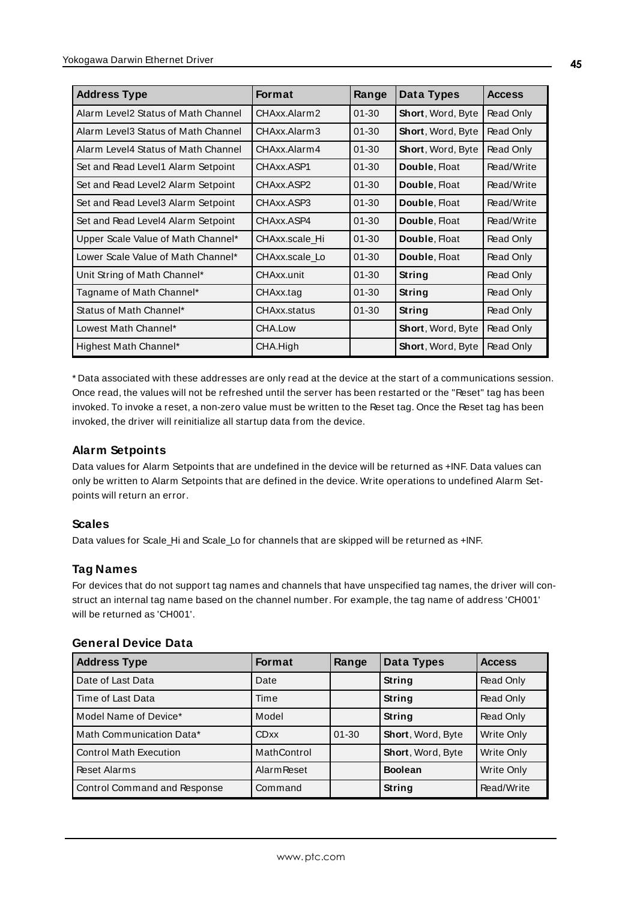| Address Type | Format | Range | Data Types | Access |
|---|---|---|---|---|
| Alarm Level2 Status of Math Channel | CHAxx.Alarm2 | 01-30 | **Short**, Word, Byte | Read Only |
| Alarm Level3 Status of Math Channel | CHAxx.Alarm3 | 01-30 | **Short**, Word, Byte | Read Only |
| Alarm Level4 Status of Math Channel | CHAxx.Alarm4 | 01-30 | **Short**, Word, Byte | Read Only |
| Set and Read Level1 Alarm Setpoint | CHAxx.ASP1 | 01-30 | **Double**, Float | Read/Write |
| Set and Read Level2 Alarm Setpoint | CHAxx.ASP2 | 01-30 | **Double**, Float | Read/Write |
| Set and Read Level3 Alarm Setpoint | CHAxx.ASP3 | 01-30 | **Double**, Float | Read/Write |
| Set and Read Level4 Alarm Setpoint | CHAxx.ASP4 | 01-30 | **Double**, Float | Read/Write |
| Upper Scale Value of Math Channel* | CHAxx.scale_Hi | 01-30 | **Double**, Float | Read Only |
| Lower Scale Value of Math Channel* | CHAxx.scale_Lo | 01-30 | **Double**, Float | Read Only |
| Unit String of Math Channel* | CHAxx.unit | 01-30 | **String** | Read Only |
| Tagname of Math Channel* | CHAxx.tag | 01-30 | **String** | Read Only |
| Status of Math Channel* | CHAxx.status | 01-30 | **String** | Read Only |
| Lowest Math Channel* | CHA.Low | | **Short**, Word, Byte | Read Only |
| Highest Math Channel* | CHA.High | | **Short**, Word, Byte | Read Only |

* Data associated with these addresses are only read at the device at the start of a communications session. Once read, the values will not be refreshed until the server has been restarted or the "Reset" tag has been invoked. To invoke a reset, a non-zero value must be written to the Reset tag. Once the Reset tag has been invoked, the driver will reinitialize all startup data from the device.

### Alarm Setpoints

Data values for Alarm Setpoints that are undefined in the device will be returned as +INF. Data values can only be written to Alarm Setpoints that are defined in the device. Write operations to undefined Alarm Setpoints will return an error.

### Scales

Data values for Scale_Hi and Scale_Lo for channels that are skipped will be returned as +INF.

### Tag Names

For devices that do not support tag names and channels that have unspecified tag names, the driver will construct an internal tag name based on the channel number. For example, the tag name of address 'CH001' will be returned as 'CH001'.

### General Device Data

| Address Type | Format | Range | Data Types | Access |
|---|---|---|---|---|
| Date of Last Data | Date | | **String** | Read Only |
| Time of Last Data | Time | | **String** | Read Only |
| Model Name of Device* | Model | | **String** | Read Only |
| Math Communication Data* | CDxx | 01-30 | **Short**, Word, Byte | Write Only |
| Control Math Execution | MathControl | | **Short**, Word, Byte | Write Only |
| Reset Alarms | AlarmReset | | **Boolean** | Write Only |
| Control Command and Response | Command | | **String** | Read/Write |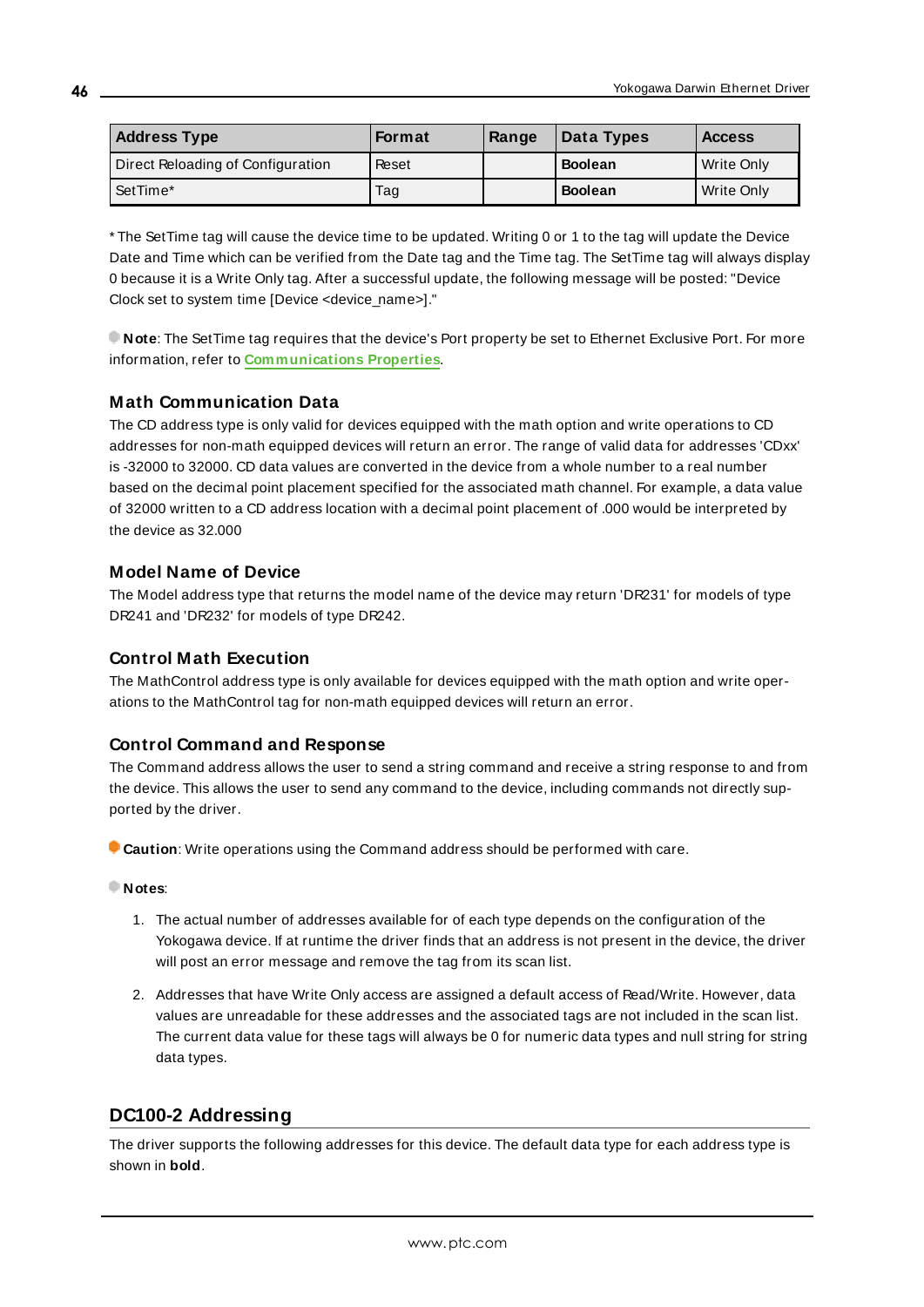| Address Type | Format | Range | Data Types | Access |
|---|---|---|---|---|
| Direct Reloading of Configuration | Reset | | **Boolean** | Write Only |
| SetTime* | Tag | | **Boolean** | Write Only |

* The SetTime tag will cause the device time to be updated. Writing 0 or 1 to the tag will update the Device Date and Time which can be verified from the Date tag and the Time tag. The SetTime tag will always display 0 because it is a Write Only tag. After a successful update, the following message will be posted: "Device Clock set to system time [Device <device_name>]."

**Note**: The SetTime tag requires that the device's Port property be set to Ethernet Exclusive Port. For more information, refer to **Communications Properties**.

### Math Communication Data

The CD address type is only valid for devices equipped with the math option and write operations to CD addresses for non-math equipped devices will return an error. The range of valid data for addresses 'CDxx' is -32000 to 32000. CD data values are converted in the device from a whole number to a real number based on the decimal point placement specified for the associated math channel. For example, a data value of 32000 written to a CD address location with a decimal point placement of .000 would be interpreted by the device as 32.000

### Model Name of Device

The Model address type that returns the model name of the device may return 'DR231' for models of type DR241 and 'DR232' for models of type DR242.

### Control Math Execution

The MathControl address type is only available for devices equipped with the math option and write operations to the MathControl tag for non-math equipped devices will return an error.

### Control Command and Response

The Command address allows the user to send a string command and receive a string response to and from the device. This allows the user to send any command to the device, including commands not directly supported by the driver.

**Caution**: Write operations using the Command address should be performed with care.

**Notes**:

1. The actual number of addresses available for of each type depends on the configuration of the Yokogawa device. If at runtime the driver finds that an address is not present in the device, the driver will post an error message and remove the tag from its scan list.

2. Addresses that have Write Only access are assigned a default access of Read/Write. However, data values are unreadable for these addresses and the associated tags are not included in the scan list. The current data value for these tags will always be 0 for numeric data types and null string for string data types.

## DC100-2 Addressing

The driver supports the following addresses for this device. The default data type for each address type is shown in **bold**.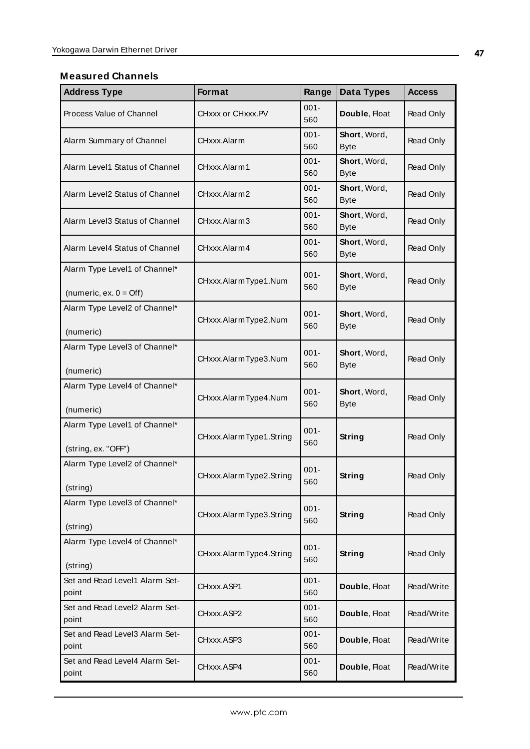### Measured Channels

| Address Type | Format | Range | Data Types | Access |
|---|---|---|---|---|
| Process Value of Channel | CHxxx or CHxxx.PV | 001-560 | **Double**, Float | Read Only |
| Alarm Summary of Channel | CHxxx.Alarm | 001-560 | **Short**, Word, Byte | Read Only |
| Alarm Level1 Status of Channel | CHxxx.Alarm1 | 001-560 | **Short**, Word, Byte | Read Only |
| Alarm Level2 Status of Channel | CHxxx.Alarm2 | 001-560 | **Short**, Word, Byte | Read Only |
| Alarm Level3 Status of Channel | CHxxx.Alarm3 | 001-560 | **Short**, Word, Byte | Read Only |
| Alarm Level4 Status of Channel | CHxxx.Alarm4 | 001-560 | **Short**, Word, Byte | Read Only |
| Alarm Type Level1 of Channel* (numeric, ex. 0 = Off) | CHxxx.AlarmType1.Num | 001-560 | **Short**, Word, Byte | Read Only |
| Alarm Type Level2 of Channel* (numeric) | CHxxx.AlarmType2.Num | 001-560 | **Short**, Word, Byte | Read Only |
| Alarm Type Level3 of Channel* (numeric) | CHxxx.AlarmType3.Num | 001-560 | **Short**, Word, Byte | Read Only |
| Alarm Type Level4 of Channel* (numeric) | CHxxx.AlarmType4.Num | 001-560 | **Short**, Word, Byte | Read Only |
| Alarm Type Level1 of Channel* (string, ex. "OFF") | CHxxx.AlarmType1.String | 001-560 | **String** | Read Only |
| Alarm Type Level2 of Channel* (string) | CHxxx.AlarmType2.String | 001-560 | **String** | Read Only |
| Alarm Type Level3 of Channel* (string) | CHxxx.AlarmType3.String | 001-560 | **String** | Read Only |
| Alarm Type Level4 of Channel* (string) | CHxxx.AlarmType4.String | 001-560 | **String** | Read Only |
| Set and Read Level1 Alarm Set-point | CHxxx.ASP1 | 001-560 | **Double**, Float | Read/Write |
| Set and Read Level2 Alarm Set-point | CHxxx.ASP2 | 001-560 | **Double**, Float | Read/Write |
| Set and Read Level3 Alarm Set-point | CHxxx.ASP3 | 001-560 | **Double**, Float | Read/Write |
| Set and Read Level4 Alarm Set-point | CHxxx.ASP4 | 001-560 | **Double**, Float | Read/Write |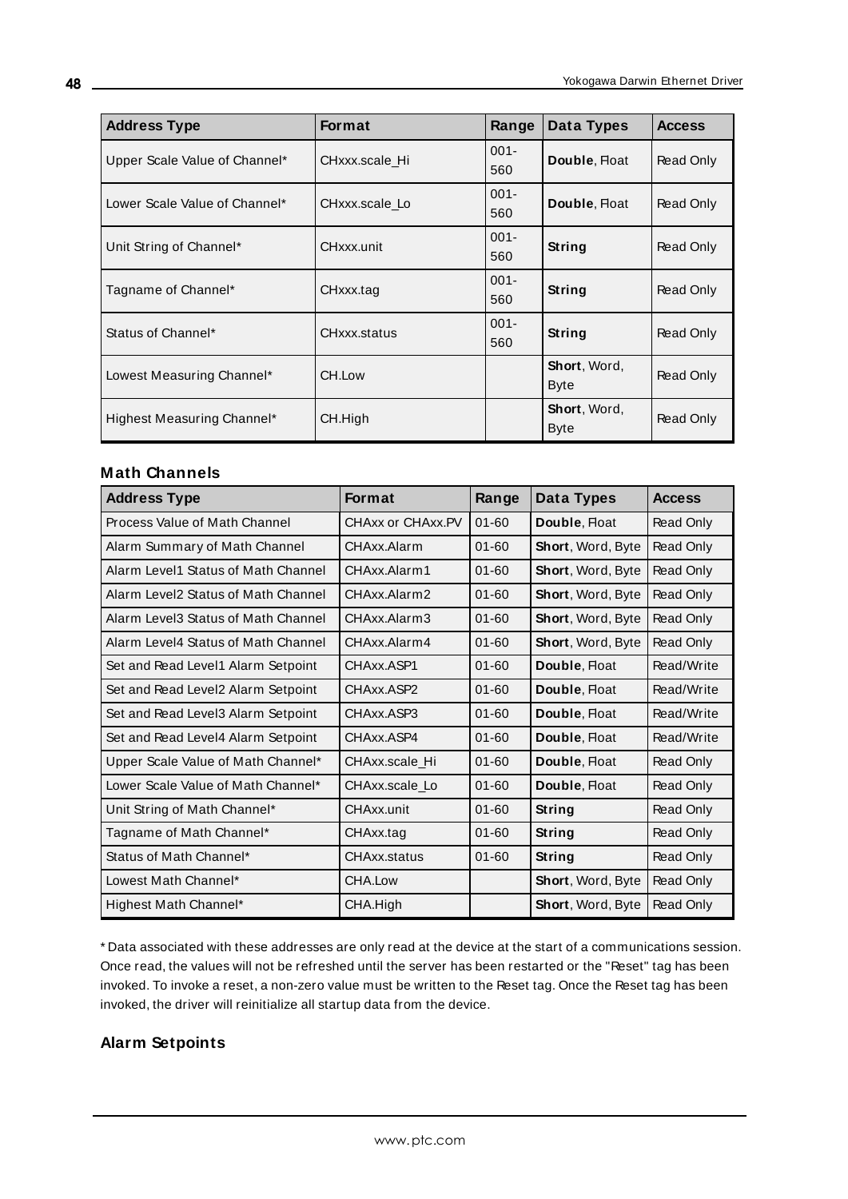| Address Type | Format | Range | Data Types | Access |
|---|---|---|---|---|
| Upper Scale Value of Channel* | CHxxx.scale_Hi | 001-560 | **Double**, Float | Read Only |
| Lower Scale Value of Channel* | CHxxx.scale_Lo | 001-560 | **Double**, Float | Read Only |
| Unit String of Channel* | CHxxx.unit | 001-560 | **String** | Read Only |
| Tagname of Channel* | CHxxx.tag | 001-560 | **String** | Read Only |
| Status of Channel* | CHxxx.status | 001-560 | **String** | Read Only |
| Lowest Measuring Channel* | CH.Low | | **Short**, Word, Byte | Read Only |
| Highest Measuring Channel* | CH.High | | **Short**, Word, Byte | Read Only |

### Math Channels

| Address Type | Format | Range | Data Types | Access |
|---|---|---|---|---|
| Process Value of Math Channel | CHAxx or CHAxx.PV | 01-60 | **Double**, Float | Read Only |
| Alarm Summary of Math Channel | CHAxx.Alarm | 01-60 | **Short**, Word, Byte | Read Only |
| Alarm Level1 Status of Math Channel | CHAxx.Alarm1 | 01-60 | **Short**, Word, Byte | Read Only |
| Alarm Level2 Status of Math Channel | CHAxx.Alarm2 | 01-60 | **Short**, Word, Byte | Read Only |
| Alarm Level3 Status of Math Channel | CHAxx.Alarm3 | 01-60 | **Short**, Word, Byte | Read Only |
| Alarm Level4 Status of Math Channel | CHAxx.Alarm4 | 01-60 | **Short**, Word, Byte | Read Only |
| Set and Read Level1 Alarm Setpoint | CHAxx.ASP1 | 01-60 | **Double**, Float | Read/Write |
| Set and Read Level2 Alarm Setpoint | CHAxx.ASP2 | 01-60 | **Double**, Float | Read/Write |
| Set and Read Level3 Alarm Setpoint | CHAxx.ASP3 | 01-60 | **Double**, Float | Read/Write |
| Set and Read Level4 Alarm Setpoint | CHAxx.ASP4 | 01-60 | **Double**, Float | Read/Write |
| Upper Scale Value of Math Channel* | CHAxx.scale_Hi | 01-60 | **Double**, Float | Read Only |
| Lower Scale Value of Math Channel* | CHAxx.scale_Lo | 01-60 | **Double**, Float | Read Only |
| Unit String of Math Channel* | CHAxx.unit | 01-60 | **String** | Read Only |
| Tagname of Math Channel* | CHAxx.tag | 01-60 | **String** | Read Only |
| Status of Math Channel* | CHAxx.status | 01-60 | **String** | Read Only |
| Lowest Math Channel* | CHA.Low | | **Short**, Word, Byte | Read Only |
| Highest Math Channel* | CHA.High | | **Short**, Word, Byte | Read Only |

* Data associated with these addresses are only read at the device at the start of a communications session. Once read, the values will not be refreshed until the server has been restarted or the "Reset" tag has been invoked. To invoke a reset, a non-zero value must be written to the Reset tag. Once the Reset tag has been invoked, the driver will reinitialize all startup data from the device.

### Alarm Setpoints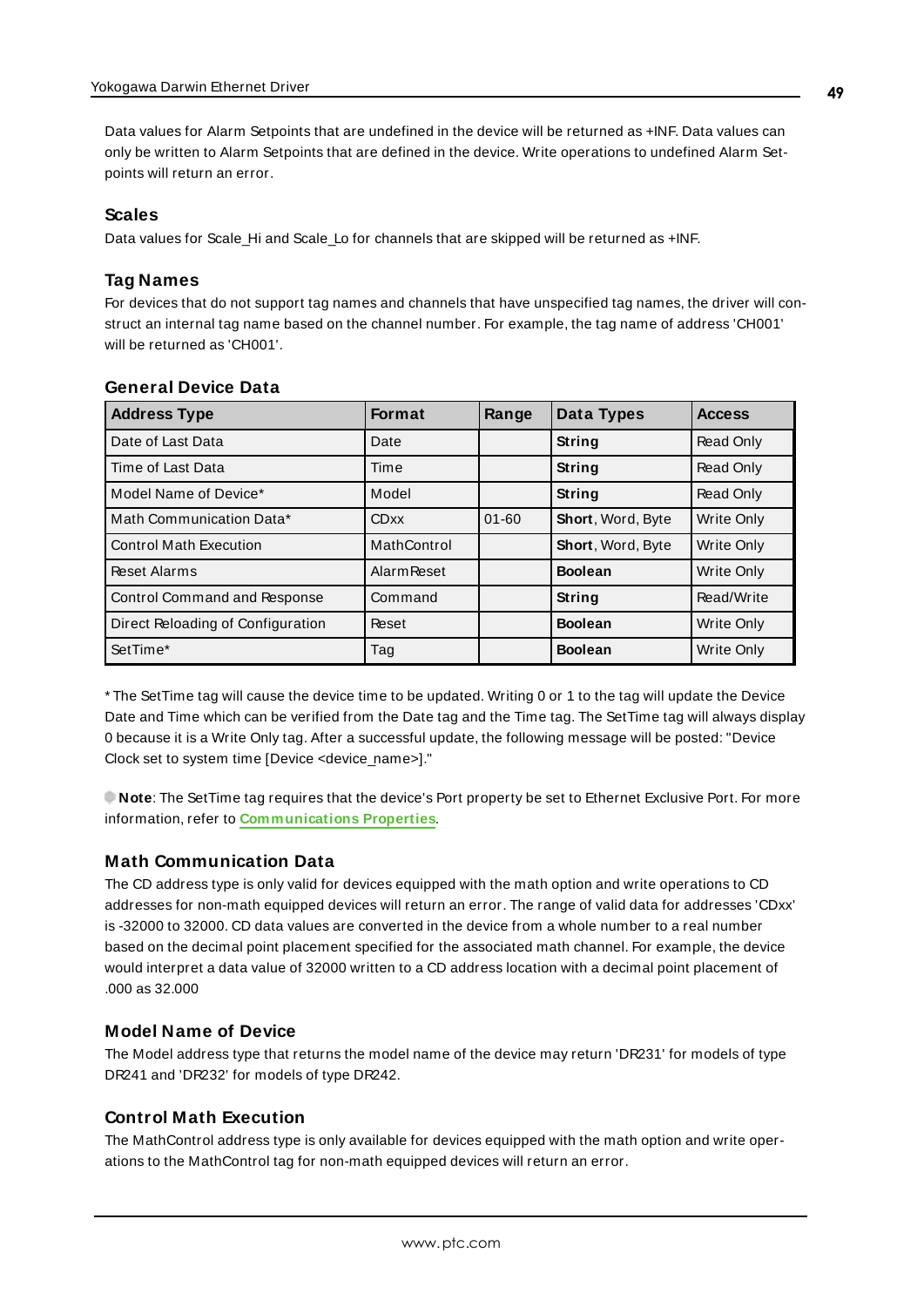Data values for Alarm Setpoints that are undefined in the device will be returned as +INF. Data values can only be written to Alarm Setpoints that are defined in the device. Write operations to undefined Alarm Setpoints will return an error.

### Scales

Data values for Scale_Hi and Scale_Lo for channels that are skipped will be returned as +INF.

### Tag Names

For devices that do not support tag names and channels that have unspecified tag names, the driver will construct an internal tag name based on the channel number. For example, the tag name of address 'CH001' will be returned as 'CH001'.

### General Device Data

| Address Type | Format | Range | Data Types | Access |
|---|---|---|---|---|
| Date of Last Data | Date | | **String** | Read Only |
| Time of Last Data | Time | | **String** | Read Only |
| Model Name of Device* | Model | | **String** | Read Only |
| Math Communication Data* | CDxx | 01-60 | **Short**, Word, Byte | Write Only |
| Control Math Execution | MathControl | | **Short**, Word, Byte | Write Only |
| Reset Alarms | AlarmReset | | **Boolean** | Write Only |
| Control Command and Response | Command | | **String** | Read/Write |
| Direct Reloading of Configuration | Reset | | **Boolean** | Write Only |
| SetTime* | Tag | | **Boolean** | Write Only |

* The SetTime tag will cause the device time to be updated. Writing 0 or 1 to the tag will update the Device Date and Time which can be verified from the Date tag and the Time tag. The SetTime tag will always display 0 because it is a Write Only tag. After a successful update, the following message will be posted: "Device Clock set to system time [Device <device_name>]."

**Note**: The SetTime tag requires that the device's Port property be set to Ethernet Exclusive Port. For more information, refer to **Communications Properties**.

### Math Communication Data

The CD address type is only valid for devices equipped with the math option and write operations to CD addresses for non-math equipped devices will return an error. The range of valid data for addresses 'CDxx' is -32000 to 32000. CD data values are converted in the device from a whole number to a real number based on the decimal point placement specified for the associated math channel. For example, the device would interpret a data value of 32000 written to a CD address location with a decimal point placement of .000 as 32.000

### Model Name of Device

The Model address type that returns the model name of the device may return 'DR231' for models of type DR241 and 'DR232' for models of type DR242.

### Control Math Execution

The MathControl address type is only available for devices equipped with the math option and write operations to the MathControl tag for non-math equipped devices will return an error.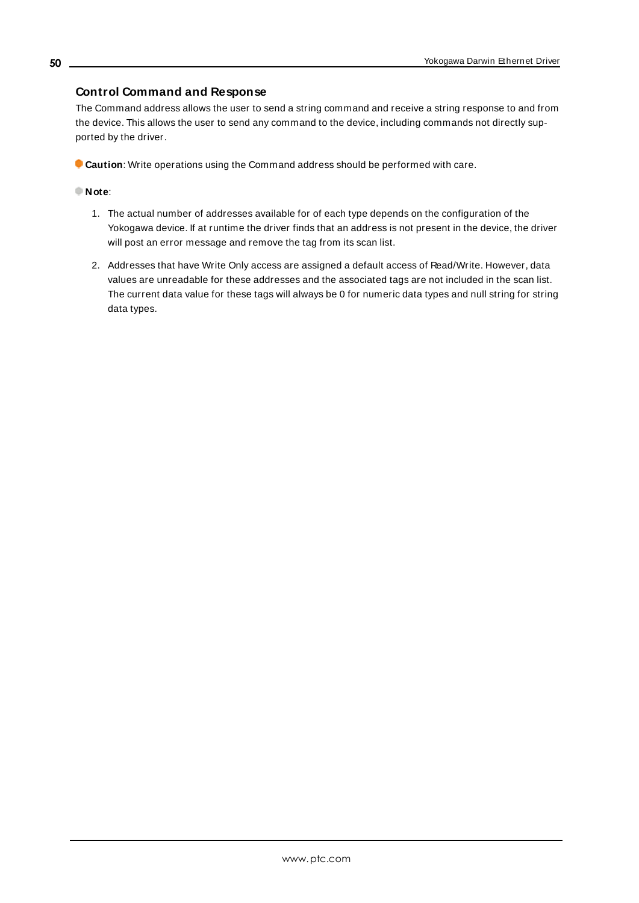## Control Command and Response

The Command address allows the user to send a string command and receive a string response to and from the device. This allows the user to send any command to the device, including commands not directly supported by the driver.

**Caution**: Write operations using the Command address should be performed with care.

**Note**:

1. The actual number of addresses available for of each type depends on the configuration of the Yokogawa device. If at runtime the driver finds that an address is not present in the device, the driver will post an error message and remove the tag from its scan list.

2. Addresses that have Write Only access are assigned a default access of Read/Write. However, data values are unreadable for these addresses and the associated tags are not included in the scan list. The current data value for these tags will always be 0 for numeric data types and null string for string data types.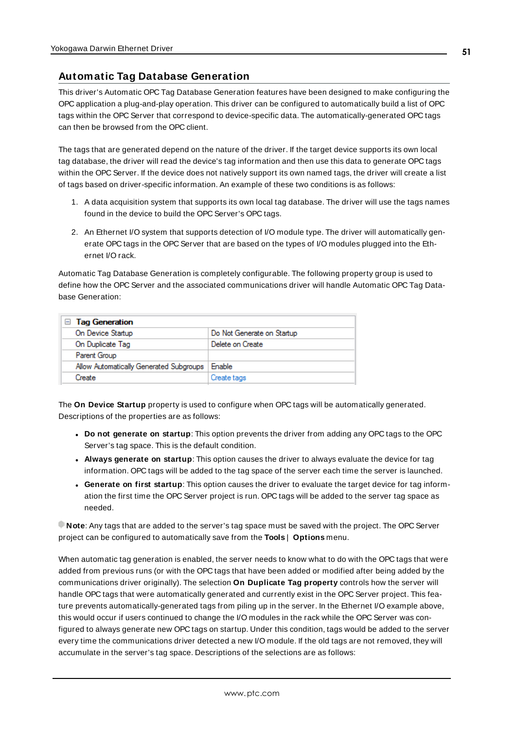## Automatic Tag Database Generation

This driver's Automatic OPC Tag Database Generation features have been designed to make configuring the OPC application a plug-and-play operation. This driver can be configured to automatically build a list of OPC tags within the OPC Server that correspond to device-specific data. The automatically-generated OPC tags can then be browsed from the OPC client.

The tags that are generated depend on the nature of the driver. If the target device supports its own local tag database, the driver will read the device's tag information and then use this data to generate OPC tags within the OPC Server. If the device does not natively support its own named tags, the driver will create a list of tags based on driver-specific information. An example of these two conditions is as follows:

1. A data acquisition system that supports its own local tag database. The driver will use the tags names found in the device to build the OPC Server's OPC tags.
2. An Ethernet I/O system that supports detection of I/O module type. The driver will automatically generate OPC tags in the OPC Server that are based on the types of I/O modules plugged into the Ethernet I/O rack.

Automatic Tag Database Generation is completely configurable. The following property group is used to define how the OPC Server and the associated communications driver will handle Automatic OPC Tag Database Generation:

| Tag Generation | |
|---|---|
| On Device Startup | Do Not Generate on Startup |
| On Duplicate Tag | Delete on Create |
| Parent Group | |
| Allow Automatically Generated Subgroups | Enable |
| Create | Create tags |

The **On Device Startup** property is used to configure when OPC tags will be automatically generated. Descriptions of the properties are as follows:

- **Do not generate on startup**: This option prevents the driver from adding any OPC tags to the OPC Server's tag space. This is the default condition.
- **Always generate on startup**: This option causes the driver to always evaluate the device for tag information. OPC tags will be added to the tag space of the server each time the server is launched.
- **Generate on first startup**: This option causes the driver to evaluate the target device for tag information the first time the OPC Server project is run. OPC tags will be added to the server tag space as needed.

**Note**: Any tags that are added to the server's tag space must be saved with the project. The OPC Server project can be configured to automatically save from the **Tools** | **Options** menu.

When automatic tag generation is enabled, the server needs to know what to do with the OPC tags that were added from previous runs (or with the OPC tags that have been added or modified after being added by the communications driver originally). The selection **On Duplicate Tag property** controls how the server will handle OPC tags that were automatically generated and currently exist in the OPC Server project. This feature prevents automatically-generated tags from piling up in the server. In the Ethernet I/O example above, this would occur if users continued to change the I/O modules in the rack while the OPC Server was configured to always generate new OPC tags on startup. Under this condition, tags would be added to the server every time the communications driver detected a new I/O module. If the old tags are not removed, they will accumulate in the server's tag space. Descriptions of the selections are as follows: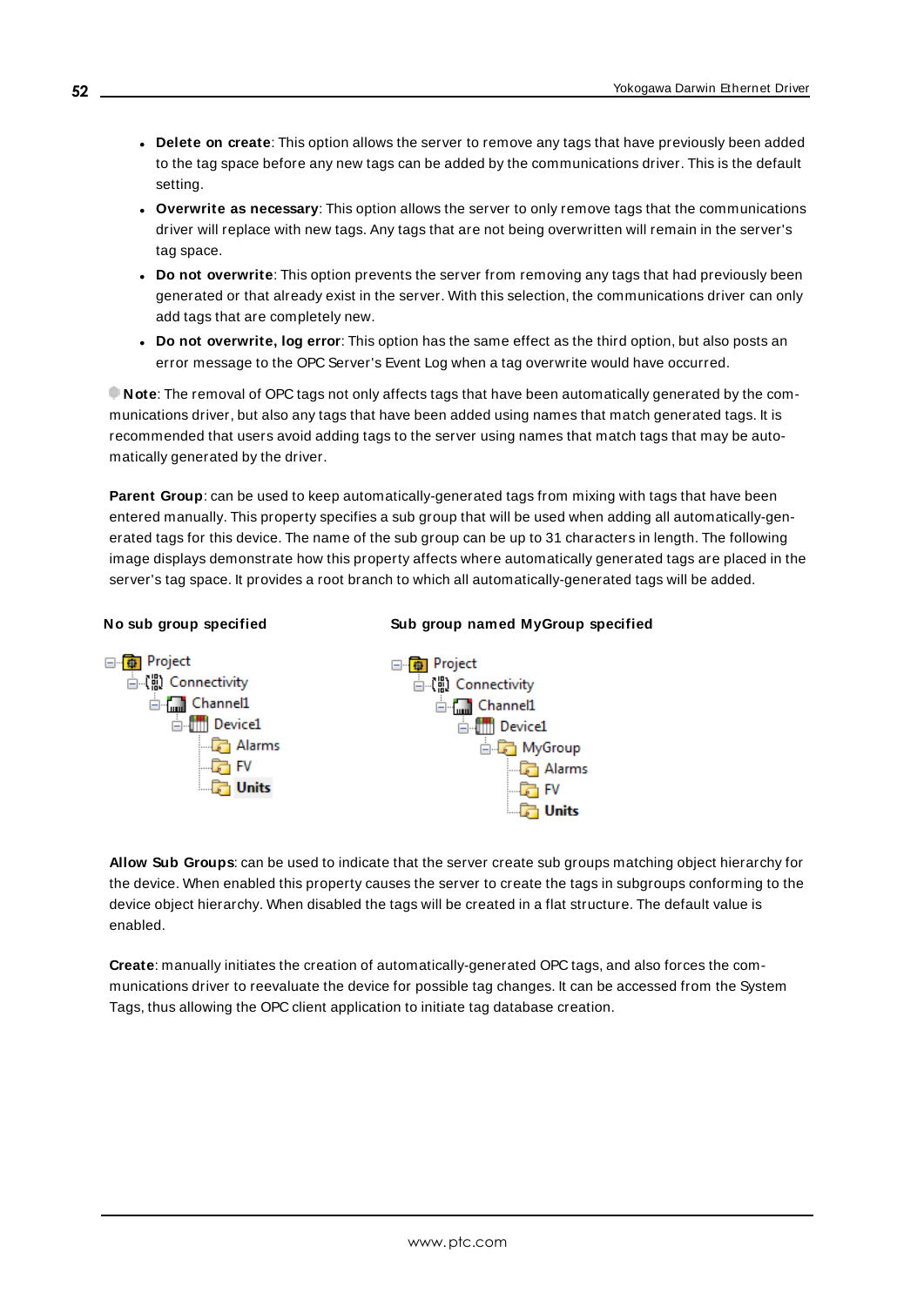- **Delete on create**: This option allows the server to remove any tags that have previously been added to the tag space before any new tags can be added by the communications driver. This is the default setting.
- **Overwrite as necessary**: This option allows the server to only remove tags that the communications driver will replace with new tags. Any tags that are not being overwritten will remain in the server's tag space.
- **Do not overwrite**: This option prevents the server from removing any tags that had previously been generated or that already exist in the server. With this selection, the communications driver can only add tags that are completely new.
- **Do not overwrite, log error**: This option has the same effect as the third option, but also posts an error message to the OPC Server's Event Log when a tag overwrite would have occurred.

**Note**: The removal of OPC tags not only affects tags that have been automatically generated by the communications driver, but also any tags that have been added using names that match generated tags. It is recommended that users avoid adding tags to the server using names that match tags that may be automatically generated by the driver.

**Parent Group**: can be used to keep automatically-generated tags from mixing with tags that have been entered manually. This property specifies a sub group that will be used when adding all automatically-generated tags for this device. The name of the sub group can be up to 31 characters in length. The following image displays demonstrate how this property affects where automatically generated tags are placed in the server's tag space. It provides a root branch to which all automatically-generated tags will be added.

**No sub group specified**

- Project
  - Connectivity
    - Channel1
      - Device1
        - Alarms
        - FV
        - Units

**Sub group named MyGroup specified**

- Project
  - Connectivity
    - Channel1
      - Device1
        - MyGroup
          - Alarms
          - FV
          - Units

**Allow Sub Groups**: can be used to indicate that the server create sub groups matching object hierarchy for the device. When enabled this property causes the server to create the tags in subgroups conforming to the device object hierarchy. When disabled the tags will be created in a flat structure. The default value is enabled.

**Create**: manually initiates the creation of automatically-generated OPC tags, and also forces the communications driver to reevaluate the device for possible tag changes. It can be accessed from the System Tags, thus allowing the OPC client application to initiate tag database creation.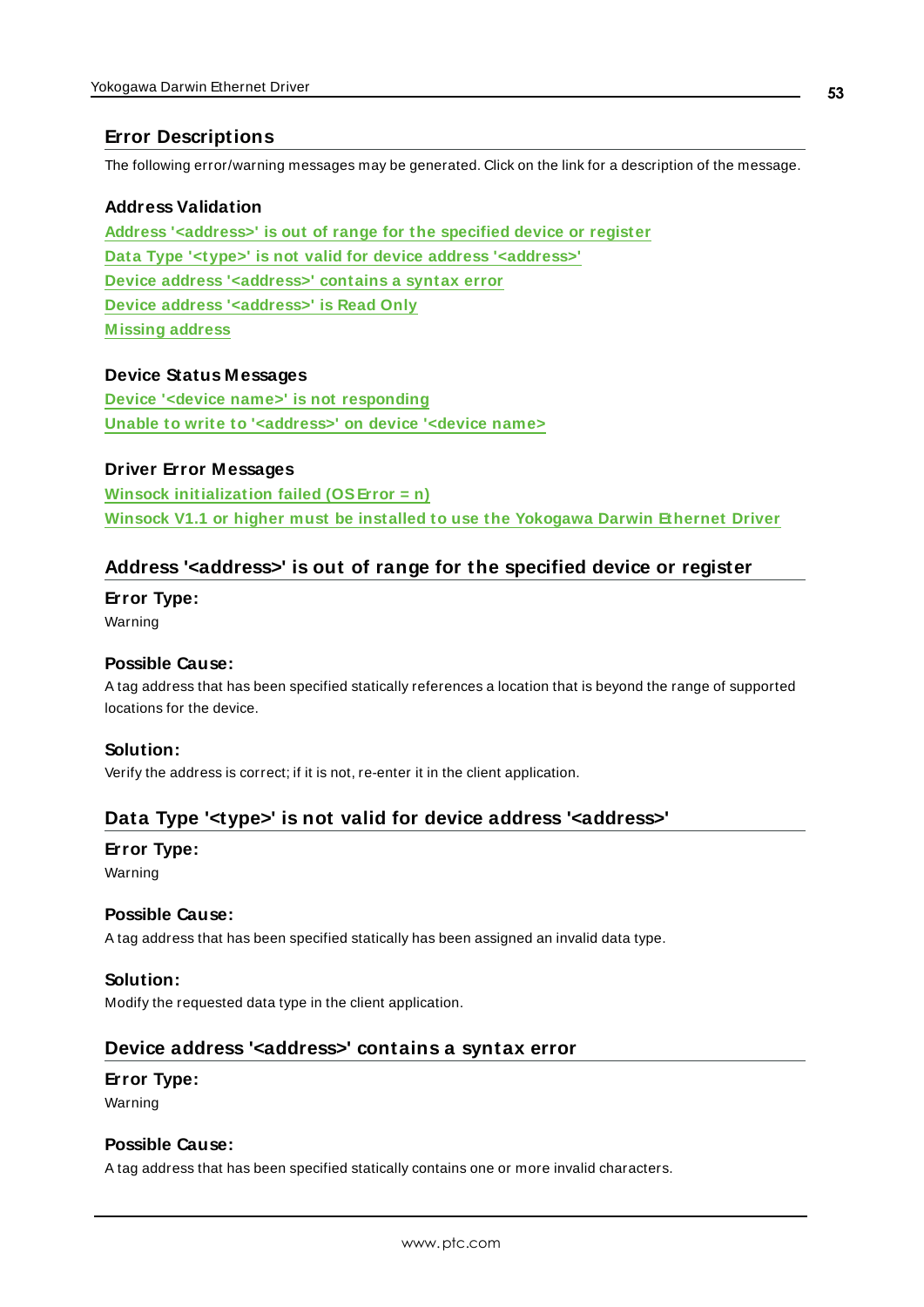## Error Descriptions

The following error/warning messages may be generated. Click on the link for a description of the message.

**Address Validation**

[Address '<address>' is out of range for the specified device or register](#)
[Data Type '<type>' is not valid for device address '<address>'](#)
[Device address '<address>' contains a syntax error](#)
[Device address '<address>' is Read Only](#)
[Missing address](#)

**Device Status Messages**

[Device '<device name>' is not responding](#)
[Unable to write to '<address>' on device '<device name>](#)

**Driver Error Messages**

[Winsock initialization failed (OS Error = n)](#)
[Winsock V1.1 or higher must be installed to use the Yokogawa Darwin Ethernet Driver](#)

## Address '<address>' is out of range for the specified device or register

**Error Type:**
Warning

**Possible Cause:**
A tag address that has been specified statically references a location that is beyond the range of supported locations for the device.

**Solution:**
Verify the address is correct; if it is not, re-enter it in the client application.

## Data Type '<type>' is not valid for device address '<address>'

**Error Type:**
Warning

**Possible Cause:**
A tag address that has been specified statically has been assigned an invalid data type.

**Solution:**
Modify the requested data type in the client application.

## Device address '<address>' contains a syntax error

**Error Type:**
Warning

**Possible Cause:**
A tag address that has been specified statically contains one or more invalid characters.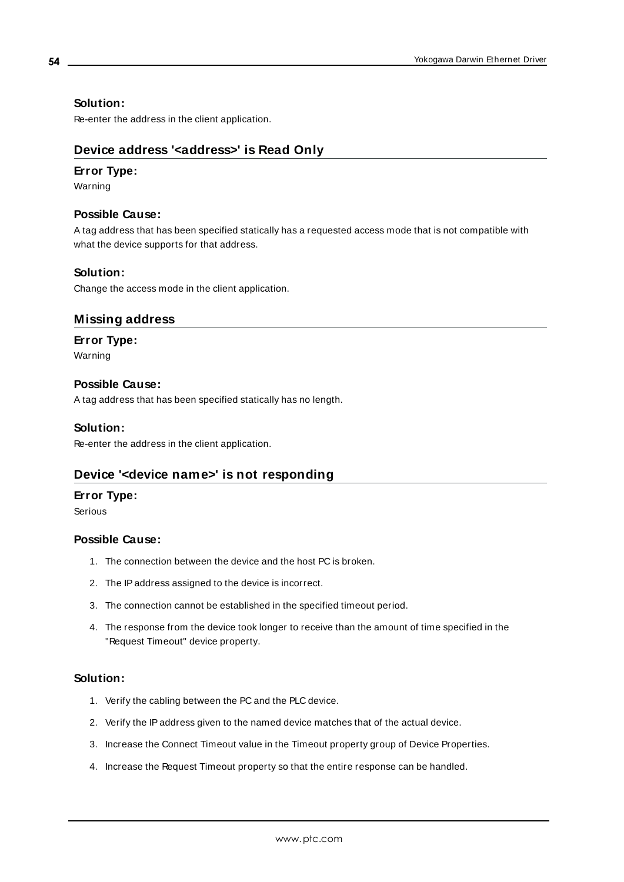#### **Solution:**

Re-enter the address in the client application.

### **Device address '<address>' is Read Only**

#### **Error Type:**

Warning

#### **Possible Cause:**

A tag address that has been specified statically has a requested access mode that is not compatible with what the device supports for that address.

#### **Solution:**

Change the access mode in the client application.

### **Missing address**

#### **Error Type:**

Warning

#### **Possible Cause:**

A tag address that has been specified statically has no length.

#### **Solution:**

Re-enter the address in the client application.

### **Device '<device name>' is not responding**

#### **Error Type:**

Serious

#### **Possible Cause:**

1. The connection between the device and the host PC is broken.
2. The IP address assigned to the device is incorrect.
3. The connection cannot be established in the specified timeout period.
4. The response from the device took longer to receive than the amount of time specified in the "Request Timeout" device property.

#### **Solution:**

1. Verify the cabling between the PC and the PLC device.
2. Verify the IP address given to the named device matches that of the actual device.
3. Increase the Connect Timeout value in the Timeout property group of Device Properties.
4. Increase the Request Timeout property so that the entire response can be handled.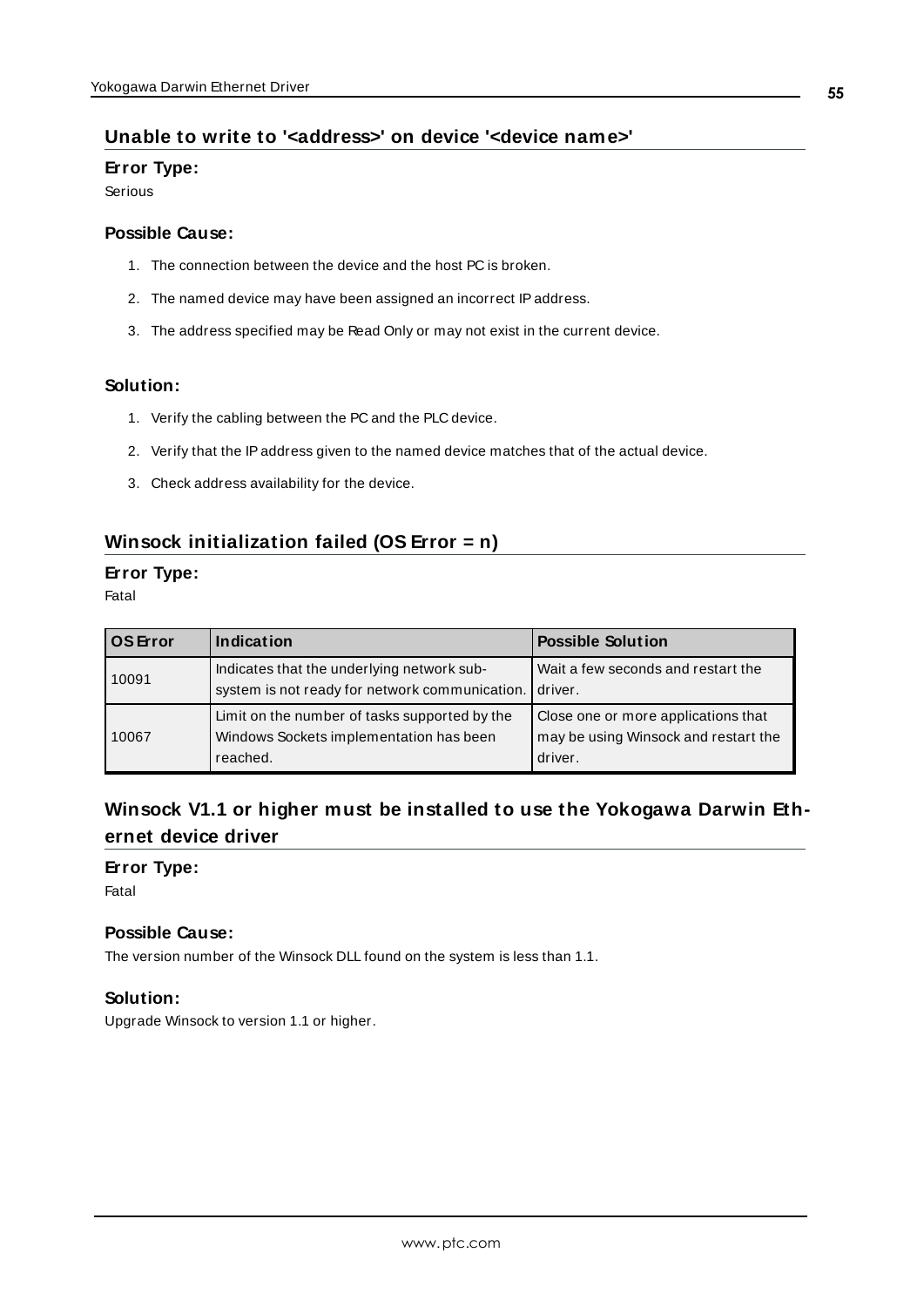## Unable to write to '<address>' on device '<device name>'

### Error Type:

Serious

### Possible Cause:

1. The connection between the device and the host PC is broken.
2. The named device may have been assigned an incorrect IP address.
3. The address specified may be Read Only or may not exist in the current device.

### Solution:

1. Verify the cabling between the PC and the PLC device.
2. Verify that the IP address given to the named device matches that of the actual device.
3. Check address availability for the device.

## Winsock initialization failed (OS Error = n)

### Error Type:

Fatal

| OS Error | Indication | Possible Solution |
|---|---|---|
| 10091 | Indicates that the underlying network sub-system is not ready for network communication. | Wait a few seconds and restart the driver. |
| 10067 | Limit on the number of tasks supported by the Windows Sockets implementation has been reached. | Close one or more applications that may be using Winsock and restart the driver. |

## Winsock V1.1 or higher must be installed to use the Yokogawa Darwin Ethernet device driver

### Error Type:

Fatal

### Possible Cause:

The version number of the Winsock DLL found on the system is less than 1.1.

### Solution:

Upgrade Winsock to version 1.1 or higher.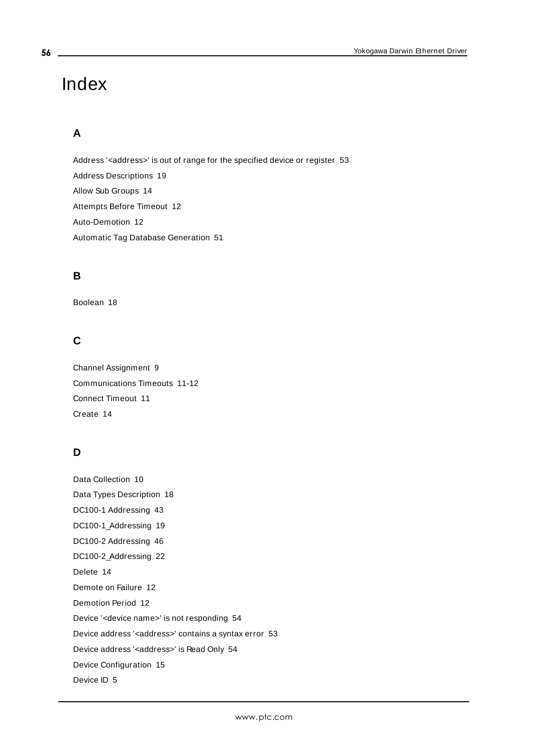# Index

## A

Address '<address>' is out of range for the specified device or register 53

Address Descriptions 19

Allow Sub Groups 14

Attempts Before Timeout 12

Auto-Demotion 12

Automatic Tag Database Generation 51

## B

Boolean 18

## C

Channel Assignment 9

Communications Timeouts 11-12

Connect Timeout 11

Create 14

## D

Data Collection 10

Data Types Description 18

DC100-1 Addressing 43

DC100-1_Addressing 19

DC100-2 Addressing 46

DC100-2_Addressing 22

Delete 14

Demote on Failure 12

Demotion Period 12

Device '<device name>' is not responding 54

Device address '<address>' contains a syntax error 53

Device address '<address>' is Read Only 54

Device Configuration 15

Device ID 5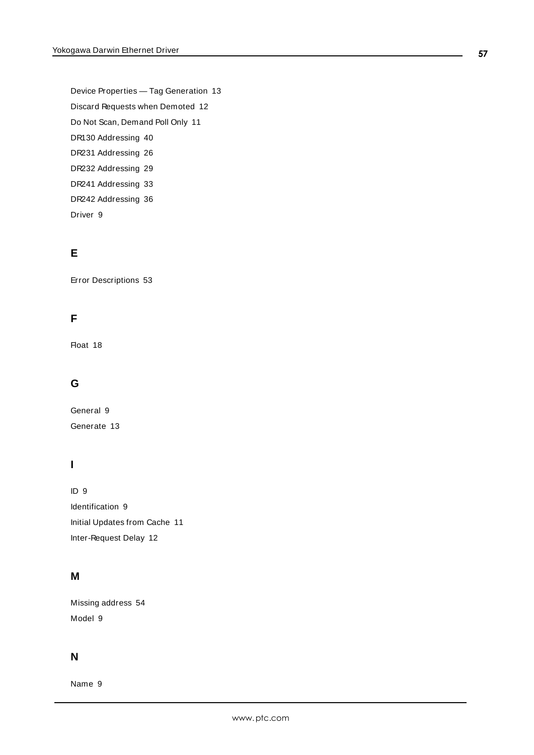Device Properties — Tag Generation 13

Discard Requests when Demoted 12

Do Not Scan, Demand Poll Only 11

DR130 Addressing 40

DR231 Addressing 26

DR232 Addressing 29

DR241 Addressing 33

DR242 Addressing 36

Driver 9

## E

Error Descriptions 53

## F

Float 18

## G

General 9

Generate 13

## I

ID 9

Identification 9

Initial Updates from Cache 11

Inter-Request Delay 12

## M

Missing address 54

Model 9

## N

Name 9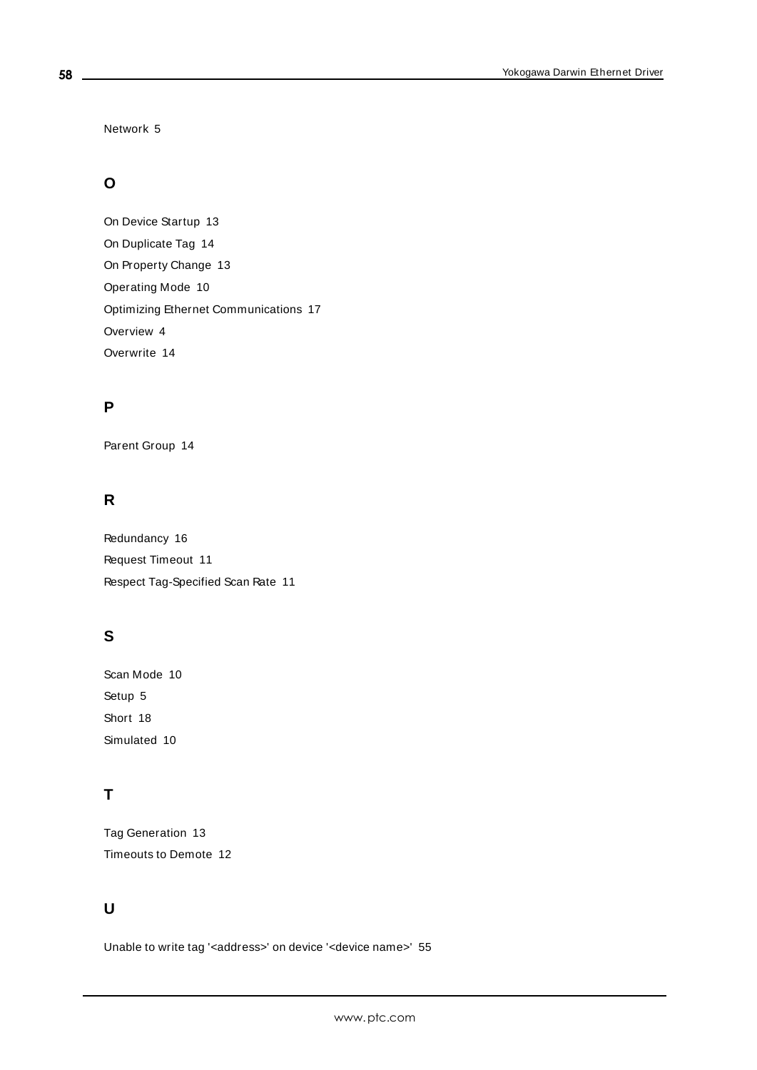Network 5

## O

On Device Startup 13

On Duplicate Tag 14

On Property Change 13

Operating Mode 10

Optimizing Ethernet Communications 17

Overview 4

Overwrite 14

## P

Parent Group 14

## R

Redundancy 16

Request Timeout 11

Respect Tag-Specified Scan Rate 11

## S

Scan Mode 10

Setup 5

Short 18

Simulated 10

## T

Tag Generation 13

Timeouts to Demote 12

## U

Unable to write tag '<address>' on device '<device name>' 55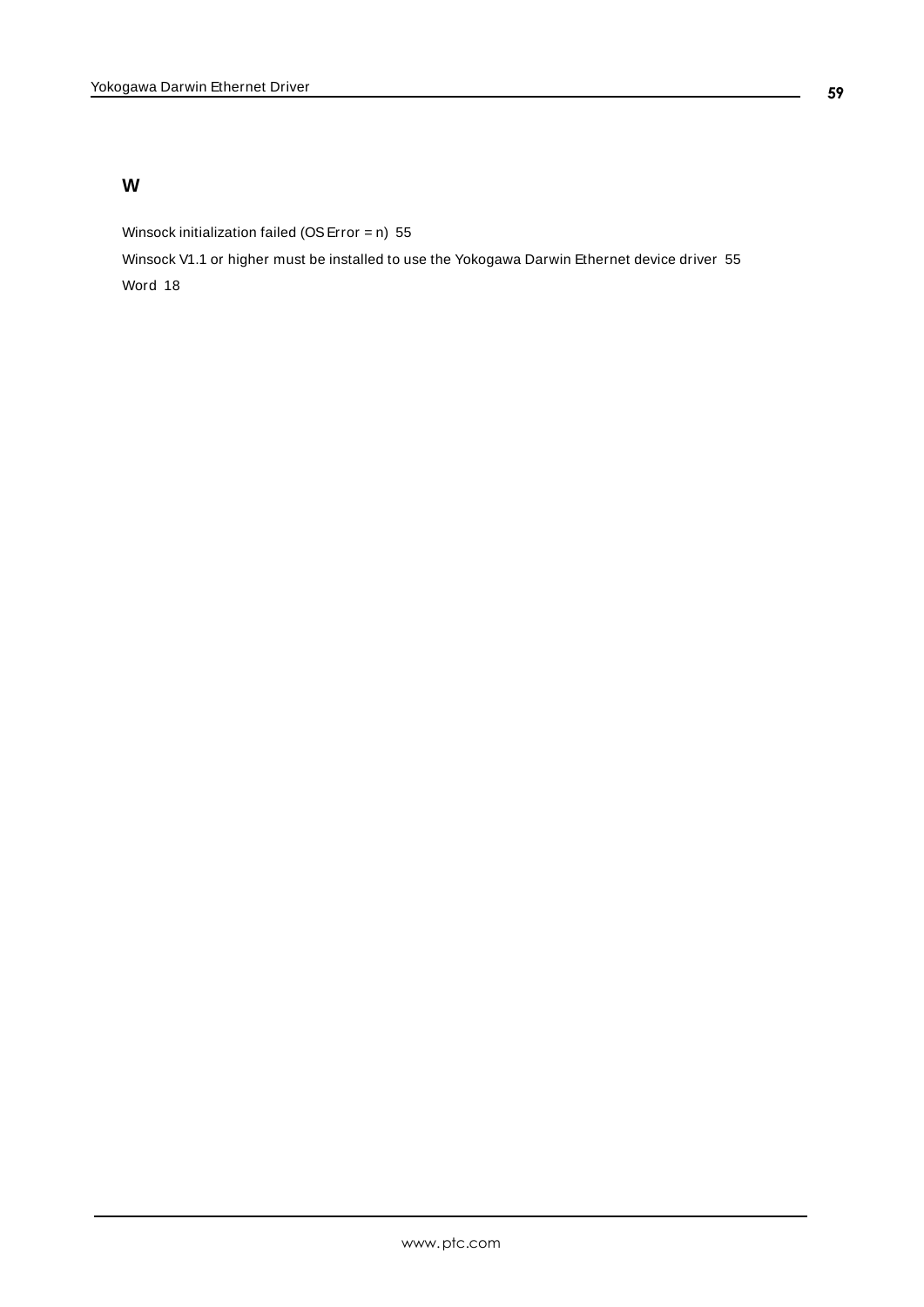## W

Winsock initialization failed (OS Error = n) 55

Winsock V1.1 or higher must be installed to use the Yokogawa Darwin Ethernet device driver 55

Word 18